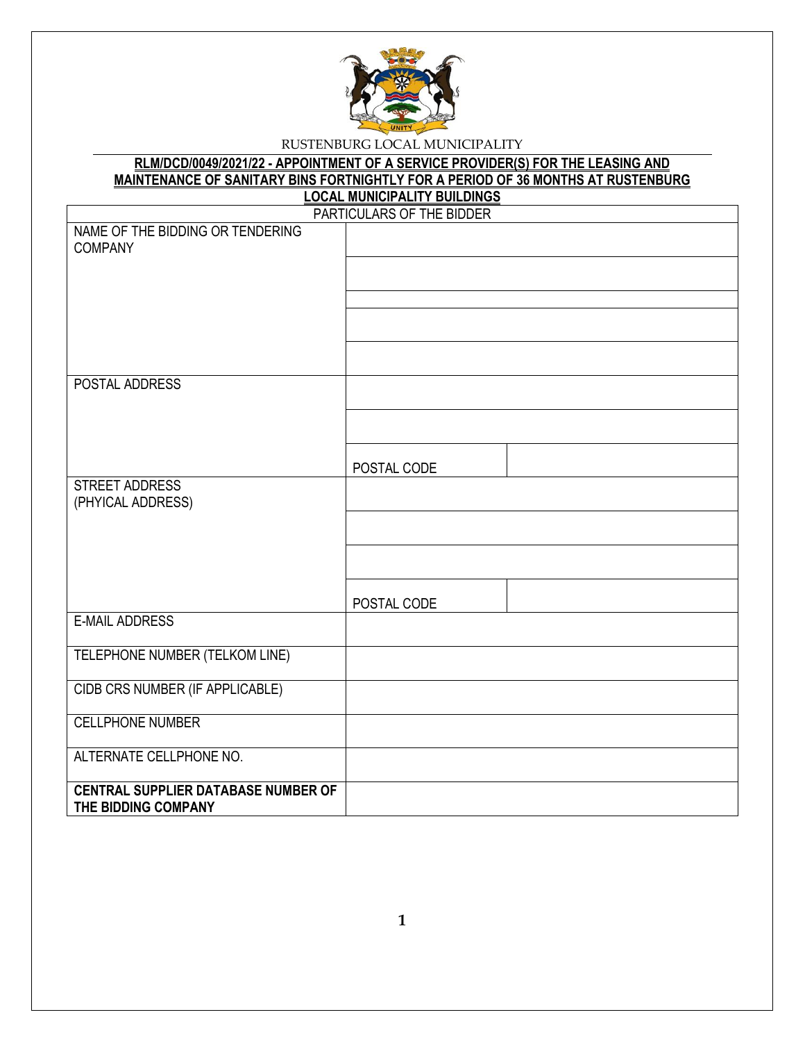RUSTENBURG LOCAL MUNICIPALITY

**RLM/DCD/0049/2021/22 - APPOINTMENT OF A SERVICE PROVIDER(S) FOR THE LEASING AND MAINTENANCE OF SANITARY BINS FORTNIGHTLY FOR A PERIOD OF 36 MONTHS AT RUSTENBURG LOCAL MUNICIPALITY BUILDINGS**

| PARTICULARS OF THE BIDDER | | |
|---|---|---|
| NAME OF THE BIDDING OR TENDERING COMPANY | | |
| | | |
| | | |
| | | |
| | | |
| POSTAL ADDRESS | | |
| | | |
| | POSTAL CODE | |
| STREET ADDRESS (PHYICAL ADDRESS) | | |
| | | |
| | | |
| | POSTAL CODE | |
| E-MAIL ADDRESS | | |
| TELEPHONE NUMBER (TELKOM LINE) | | |
| CIDB CRS NUMBER (IF APPLICABLE) | | |
| CELLPHONE NUMBER | | |
| ALTERNATE CELLPHONE NO. | | |
| **CENTRAL SUPPLIER DATABASE NUMBER OF THE BIDDING COMPANY** | | |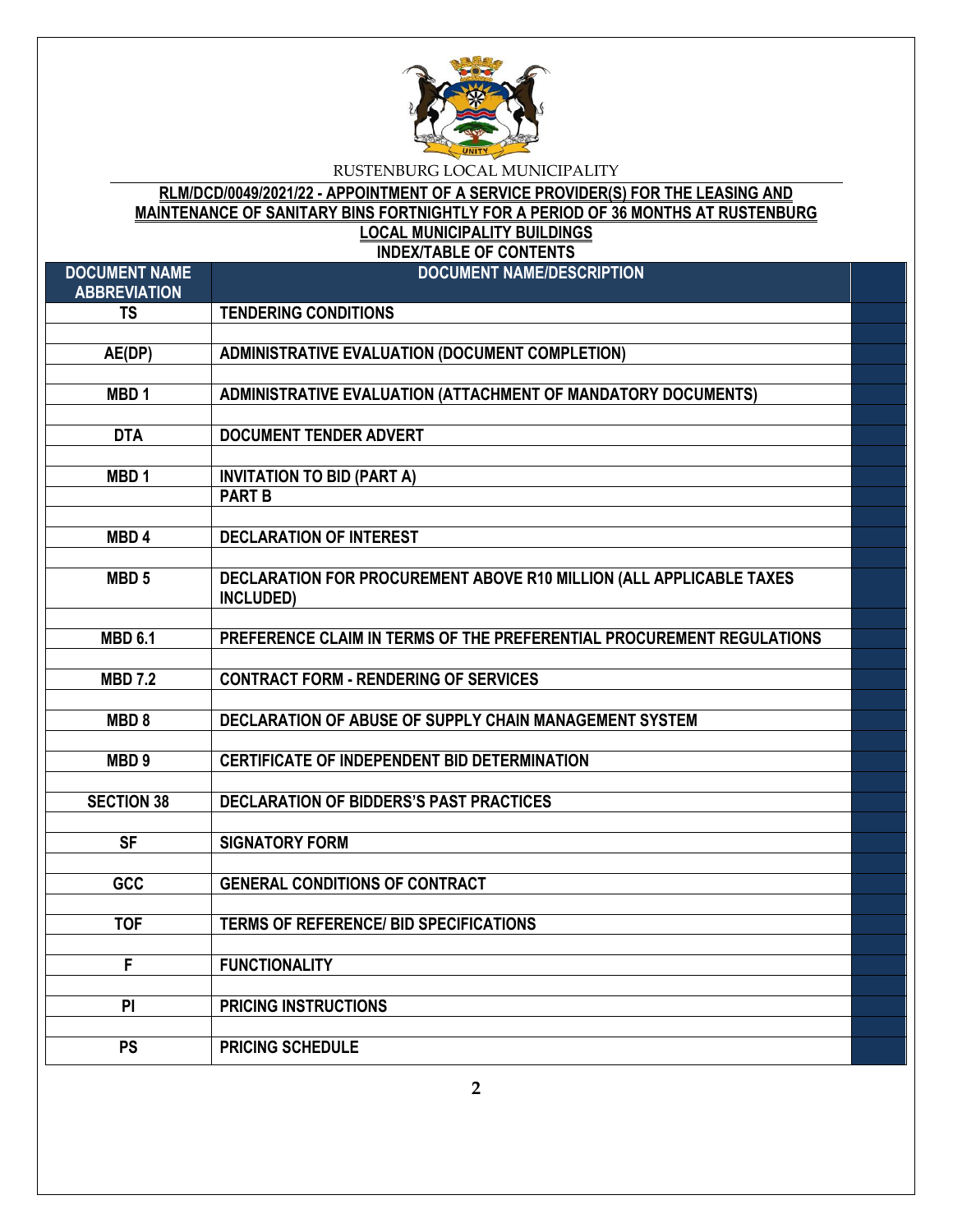RUSTENBURG LOCAL MUNICIPALITY

**RLM/DCD/0049/2021/22 - APPOINTMENT OF A SERVICE PROVIDER(S) FOR THE LEASING AND MAINTENANCE OF SANITARY BINS FORTNIGHTLY FOR A PERIOD OF 36 MONTHS AT RUSTENBURG LOCAL MUNICIPALITY BUILDINGS**

**INDEX/TABLE OF CONTENTS**

| DOCUMENT NAME ABBREVIATION | DOCUMENT NAME/DESCRIPTION | |
|---|---|---|
| TS | TENDERING CONDITIONS | |
| | | |
| AE(DP) | ADMINISTRATIVE EVALUATION (DOCUMENT COMPLETION) | |
| | | |
| MBD 1 | ADMINISTRATIVE EVALUATION (ATTACHMENT OF MANDATORY DOCUMENTS) | |
| | | |
| DTA | DOCUMENT TENDER ADVERT | |
| | | |
| MBD 1 | INVITATION TO BID (PART A) | |
| | PART B | |
| | | |
| MBD 4 | DECLARATION OF INTEREST | |
| | | |
| MBD 5 | DECLARATION FOR PROCUREMENT ABOVE R10 MILLION (ALL APPLICABLE TAXES INCLUDED) | |
| | | |
| MBD 6.1 | PREFERENCE CLAIM IN TERMS OF THE PREFERENTIAL PROCUREMENT REGULATIONS | |
| | | |
| MBD 7.2 | CONTRACT FORM - RENDERING OF SERVICES | |
| | | |
| MBD 8 | DECLARATION OF ABUSE OF SUPPLY CHAIN MANAGEMENT SYSTEM | |
| | | |
| MBD 9 | CERTIFICATE OF INDEPENDENT BID DETERMINATION | |
| | | |
| SECTION 38 | DECLARATION OF BIDDERS'S PAST PRACTICES | |
| | | |
| SF | SIGNATORY FORM | |
| | | |
| GCC | GENERAL CONDITIONS OF CONTRACT | |
| | | |
| TOF | TERMS OF REFERENCE/ BID SPECIFICATIONS | |
| | | |
| F | FUNCTIONALITY | |
| | | |
| PI | PRICING INSTRUCTIONS | |
| | | |
| PS | PRICING SCHEDULE | |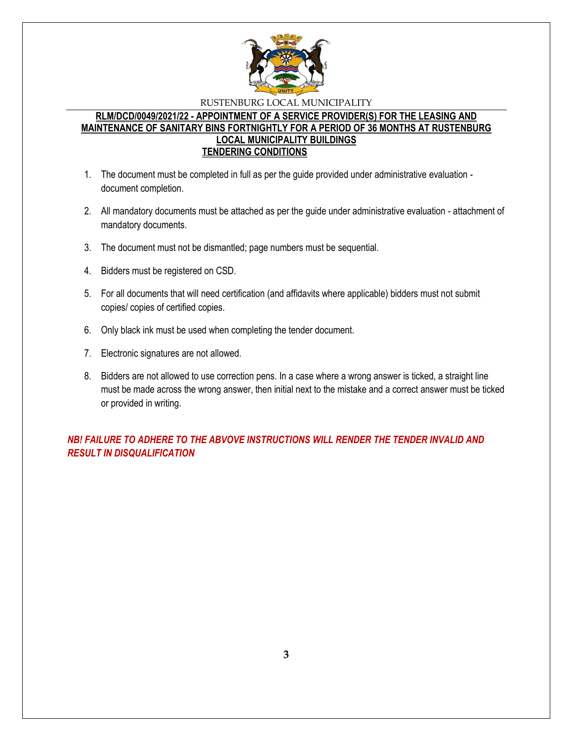RUSTENBURG LOCAL MUNICIPALITY

## RLM/DCD/0049/2021/22 - APPOINTMENT OF A SERVICE PROVIDER(S) FOR THE LEASING AND MAINTENANCE OF SANITARY BINS FORTNIGHTLY FOR A PERIOD OF 36 MONTHS AT RUSTENBURG LOCAL MUNICIPALITY BUILDINGS

### TENDERING CONDITIONS

1. The document must be completed in full as per the guide provided under administrative evaluation - document completion.
2. All mandatory documents must be attached as per the guide under administrative evaluation - attachment of mandatory documents.
3. The document must not be dismantled; page numbers must be sequential.
4. Bidders must be registered on CSD.
5. For all documents that will need certification (and affidavits where applicable) bidders must not submit copies/ copies of certified copies.
6. Only black ink must be used when completing the tender document.
7. Electronic signatures are not allowed.
8. Bidders are not allowed to use correction pens. In a case where a wrong answer is ticked, a straight line must be made across the wrong answer, then initial next to the mistake and a correct answer must be ticked or provided in writing.

***NB! FAILURE TO ADHERE TO THE ABVOVE INSTRUCTIONS WILL RENDER THE TENDER INVALID AND RESULT IN DISQUALIFICATION***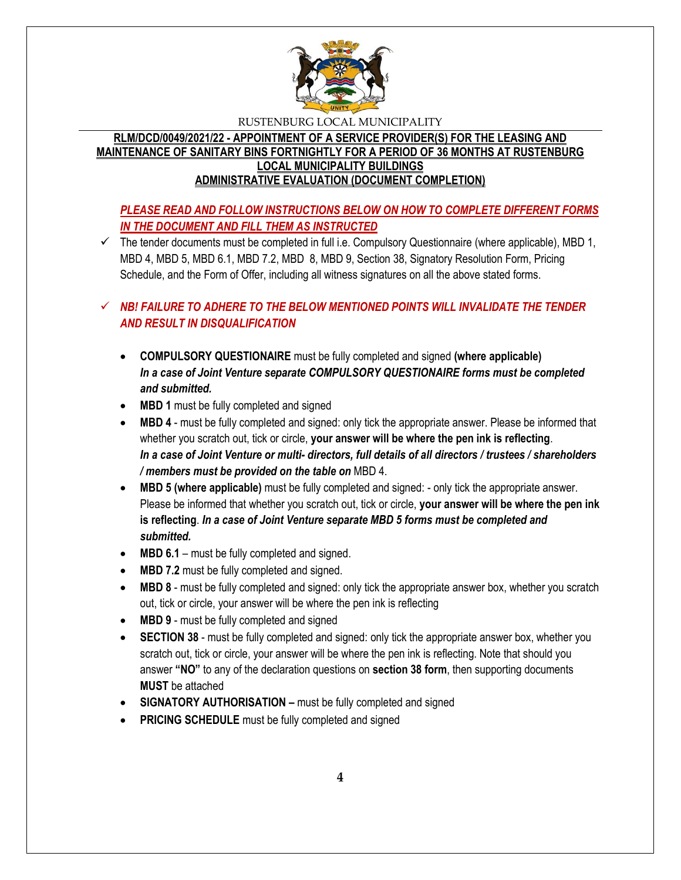RUSTENBURG LOCAL MUNICIPALITY

**RLM/DCD/0049/2021/22 - APPOINTMENT OF A SERVICE PROVIDER(S) FOR THE LEASING AND MAINTENANCE OF SANITARY BINS FORTNIGHTLY FOR A PERIOD OF 36 MONTHS AT RUSTENBURG LOCAL MUNICIPALITY BUILDINGS**

**ADMINISTRATIVE EVALUATION (DOCUMENT COMPLETION)**

***PLEASE READ AND FOLLOW INSTRUCTIONS BELOW ON HOW TO COMPLETE DIFFERENT FORMS IN THE DOCUMENT AND FILL THEM AS INSTRUCTED***

- ✓ The tender documents must be completed in full i.e. Compulsory Questionnaire (where applicable), MBD 1, MBD 4, MBD 5, MBD 6.1, MBD 7.2, MBD 8, MBD 9, Section 38, Signatory Resolution Form, Pricing Schedule, and the Form of Offer, including all witness signatures on all the above stated forms.

- ✓ ***NB! FAILURE TO ADHERE TO THE BELOW MENTIONED POINTS WILL INVALIDATE THE TENDER AND RESULT IN DISQUALIFICATION***

  - **COMPULSORY QUESTIONAIRE** must be fully completed and signed **(where applicable)** ***In a case of Joint Venture separate COMPULSORY QUESTIONAIRE forms must be completed and submitted.***
  - **MBD 1** must be fully completed and signed
  - **MBD 4** - must be fully completed and signed: only tick the appropriate answer. Please be informed that whether you scratch out, tick or circle, **your answer will be where the pen ink is reflecting**. ***In a case of Joint Venture or multi- directors, full details of all directors / trustees / shareholders / members must be provided on the table on*** MBD 4.
  - **MBD 5 (where applicable)** must be fully completed and signed: - only tick the appropriate answer. Please be informed that whether you scratch out, tick or circle, **your answer will be where the pen ink is reflecting**. ***In a case of Joint Venture separate MBD 5 forms must be completed and submitted.***
  - **MBD 6.1** – must be fully completed and signed.
  - **MBD 7.2** must be fully completed and signed.
  - **MBD 8** - must be fully completed and signed: only tick the appropriate answer box, whether you scratch out, tick or circle, your answer will be where the pen ink is reflecting
  - **MBD 9** - must be fully completed and signed
  - **SECTION 38** - must be fully completed and signed: only tick the appropriate answer box, whether you scratch out, tick or circle, your answer will be where the pen ink is reflecting. Note that should you answer **"NO"** to any of the declaration questions on **section 38 form**, then supporting documents **MUST** be attached
  - **SIGNATORY AUTHORISATION –** must be fully completed and signed
  - **PRICING SCHEDULE** must be fully completed and signed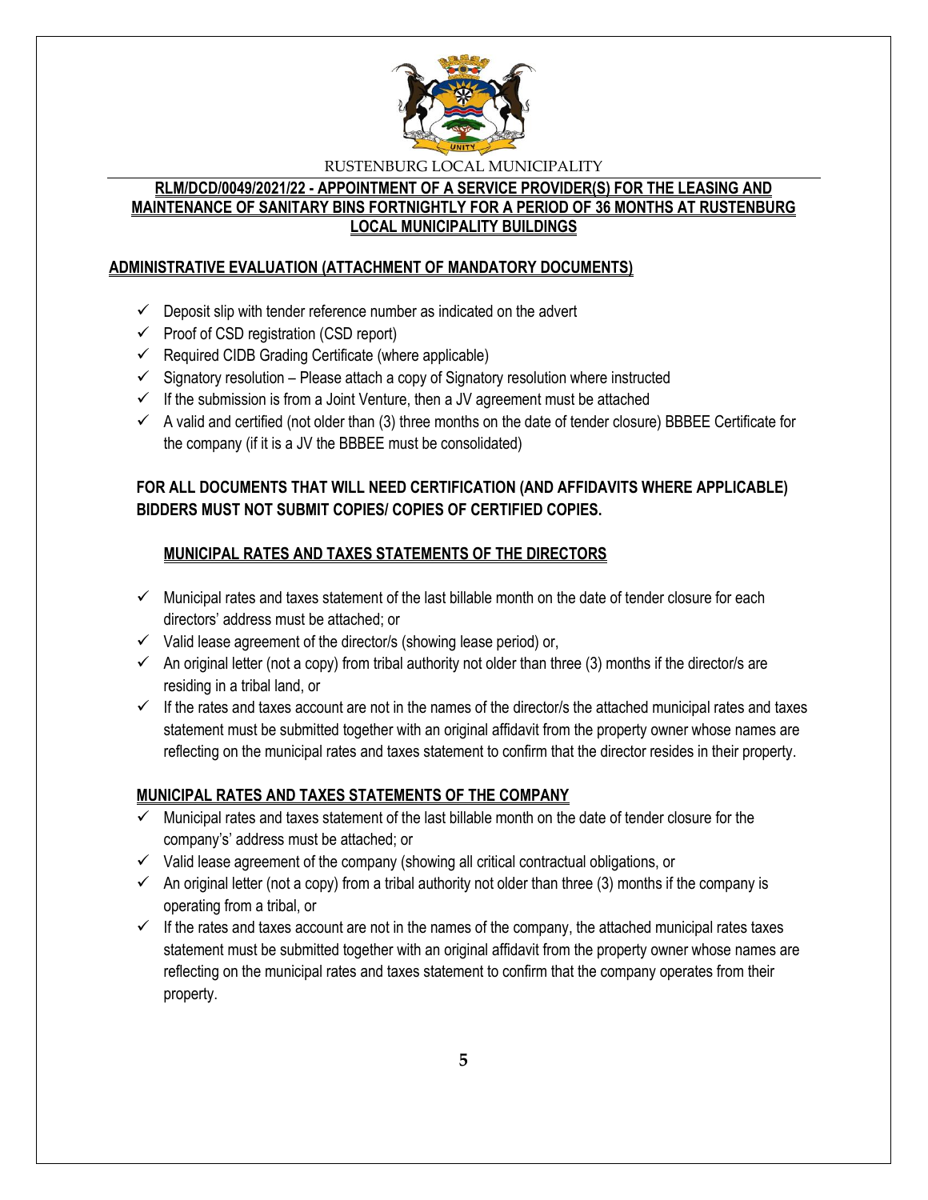RUSTENBURG LOCAL MUNICIPALITY

**RLM/DCD/0049/2021/22 - APPOINTMENT OF A SERVICE PROVIDER(S) FOR THE LEASING AND MAINTENANCE OF SANITARY BINS FORTNIGHTLY FOR A PERIOD OF 36 MONTHS AT RUSTENBURG LOCAL MUNICIPALITY BUILDINGS**

**ADMINISTRATIVE EVALUATION (ATTACHMENT OF MANDATORY DOCUMENTS)**

- ✓ Deposit slip with tender reference number as indicated on the advert
- ✓ Proof of CSD registration (CSD report)
- ✓ Required CIDB Grading Certificate (where applicable)
- ✓ Signatory resolution – Please attach a copy of Signatory resolution where instructed
- ✓ If the submission is from a Joint Venture, then a JV agreement must be attached
- ✓ A valid and certified (not older than (3) three months on the date of tender closure) BBBEE Certificate for the company (if it is a JV the BBBEE must be consolidated)

**FOR ALL DOCUMENTS THAT WILL NEED CERTIFICATION (AND AFFIDAVITS WHERE APPLICABLE) BIDDERS MUST NOT SUBMIT COPIES/ COPIES OF CERTIFIED COPIES.**

**MUNICIPAL RATES AND TAXES STATEMENTS OF THE DIRECTORS**

- ✓ Municipal rates and taxes statement of the last billable month on the date of tender closure for each directors' address must be attached; or
- ✓ Valid lease agreement of the director/s (showing lease period) or,
- ✓ An original letter (not a copy) from tribal authority not older than three (3) months if the director/s are residing in a tribal land, or
- ✓ If the rates and taxes account are not in the names of the director/s the attached municipal rates and taxes statement must be submitted together with an original affidavit from the property owner whose names are reflecting on the municipal rates and taxes statement to confirm that the director resides in their property.

**MUNICIPAL RATES AND TAXES STATEMENTS OF THE COMPANY**

- ✓ Municipal rates and taxes statement of the last billable month on the date of tender closure for the company's' address must be attached; or
- ✓ Valid lease agreement of the company (showing all critical contractual obligations, or
- ✓ An original letter (not a copy) from a tribal authority not older than three (3) months if the company is operating from a tribal, or
- ✓ If the rates and taxes account are not in the names of the company, the attached municipal rates taxes statement must be submitted together with an original affidavit from the property owner whose names are reflecting on the municipal rates and taxes statement to confirm that the company operates from their property.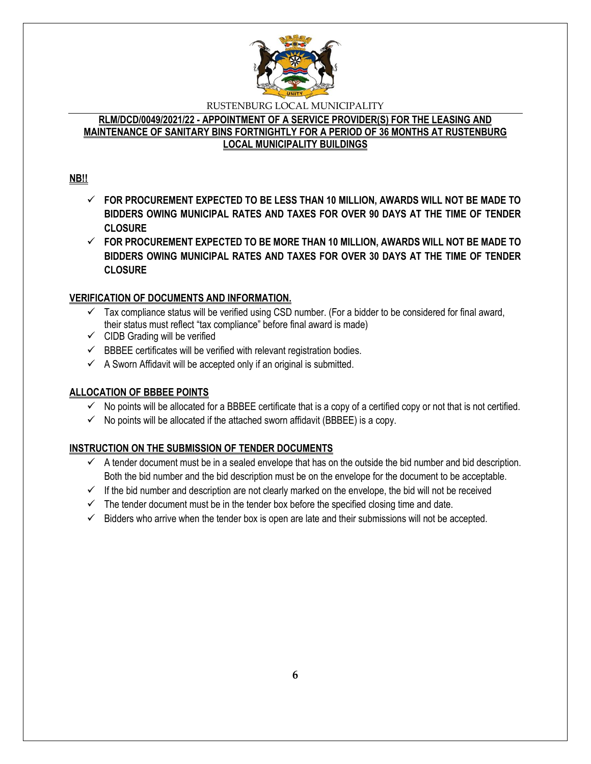RUSTENBURG LOCAL MUNICIPALITY

**RLM/DCD/0049/2021/22 - APPOINTMENT OF A SERVICE PROVIDER(S) FOR THE LEASING AND MAINTENANCE OF SANITARY BINS FORTNIGHTLY FOR A PERIOD OF 36 MONTHS AT RUSTENBURG LOCAL MUNICIPALITY BUILDINGS**

**NB!!**

- ✓ **FOR PROCUREMENT EXPECTED TO BE LESS THAN 10 MILLION, AWARDS WILL NOT BE MADE TO BIDDERS OWING MUNICIPAL RATES AND TAXES FOR OVER 90 DAYS AT THE TIME OF TENDER CLOSURE**
- ✓ **FOR PROCUREMENT EXPECTED TO BE MORE THAN 10 MILLION, AWARDS WILL NOT BE MADE TO BIDDERS OWING MUNICIPAL RATES AND TAXES FOR OVER 30 DAYS AT THE TIME OF TENDER CLOSURE**

**VERIFICATION OF DOCUMENTS AND INFORMATION.**

- ✓ Tax compliance status will be verified using CSD number. (For a bidder to be considered for final award, their status must reflect "tax compliance" before final award is made)
- ✓ CIDB Grading will be verified
- ✓ BBBEE certificates will be verified with relevant registration bodies.
- ✓ A Sworn Affidavit will be accepted only if an original is submitted.

**ALLOCATION OF BBBEE POINTS**

- ✓ No points will be allocated for a BBBEE certificate that is a copy of a certified copy or not that is not certified.
- ✓ No points will be allocated if the attached sworn affidavit (BBBEE) is a copy.

**INSTRUCTION ON THE SUBMISSION OF TENDER DOCUMENTS**

- ✓ A tender document must be in a sealed envelope that has on the outside the bid number and bid description. Both the bid number and the bid description must be on the envelope for the document to be acceptable.
- ✓ If the bid number and description are not clearly marked on the envelope, the bid will not be received
- ✓ The tender document must be in the tender box before the specified closing time and date.
- ✓ Bidders who arrive when the tender box is open are late and their submissions will not be accepted.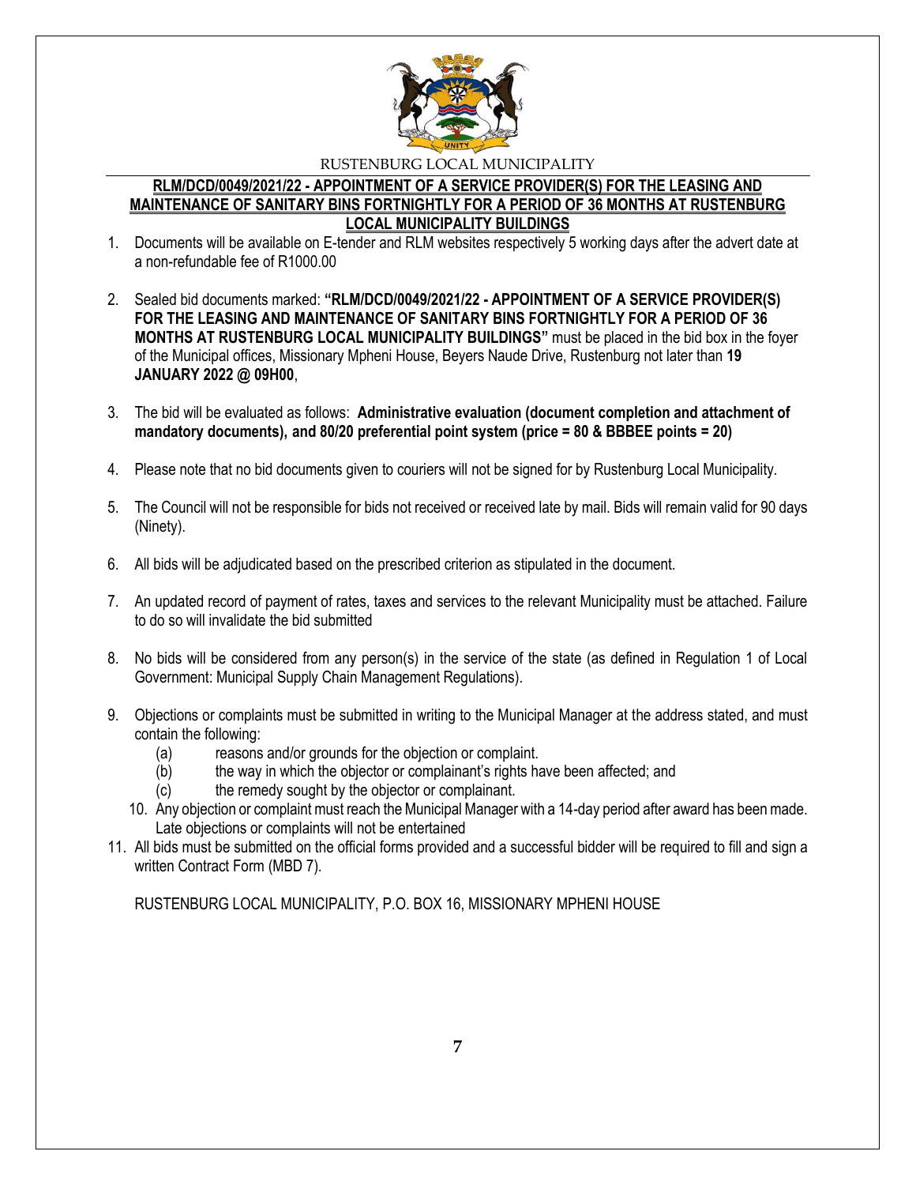RUSTENBURG LOCAL MUNICIPALITY

**RLM/DCD/0049/2021/22 - APPOINTMENT OF A SERVICE PROVIDER(S) FOR THE LEASING AND MAINTENANCE OF SANITARY BINS FORTNIGHTLY FOR A PERIOD OF 36 MONTHS AT RUSTENBURG LOCAL MUNICIPALITY BUILDINGS**

1. Documents will be available on E-tender and RLM websites respectively 5 working days after the advert date at a non-refundable fee of R1000.00
2. Sealed bid documents marked: **"RLM/DCD/0049/2021/22 - APPOINTMENT OF A SERVICE PROVIDER(S) FOR THE LEASING AND MAINTENANCE OF SANITARY BINS FORTNIGHTLY FOR A PERIOD OF 36 MONTHS AT RUSTENBURG LOCAL MUNICIPALITY BUILDINGS"** must be placed in the bid box in the foyer of the Municipal offices, Missionary Mpheni House, Beyers Naude Drive, Rustenburg not later than **19 JANUARY 2022 @ 09H00**,
3. The bid will be evaluated as follows: **Administrative evaluation (document completion and attachment of mandatory documents), and 80/20 preferential point system (price = 80 & BBBEE points = 20)**
4. Please note that no bid documents given to couriers will not be signed for by Rustenburg Local Municipality.
5. The Council will not be responsible for bids not received or received late by mail. Bids will remain valid for 90 days (Ninety).
6. All bids will be adjudicated based on the prescribed criterion as stipulated in the document.
7. An updated record of payment of rates, taxes and services to the relevant Municipality must be attached. Failure to do so will invalidate the bid submitted
8. No bids will be considered from any person(s) in the service of the state (as defined in Regulation 1 of Local Government: Municipal Supply Chain Management Regulations).
9. Objections or complaints must be submitted in writing to the Municipal Manager at the address stated, and must contain the following:
   (a) reasons and/or grounds for the objection or complaint.
   (b) the way in which the objector or complainant's rights have been affected; and
   (c) the remedy sought by the objector or complainant.
10. Any objection or complaint must reach the Municipal Manager with a 14-day period after award has been made. Late objections or complaints will not be entertained
11. All bids must be submitted on the official forms provided and a successful bidder will be required to fill and sign a written Contract Form (MBD 7).

RUSTENBURG LOCAL MUNICIPALITY, P.O. BOX 16, MISSIONARY MPHENI HOUSE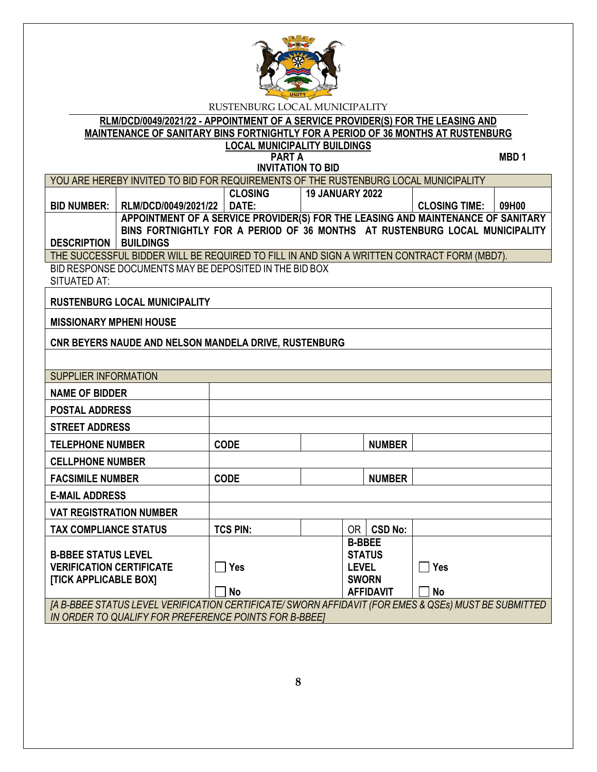RUSTENBURG LOCAL MUNICIPALITY

**RLM/DCD/0049/2021/22 - APPOINTMENT OF A SERVICE PROVIDER(S) FOR THE LEASING AND MAINTENANCE OF SANITARY BINS FORTNIGHTLY FOR A PERIOD OF 36 MONTHS AT RUSTENBURG LOCAL MUNICIPALITY BUILDINGS**

**PART A** **MBD 1**

**INVITATION TO BID**

| YOU ARE HEREBY INVITED TO BID FOR REQUIREMENTS OF THE RUSTENBURG LOCAL MUNICIPALITY | | | | | |
|---|---|---|---|---|---|
| **BID NUMBER:** | **RLM/DCD/0049/2021/22** | **CLOSING DATE:** | **19 JANUARY 2022** | **CLOSING TIME:** | **09H00** |
| **DESCRIPTION** | **APPOINTMENT OF A SERVICE PROVIDER(S) FOR THE LEASING AND MAINTENANCE OF SANITARY BINS FORTNIGHTLY FOR A PERIOD OF 36 MONTHS AT RUSTENBURG LOCAL MUNICIPALITY BUILDINGS** | | | | |
| THE SUCCESSFUL BIDDER WILL BE REQUIRED TO FILL IN AND SIGN A WRITTEN CONTRACT FORM (MBD7). | | | | | |

BID RESPONSE DOCUMENTS MAY BE DEPOSITED IN THE BID BOX SITUATED AT:

| |
|---|
| **RUSTENBURG LOCAL MUNICIPALITY** |
| **MISSIONARY MPHENI HOUSE** |
| **CNR BEYERS NAUDE AND NELSON MANDELA DRIVE, RUSTENBURG** |
| |

| SUPPLIER INFORMATION | | | | | |
|---|---|---|---|---|---|
| **NAME OF BIDDER** | | | | | |
| **POSTAL ADDRESS** | | | | | |
| **STREET ADDRESS** | | | | | |
| **TELEPHONE NUMBER** | **CODE** | | **NUMBER** | | |
| **CELLPHONE NUMBER** | | | | | |
| **FACSIMILE NUMBER** | **CODE** | | **NUMBER** | | |
| **E-MAIL ADDRESS** | | | | | |
| **VAT REGISTRATION NUMBER** | | | | | |
| **TAX COMPLIANCE STATUS** | **TCS PIN:** | | OR | **CSD No:** | |
| **B-BBEE STATUS LEVEL VERIFICATION CERTIFICATE [TICK APPLICABLE BOX]** | ☐ **Yes** ☐ **No** | | **B-BBEE STATUS LEVEL SWORN AFFIDAVIT** | | ☐ **Yes** ☐ **No** |
| *[A B-BBEE STATUS LEVEL VERIFICATION CERTIFICATE/ SWORN AFFIDAVIT (FOR EMES & QSEs) MUST BE SUBMITTED IN ORDER TO QUALIFY FOR PREFERENCE POINTS FOR B-BBEE]* | | | | | |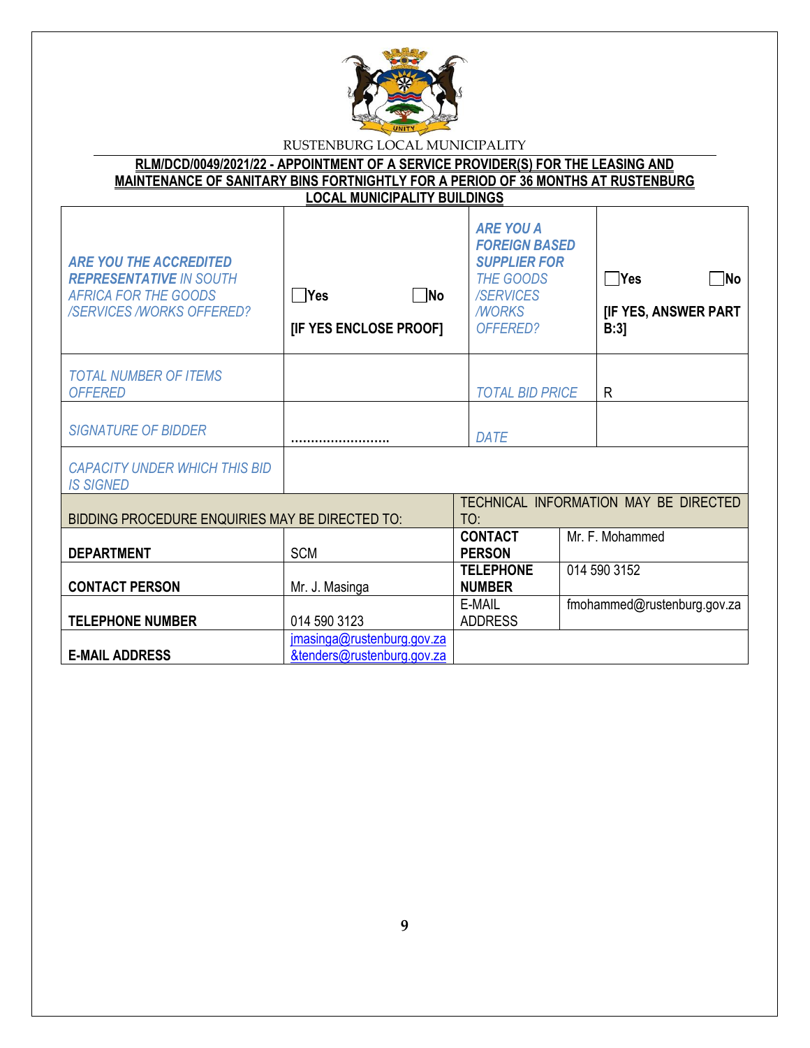RUSTENBURG LOCAL MUNICIPALITY

**RLM/DCD/0049/2021/22 - APPOINTMENT OF A SERVICE PROVIDER(S) FOR THE LEASING AND MAINTENANCE OF SANITARY BINS FORTNIGHTLY FOR A PERIOD OF 36 MONTHS AT RUSTENBURG LOCAL MUNICIPALITY BUILDINGS**

| | | | |
|---|---|---|---|
| *ARE YOU THE ACCREDITED REPRESENTATIVE IN SOUTH AFRICA FOR THE GOODS /SERVICES /WORKS OFFERED?* | ☐Yes ☐No **[IF YES ENCLOSE PROOF]** | *ARE YOU A FOREIGN BASED SUPPLIER FOR THE GOODS /SERVICES /WORKS OFFERED?* | ☐Yes ☐No **[IF YES, ANSWER PART B:3]** |
| *TOTAL NUMBER OF ITEMS OFFERED* | | *TOTAL BID PRICE* | R |
| *SIGNATURE OF BIDDER* | ……………………… | *DATE* | |
| *CAPACITY UNDER WHICH THIS BID IS SIGNED* | | | |

| BIDDING PROCEDURE ENQUIRIES MAY BE DIRECTED TO: | | TECHNICAL INFORMATION MAY BE DIRECTED TO: | |
|---|---|---|---|
| **DEPARTMENT** | SCM | **CONTACT PERSON** | Mr. F. Mohammed |
| **CONTACT PERSON** | Mr. J. Masinga | **TELEPHONE NUMBER** | 014 590 3152 |
| **TELEPHONE NUMBER** | 014 590 3123 | E-MAIL ADDRESS | fmohammed@rustenburg.gov.za |
| **E-MAIL ADDRESS** | jmasinga@rustenburg.gov.za &tenders@rustenburg.gov.za | | |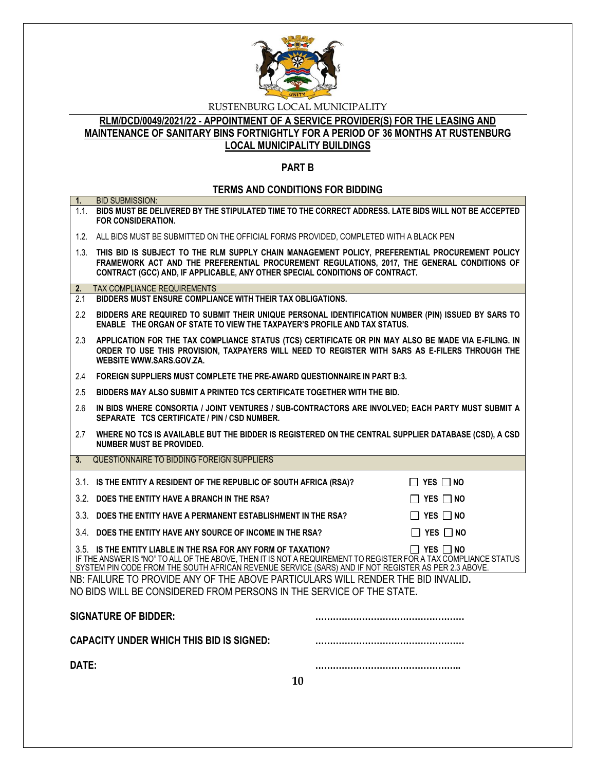RUSTENBURG LOCAL MUNICIPALITY

**RLM/DCD/0049/2021/22 - APPOINTMENT OF A SERVICE PROVIDER(S) FOR THE LEASING AND MAINTENANCE OF SANITARY BINS FORTNIGHTLY FOR A PERIOD OF 36 MONTHS AT RUSTENBURG LOCAL MUNICIPALITY BUILDINGS**

## PART B

## TERMS AND CONDITIONS FOR BIDDING

**1.** BID SUBMISSION:

1.1. **BIDS MUST BE DELIVERED BY THE STIPULATED TIME TO THE CORRECT ADDRESS. LATE BIDS WILL NOT BE ACCEPTED FOR CONSIDERATION.**

1.2. ALL BIDS MUST BE SUBMITTED ON THE OFFICIAL FORMS PROVIDED, COMPLETED WITH A BLACK PEN

1.3. **THIS BID IS SUBJECT TO THE RLM SUPPLY CHAIN MANAGEMENT POLICY, PREFERENTIAL PROCUREMENT POLICY FRAMEWORK ACT AND THE PREFERENTIAL PROCUREMENT REGULATIONS, 2017, THE GENERAL CONDITIONS OF CONTRACT (GCC) AND, IF APPLICABLE, ANY OTHER SPECIAL CONDITIONS OF CONTRACT.**

**2.** TAX COMPLIANCE REQUIREMENTS

2.1 **BIDDERS MUST ENSURE COMPLIANCE WITH THEIR TAX OBLIGATIONS.**

2.2 **BIDDERS ARE REQUIRED TO SUBMIT THEIR UNIQUE PERSONAL IDENTIFICATION NUMBER (PIN) ISSUED BY SARS TO ENABLE THE ORGAN OF STATE TO VIEW THE TAXPAYER'S PROFILE AND TAX STATUS.**

2.3 **APPLICATION FOR THE TAX COMPLIANCE STATUS (TCS) CERTIFICATE OR PIN MAY ALSO BE MADE VIA E-FILING. IN ORDER TO USE THIS PROVISION, TAXPAYERS WILL NEED TO REGISTER WITH SARS AS E-FILERS THROUGH THE WEBSITE WWW.SARS.GOV.ZA.**

2.4 **FOREIGN SUPPLIERS MUST COMPLETE THE PRE-AWARD QUESTIONNAIRE IN PART B:3.**

2.5 **BIDDERS MAY ALSO SUBMIT A PRINTED TCS CERTIFICATE TOGETHER WITH THE BID.**

2.6 **IN BIDS WHERE CONSORTIA / JOINT VENTURES / SUB-CONTRACTORS ARE INVOLVED; EACH PARTY MUST SUBMIT A SEPARATE TCS CERTIFICATE / PIN / CSD NUMBER.**

2.7 **WHERE NO TCS IS AVAILABLE BUT THE BIDDER IS REGISTERED ON THE CENTRAL SUPPLIER DATABASE (CSD), A CSD NUMBER MUST BE PROVIDED.**

**3.** QUESTIONNAIRE TO BIDDING FOREIGN SUPPLIERS

3.1. **IS THE ENTITY A RESIDENT OF THE REPUBLIC OF SOUTH AFRICA (RSA)?** ☐ **YES** ☐ **NO**

3.2. **DOES THE ENTITY HAVE A BRANCH IN THE RSA?** ☐ **YES** ☐ **NO**

3.3. **DOES THE ENTITY HAVE A PERMANENT ESTABLISHMENT IN THE RSA?** ☐ **YES** ☐ **NO**

3.4. **DOES THE ENTITY HAVE ANY SOURCE OF INCOME IN THE RSA?** ☐ **YES** ☐ **NO**

3.5. **IS THE ENTITY LIABLE IN THE RSA FOR ANY FORM OF TAXATION?** ☐ **YES** ☐ **NO**

IF THE ANSWER IS "NO" TO ALL OF THE ABOVE, THEN IT IS NOT A REQUIREMENT TO REGISTER FOR A TAX COMPLIANCE STATUS SYSTEM PIN CODE FROM THE SOUTH AFRICAN REVENUE SERVICE (SARS) AND IF NOT REGISTER AS PER 2.3 ABOVE.

NB: FAILURE TO PROVIDE ANY OF THE ABOVE PARTICULARS WILL RENDER THE BID INVALID.
NO BIDS WILL BE CONSIDERED FROM PERSONS IN THE SERVICE OF THE STATE.

**SIGNATURE OF BIDDER:** ……………………………………………

**CAPACITY UNDER WHICH THIS BID IS SIGNED:** ……………………………………………

**DATE:** …………………………………………..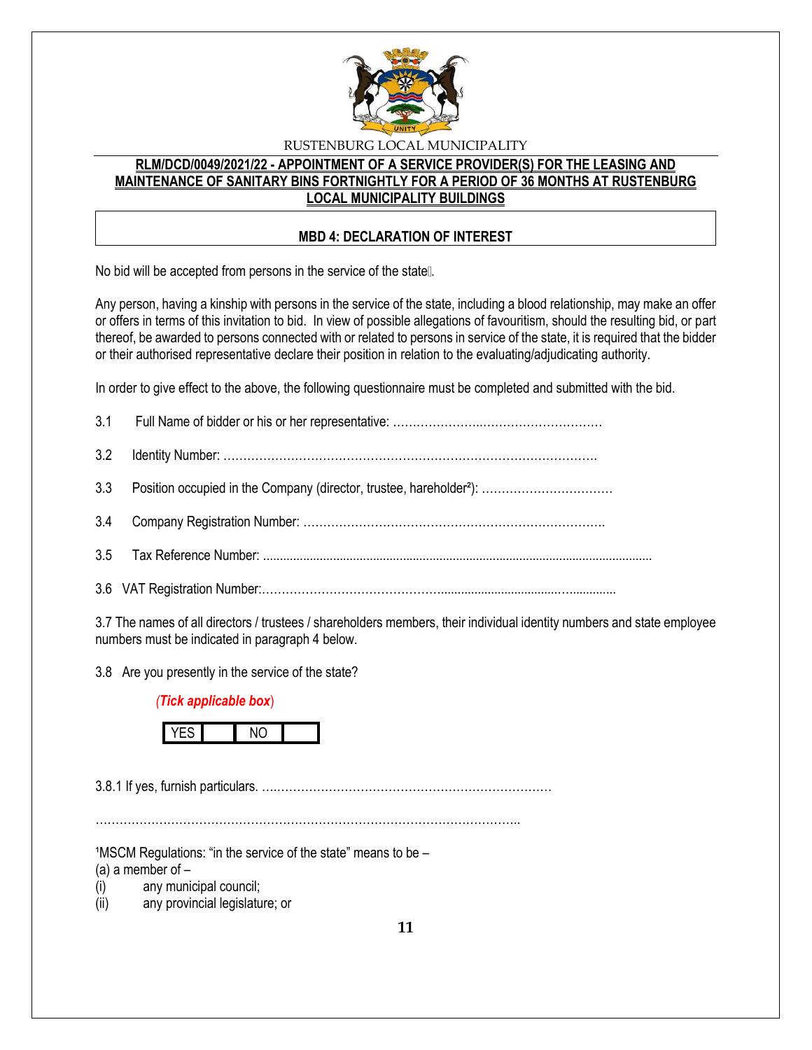RUSTENBURG LOCAL MUNICIPALITY

**RLM/DCD/0049/2021/22 - APPOINTMENT OF A SERVICE PROVIDER(S) FOR THE LEASING AND MAINTENANCE OF SANITARY BINS FORTNIGHTLY FOR A PERIOD OF 36 MONTHS AT RUSTENBURG LOCAL MUNICIPALITY BUILDINGS**

## MBD 4: DECLARATION OF INTEREST

No bid will be accepted from persons in the service of the state[1].

Any person, having a kinship with persons in the service of the state, including a blood relationship, may make an offer or offers in terms of this invitation to bid. In view of possible allegations of favouritism, should the resulting bid, or part thereof, be awarded to persons connected with or related to persons in service of the state, it is required that the bidder or their authorised representative declare their position in relation to the evaluating/adjudicating authority.

In order to give effect to the above, the following questionnaire must be completed and submitted with the bid.

3.1 Full Name of bidder or his or her representative: ……………………………………………

3.2 Identity Number: ……………………………………………………………………………………

3.3 Position occupied in the Company (director, trustee, hareholder[2]): ……………………………

3.4 Company Registration Number: ……………………………………………………………………

3.5 Tax Reference Number: ……………………………………………………………………………

3.6 VAT Registration Number:……………………………………………………………………………

3.7 The names of all directors / trustees / shareholders members, their individual identity numbers and state employee numbers must be indicated in paragraph 4 below.

3.8 Are you presently in the service of the state?

*(**Tick applicable box**)*

| YES | | NO | |
|---|---|---|---|

3.8.1 If yes, furnish particulars. ……………………………………………………………………

………………………………………………………………………………………………………

[1]MSCM Regulations: "in the service of the state" means to be –
(a) a member of –
(i) any municipal council;
(ii) any provincial legislature; or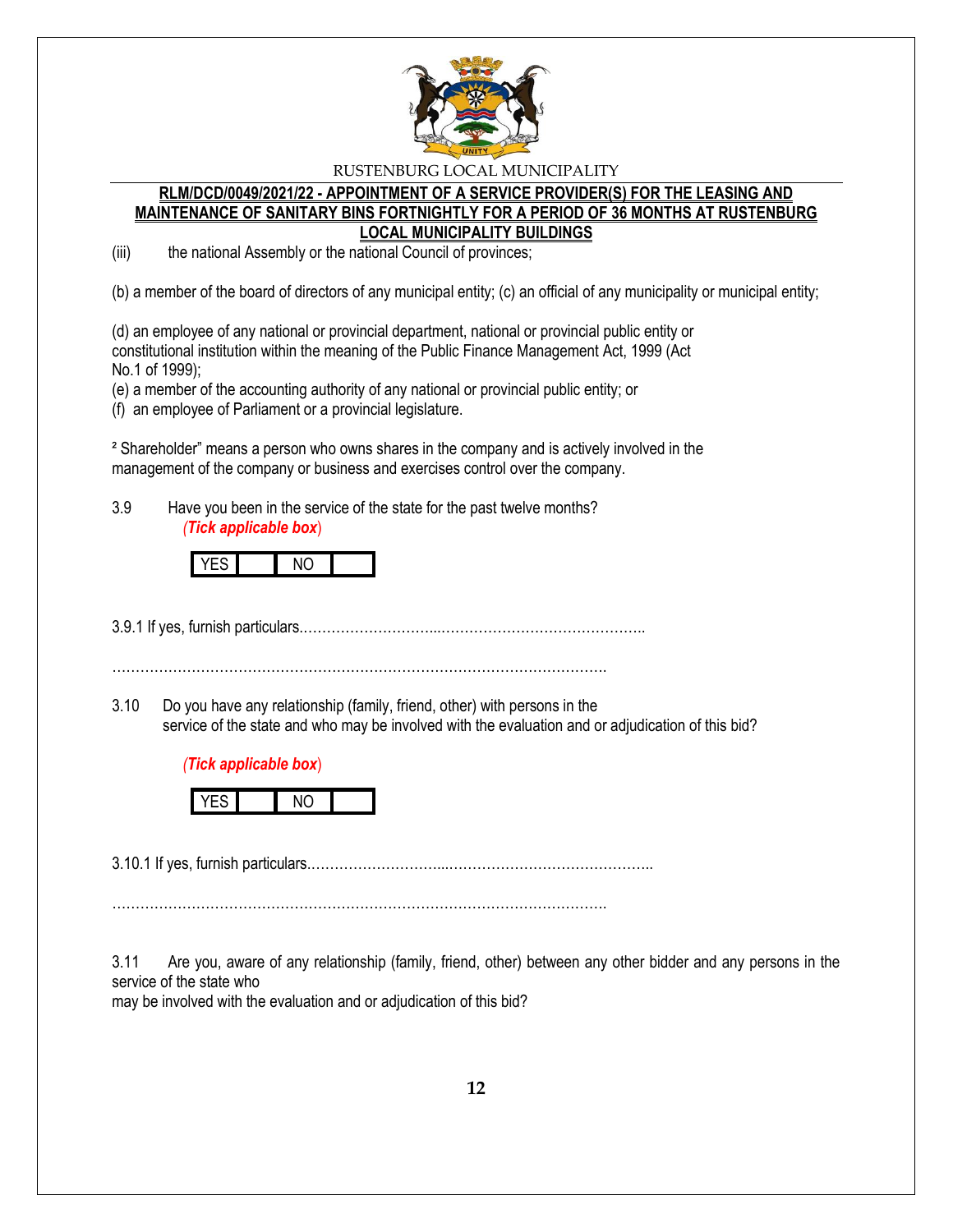(iii) the national Assembly or the national Council of provinces;

(b) a member of the board of directors of any municipal entity; (c) an official of any municipality or municipal entity;

(d) an employee of any national or provincial department, national or provincial public entity or constitutional institution within the meaning of the Public Finance Management Act, 1999 (Act No.1 of 1999);
(e) a member of the accounting authority of any national or provincial public entity; or
(f) an employee of Parliament or a provincial legislature.

² Shareholder" means a person who owns shares in the company and is actively involved in the management of the company or business and exercises control over the company.

3.9 Have you been in the service of the state for the past twelve months?
*(Tick applicable box)*

| YES | | NO | |
|---|---|---|---|

3.9.1 If yes, furnish particulars.……………………...……………………………………..

……………………………………………………………………………………………

3.10 Do you have any relationship (family, friend, other) with persons in the service of the state and who may be involved with the evaluation and or adjudication of this bid?

*(Tick applicable box)*

| YES | | NO | |
|---|---|---|---|

3.10.1 If yes, furnish particulars.……………………...……………………………………..

……………………………………………………………………………………………

3.11 Are you, aware of any relationship (family, friend, other) between any other bidder and any persons in the service of the state who
may be involved with the evaluation and or adjudication of this bid?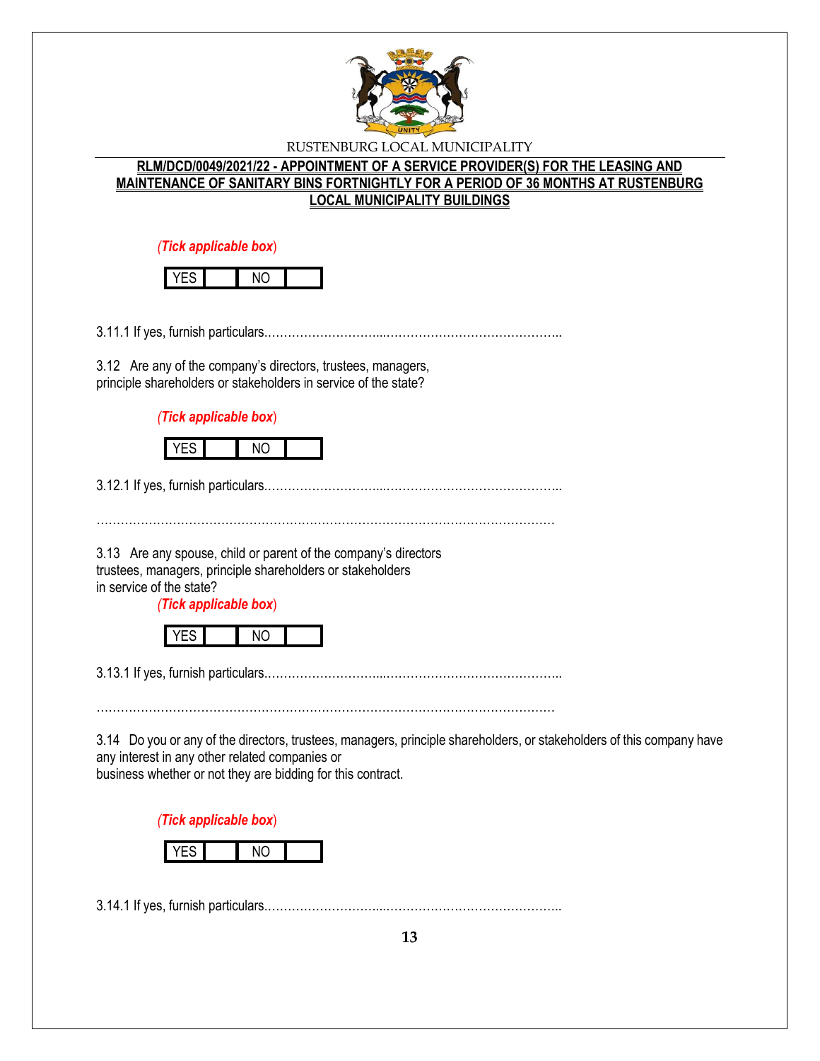*(Tick applicable box)*

| YES | | NO | |
|---|---|---|---|

3.11.1 If yes, furnish particulars.……………………...……………………………………..

3.12 Are any of the company's directors, trustees, managers, principle shareholders or stakeholders in service of the state?

*(Tick applicable box)*

| YES | | NO | |
|---|---|---|---|

3.12.1 If yes, furnish particulars.……………………...……………………………………..

…………………………………………………………………………………………………

3.13 Are any spouse, child or parent of the company's directors trustees, managers, principle shareholders or stakeholders in service of the state?

*(Tick applicable box)*

| YES | | NO | |
|---|---|---|---|

3.13.1 If yes, furnish particulars.……………………...……………………………………..

…………………………………………………………………………………………………

3.14 Do you or any of the directors, trustees, managers, principle shareholders, or stakeholders of this company have any interest in any other related companies or business whether or not they are bidding for this contract.

*(Tick applicable box)*

| YES | | NO | |
|---|---|---|---|

3.14.1 If yes, furnish particulars.……………………...……………………………………..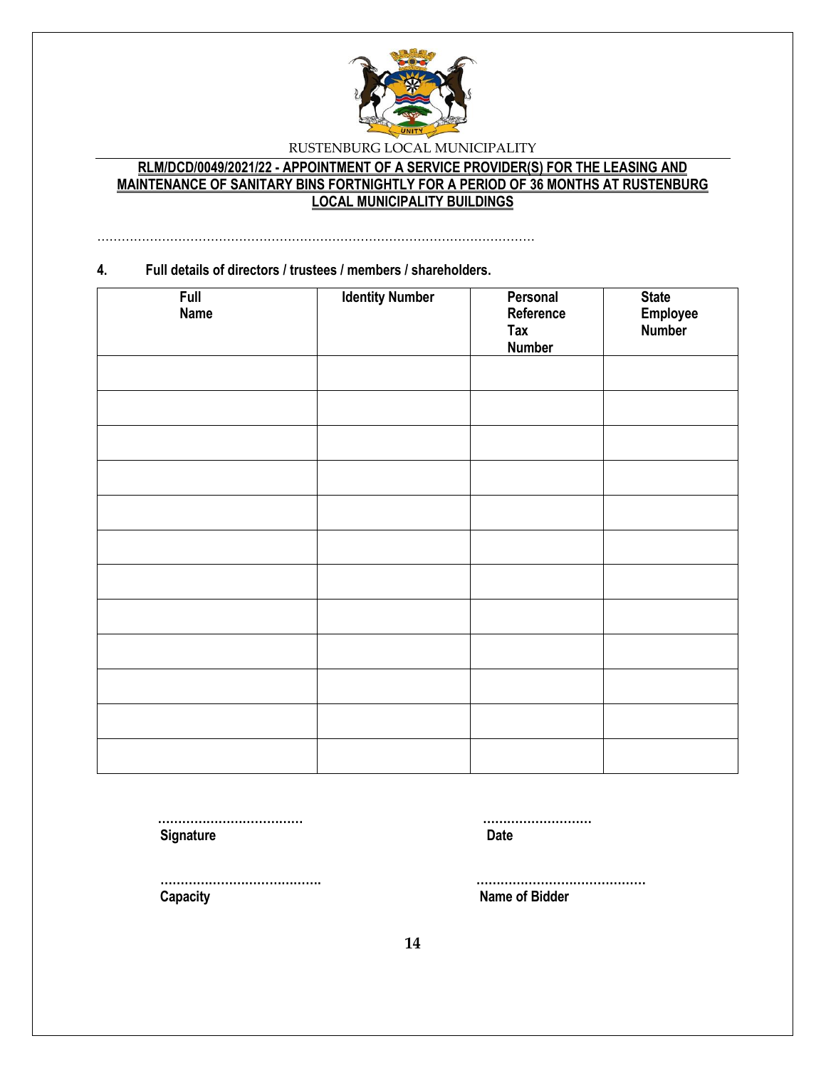RUSTENBURG LOCAL MUNICIPALITY

**RLM/DCD/0049/2021/22 - APPOINTMENT OF A SERVICE PROVIDER(S) FOR THE LEASING AND MAINTENANCE OF SANITARY BINS FORTNIGHTLY FOR A PERIOD OF 36 MONTHS AT RUSTENBURG LOCAL MUNICIPALITY BUILDINGS**

…………………………………………………………………………………………………

**4. Full details of directors / trustees / members / shareholders.**

| Full Name | Identity Number | Personal Reference Tax Number | State Employee Number |
|---|---|---|---|
| | | | |
| | | | |
| | | | |
| | | | |
| | | | |
| | | | |
| | | | |
| | | | |
| | | | |
| | | | |
| | | | |
| | | | |

………………………………
**Signature**

………………………
**Date**

………………………………….
**Capacity**

……………………………………
**Name of Bidder**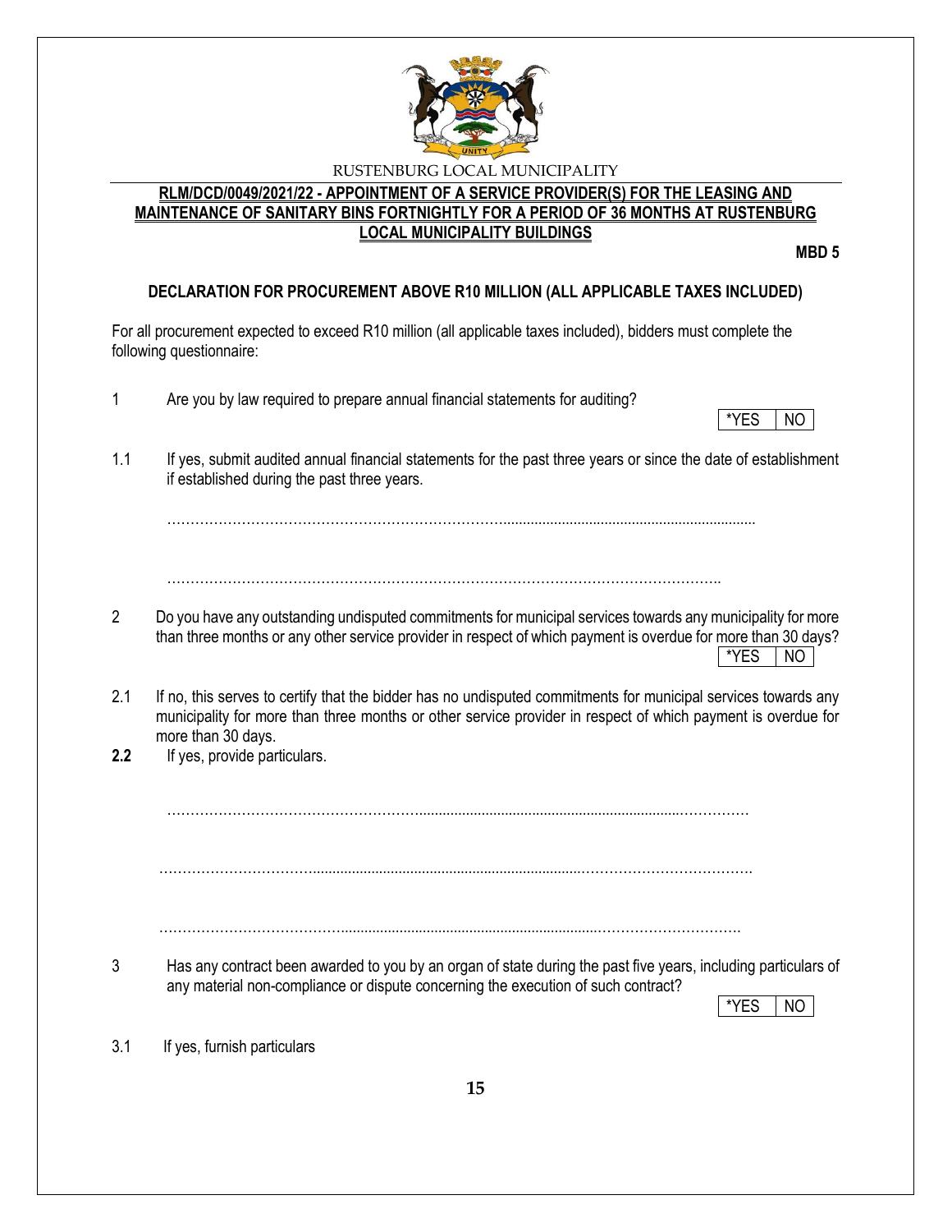RUSTENBURG LOCAL MUNICIPALITY

**RLM/DCD/0049/2021/22 - APPOINTMENT OF A SERVICE PROVIDER(S) FOR THE LEASING AND MAINTENANCE OF SANITARY BINS FORTNIGHTLY FOR A PERIOD OF 36 MONTHS AT RUSTENBURG LOCAL MUNICIPALITY BUILDINGS**

**MBD 5**

## DECLARATION FOR PROCUREMENT ABOVE R10 MILLION (ALL APPLICABLE TAXES INCLUDED)

For all procurement expected to exceed R10 million (all applicable taxes included), bidders must complete the following questionnaire:

1 Are you by law required to prepare annual financial statements for auditing?

| *YES | NO |
|---|---|

1.1 If yes, submit audited annual financial statements for the past three years or since the date of establishment if established during the past three years.

…………………………………………………………………………………………………………………

…………………………………………………………………………………………………………………

2 Do you have any outstanding undisputed commitments for municipal services towards any municipality for more than three months or any other service provider in respect of which payment is overdue for more than 30 days?

| *YES | NO |
|---|---|

2.1 If no, this serves to certify that the bidder has no undisputed commitments for municipal services towards any municipality for more than three months or other service provider in respect of which payment is overdue for more than 30 days.

**2.2** If yes, provide particulars.

…………………………………………………………………………………………………………………

…………………………………………………………………………………………………………………

…………………………………………………………………………………………………………………

3 Has any contract been awarded to you by an organ of state during the past five years, including particulars of any material non-compliance or dispute concerning the execution of such contract?

| *YES | NO |
|---|---|

3.1 If yes, furnish particulars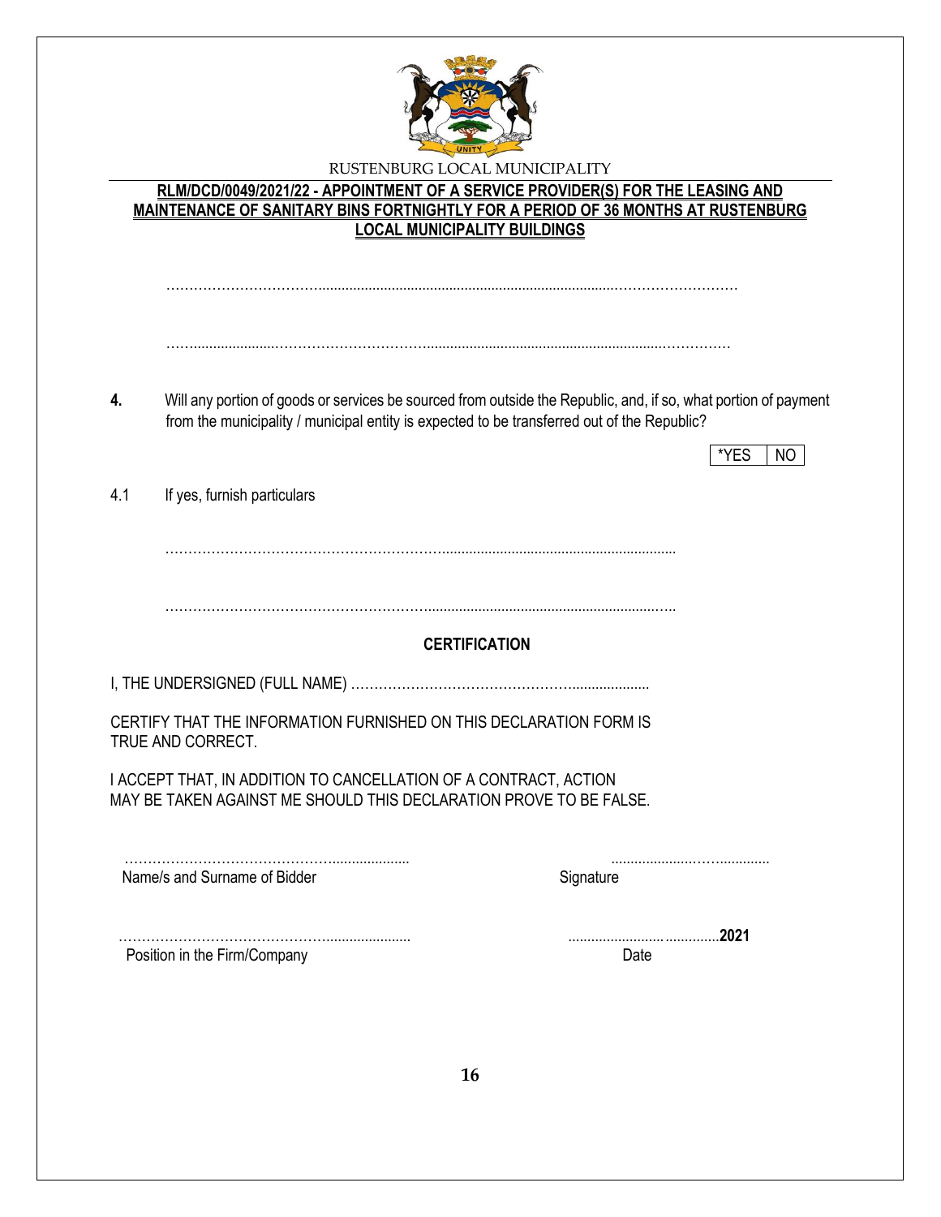RUSTENBURG LOCAL MUNICIPALITY

**RLM/DCD/0049/2021/22 - APPOINTMENT OF A SERVICE PROVIDER(S) FOR THE LEASING AND MAINTENANCE OF SANITARY BINS FORTNIGHTLY FOR A PERIOD OF 36 MONTHS AT RUSTENBURG LOCAL MUNICIPALITY BUILDINGS**

…………………………………………………………………………………………………………………

…………………………………………………………………………………………………………………

**4.** Will any portion of goods or services be sourced from outside the Republic, and, if so, what portion of payment from the municipality / municipal entity is expected to be transferred out of the Republic?

| *YES | NO |
|---|---|

4.1 If yes, furnish particulars

…………………………………………………………………………………………………

…………………………………………………………………………………………………

**CERTIFICATION**

I, THE UNDERSIGNED (FULL NAME) ……………………………………………………………

CERTIFY THAT THE INFORMATION FURNISHED ON THIS DECLARATION FORM IS TRUE AND CORRECT.

I ACCEPT THAT, IN ADDITION TO CANCELLATION OF A CONTRACT, ACTION MAY BE TAKEN AGAINST ME SHOULD THIS DECLARATION PROVE TO BE FALSE.

……………………………………………………… ………………………………
Name/s and Surname of Bidder Signature

……………………………………………………… ……………………………**2021**
Position in the Firm/Company Date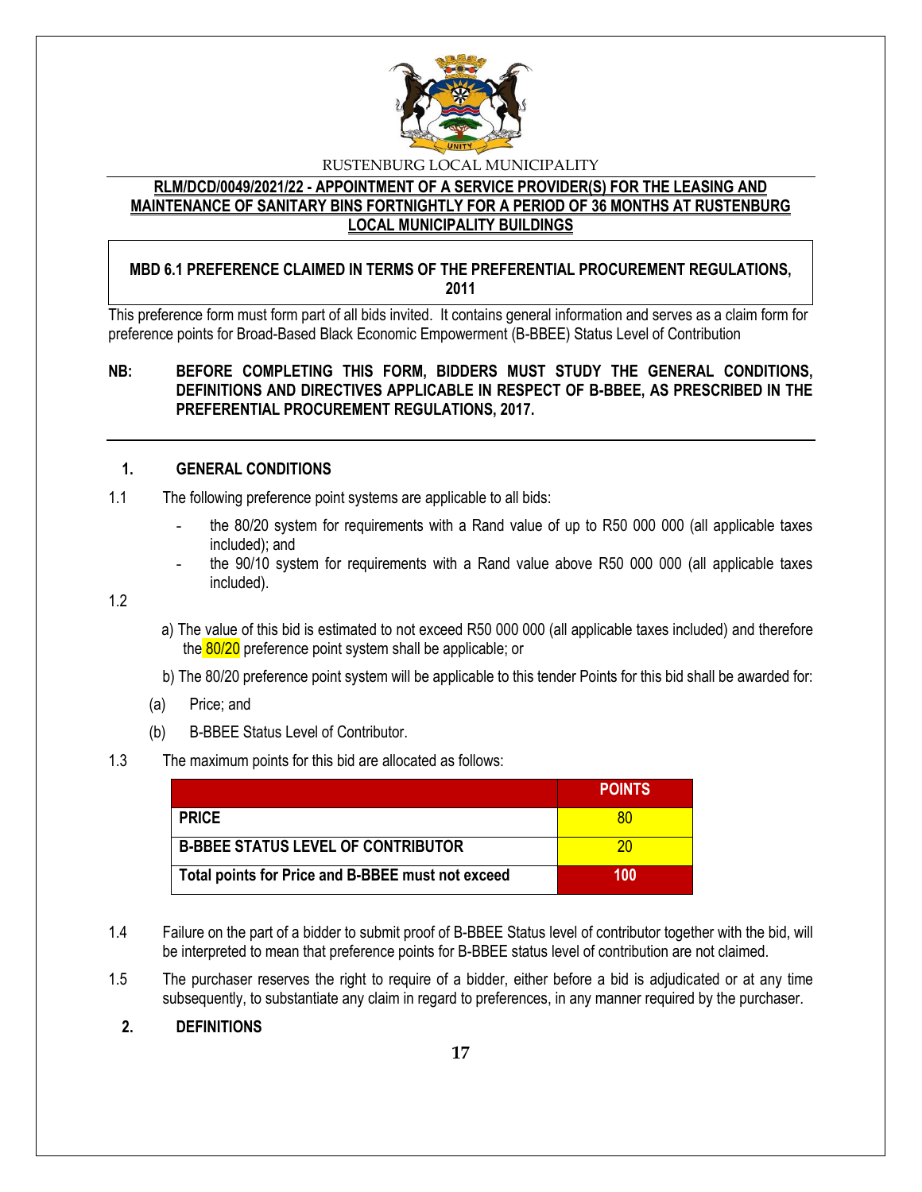RUSTENBURG LOCAL MUNICIPALITY

**RLM/DCD/0049/2021/22 - APPOINTMENT OF A SERVICE PROVIDER(S) FOR THE LEASING AND MAINTENANCE OF SANITARY BINS FORTNIGHTLY FOR A PERIOD OF 36 MONTHS AT RUSTENBURG LOCAL MUNICIPALITY BUILDINGS**

**MBD 6.1 PREFERENCE CLAIMED IN TERMS OF THE PREFERENTIAL PROCUREMENT REGULATIONS, 2011**

This preference form must form part of all bids invited. It contains general information and serves as a claim form for preference points for Broad-Based Black Economic Empowerment (B-BBEE) Status Level of Contribution

**NB: BEFORE COMPLETING THIS FORM, BIDDERS MUST STUDY THE GENERAL CONDITIONS, DEFINITIONS AND DIRECTIVES APPLICABLE IN RESPECT OF B-BBEE, AS PRESCRIBED IN THE PREFERENTIAL PROCUREMENT REGULATIONS, 2017.**

## 1. GENERAL CONDITIONS

1.1 The following preference point systems are applicable to all bids:

- the 80/20 system for requirements with a Rand value of up to R50 000 000 (all applicable taxes included); and
- the 90/10 system for requirements with a Rand value above R50 000 000 (all applicable taxes included).

1.2

a) The value of this bid is estimated to not exceed R50 000 000 (all applicable taxes included) and therefore the 80/20 preference point system shall be applicable; or

b) The 80/20 preference point system will be applicable to this tender Points for this bid shall be awarded for:

(a) Price; and

(b) B-BBEE Status Level of Contributor.

1.3 The maximum points for this bid are allocated as follows:

| | **POINTS** |
|---|---|
| **PRICE** | 80 |
| **B-BBEE STATUS LEVEL OF CONTRIBUTOR** | 20 |
| **Total points for Price and B-BBEE must not exceed** | **100** |

1.4 Failure on the part of a bidder to submit proof of B-BBEE Status level of contributor together with the bid, will be interpreted to mean that preference points for B-BBEE status level of contribution are not claimed.

1.5 The purchaser reserves the right to require of a bidder, either before a bid is adjudicated or at any time subsequently, to substantiate any claim in regard to preferences, in any manner required by the purchaser.

## 2. DEFINITIONS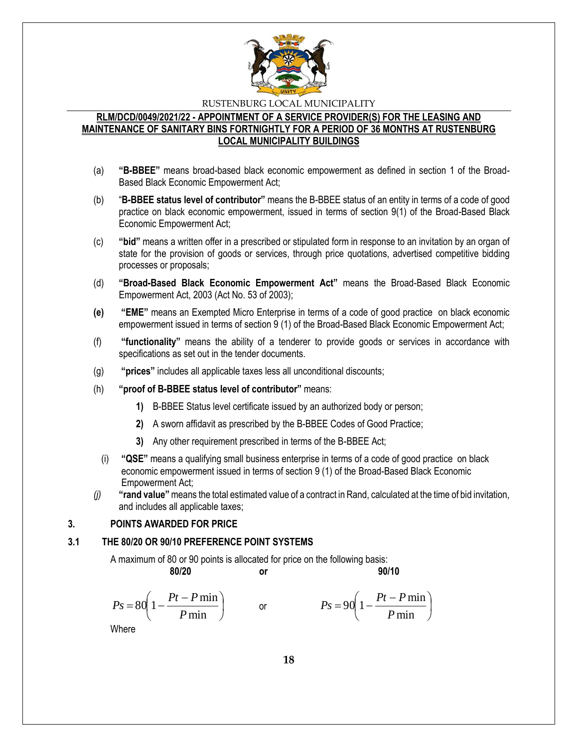(a) **"B-BBEE"** means broad-based black economic empowerment as defined in section 1 of the Broad-Based Black Economic Empowerment Act;

(b) "**B-BBEE status level of contributor"** means the B-BBEE status of an entity in terms of a code of good practice on black economic empowerment, issued in terms of section 9(1) of the Broad-Based Black Economic Empowerment Act;

(c) **"bid"** means a written offer in a prescribed or stipulated form in response to an invitation by an organ of state for the provision of goods or services, through price quotations, advertised competitive bidding processes or proposals;

(d) **"Broad-Based Black Economic Empowerment Act"** means the Broad-Based Black Economic Empowerment Act, 2003 (Act No. 53 of 2003);

**(e)** **"EME"** means an Exempted Micro Enterprise in terms of a code of good practice on black economic empowerment issued in terms of section 9 (1) of the Broad-Based Black Economic Empowerment Act;

(f) **"functionality"** means the ability of a tenderer to provide goods or services in accordance with specifications as set out in the tender documents.

(g) **"prices"** includes all applicable taxes less all unconditional discounts;

(h) **"proof of B-BBEE status level of contributor"** means:

**1)** B-BBEE Status level certificate issued by an authorized body or person;

**2)** A sworn affidavit as prescribed by the B-BBEE Codes of Good Practice;

**3)** Any other requirement prescribed in terms of the B-BBEE Act;

(i) **"QSE"** means a qualifying small business enterprise in terms of a code of good practice on black economic empowerment issued in terms of section 9 (1) of the Broad-Based Black Economic Empowerment Act;

*(j)* **"rand value"** means the total estimated value of a contract in Rand, calculated at the time of bid invitation, and includes all applicable taxes;

## 3. POINTS AWARDED FOR PRICE

### 3.1 THE 80/20 OR 90/10 PREFERENCE POINT SYSTEMS

A maximum of 80 or 90 points is allocated for price on the following basis:

**80/20** **or** **90/10**

$$Ps = 80\left(1 - \frac{Pt - P\min}{P\min}\right) \quad \text{or} \quad Ps = 90\left(1 - \frac{Pt - P\min}{P\min}\right)$$

Where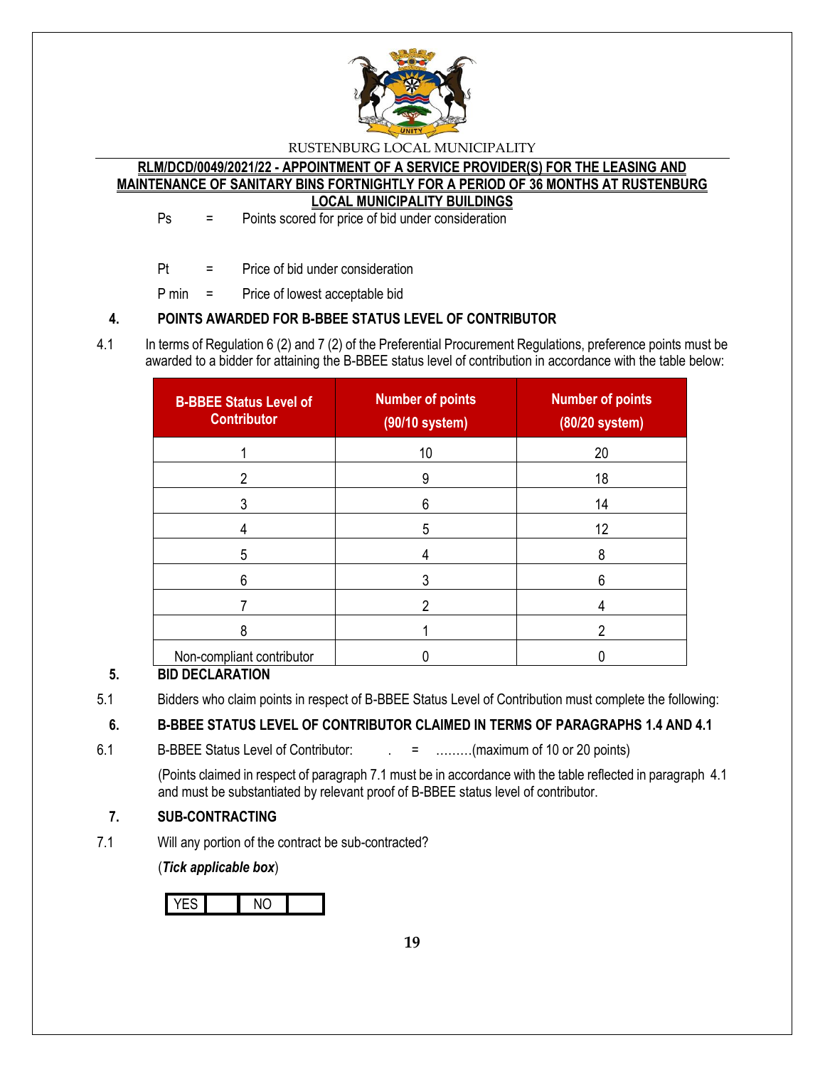Ps = Points scored for price of bid under consideration

Pt = Price of bid under consideration

P min = Price of lowest acceptable bid

## 4. POINTS AWARDED FOR B-BBEE STATUS LEVEL OF CONTRIBUTOR

4.1 In terms of Regulation 6 (2) and 7 (2) of the Preferential Procurement Regulations, preference points must be awarded to a bidder for attaining the B-BBEE status level of contribution in accordance with the table below:

| B-BBEE Status Level of Contributor | Number of points (90/10 system) | Number of points (80/20 system) |
|---|---|---|
| 1 | 10 | 20 |
| 2 | 9 | 18 |
| 3 | 6 | 14 |
| 4 | 5 | 12 |
| 5 | 4 | 8 |
| 6 | 3 | 6 |
| 7 | 2 | 4 |
| 8 | 1 | 2 |
| Non-compliant contributor | 0 | 0 |

## 5. BID DECLARATION

5.1 Bidders who claim points in respect of B-BBEE Status Level of Contribution must complete the following:

## 6. B-BBEE STATUS LEVEL OF CONTRIBUTOR CLAIMED IN TERMS OF PARAGRAPHS 1.4 AND 4.1

6.1 B-BBEE Status Level of Contributor: . = ………(maximum of 10 or 20 points)

(Points claimed in respect of paragraph 7.1 must be in accordance with the table reflected in paragraph 4.1 and must be substantiated by relevant proof of B-BBEE status level of contributor.

## 7. SUB-CONTRACTING

7.1 Will any portion of the contract be sub-contracted?

(***Tick applicable box***)

| YES | | NO | |
|---|---|---|---|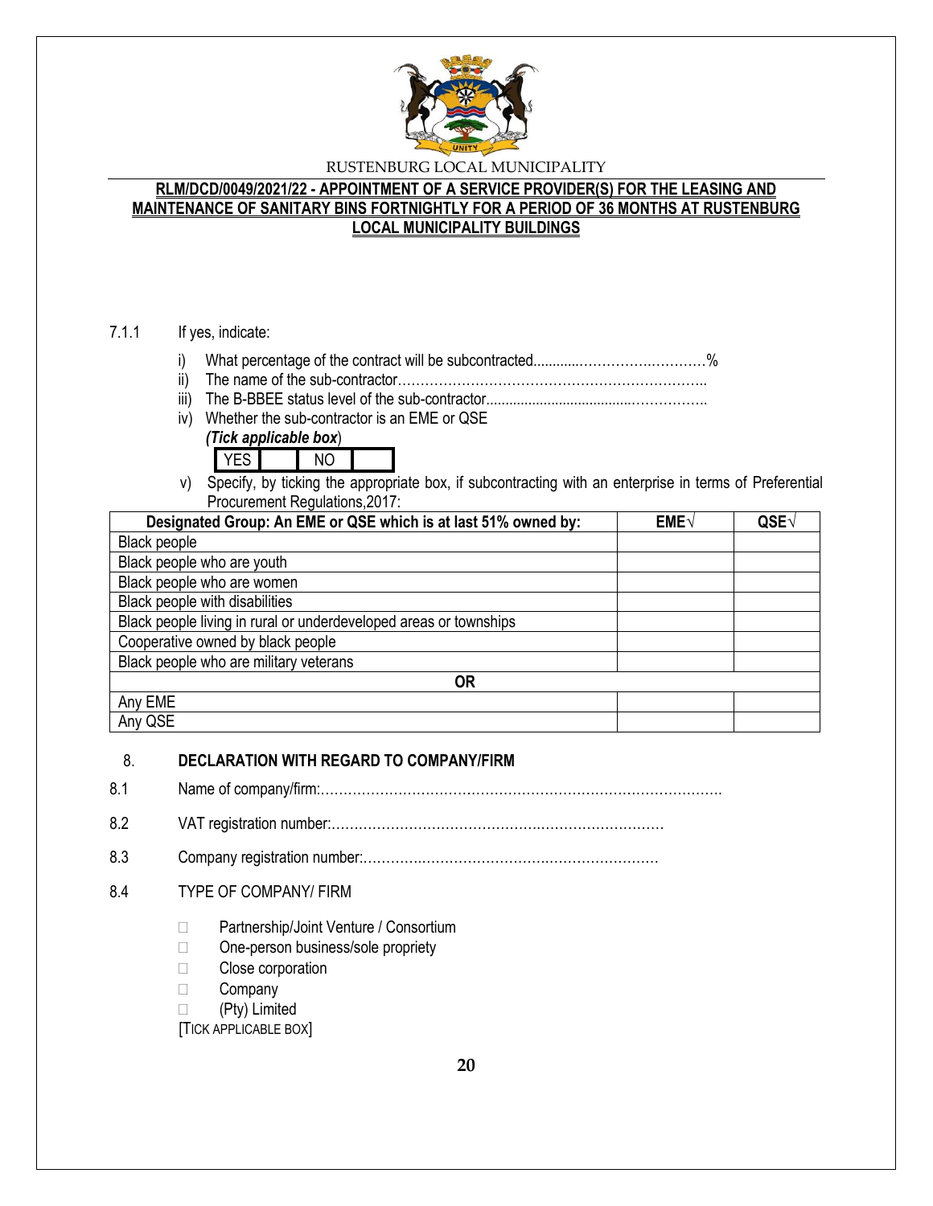RUSTENBURG LOCAL MUNICIPALITY

**RLM/DCD/0049/2021/22 - APPOINTMENT OF A SERVICE PROVIDER(S) FOR THE LEASING AND MAINTENANCE OF SANITARY BINS FORTNIGHTLY FOR A PERIOD OF 36 MONTHS AT RUSTENBURG LOCAL MUNICIPALITY BUILDINGS**

7.1.1 If yes, indicate:

i) What percentage of the contract will be subcontracted............……………….………%
ii) The name of the sub-contractor…………………………………………………………..
iii) The B-BBEE status level of the sub-contractor......................................……………..
iv) Whether the sub-contractor is an EME or QSE
*(Tick applicable box)*

| YES | | NO | |
|---|---|---|---|

v) Specify, by ticking the appropriate box, if subcontracting with an enterprise in terms of Preferential Procurement Regulations,2017:

| Designated Group: An EME or QSE which is at last 51% owned by: | EME√ | QSE√ |
|---|---|---|
| Black people | | |
| Black people who are youth | | |
| Black people who are women | | |
| Black people with disabilities | | |
| Black people living in rural or underdeveloped areas or townships | | |
| Cooperative owned by black people | | |
| Black people who are military veterans | | |
| **OR** | | |
| Any EME | | |
| Any QSE | | |

## 8. DECLARATION WITH REGARD TO COMPANY/FIRM

8.1 Name of company/firm:…………………………………………………………………………….

8.2 VAT registration number:……………………………………….…………………………

8.3 Company registration number:…………….……………………….……………………

8.4 TYPE OF COMPANY/ FIRM

- ☐ Partnership/Joint Venture / Consortium
- ☐ One-person business/sole propriety
- ☐ Close corporation
- ☐ Company
- ☐ (Pty) Limited

[TICK APPLICABLE BOX]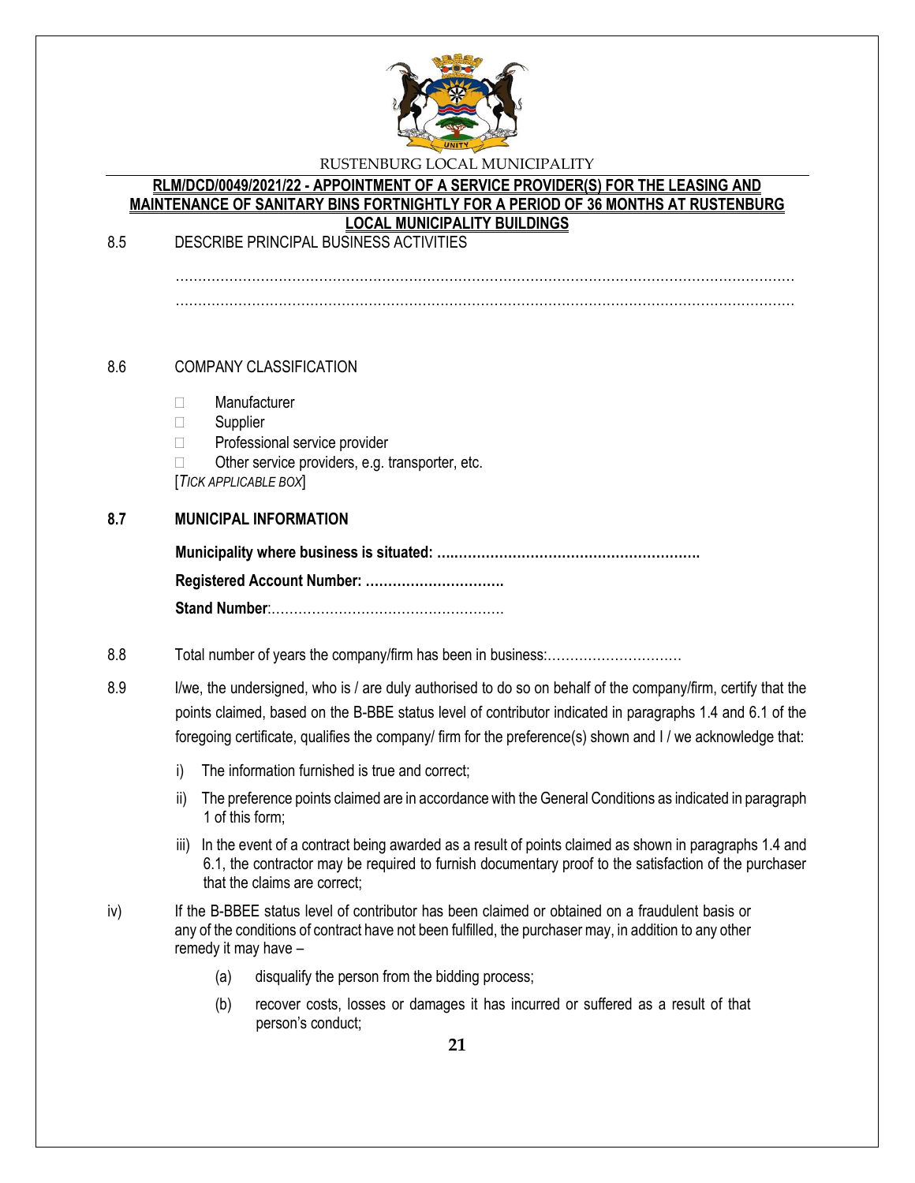8.5 DESCRIBE PRINCIPAL BUSINESS ACTIVITIES

……………………………………………………………………………………………………………………………
……………………………………………………………………………………………………………………………

8.6 COMPANY CLASSIFICATION

- ☐ Manufacturer
- ☐ Supplier
- ☐ Professional service provider
- ☐ Other service providers, e.g. transporter, etc.

[*TICK APPLICABLE BOX*]

**8.7 MUNICIPAL INFORMATION**

**Municipality where business is situated: ….………………………………………………….**

**Registered Account Number: ………………………….**

**Stand Number**:…………………………………………….

8.8 Total number of years the company/firm has been in business:…………………………

8.9 I/we, the undersigned, who is / are duly authorised to do so on behalf of the company/firm, certify that the points claimed, based on the B-BBE status level of contributor indicated in paragraphs 1.4 and 6.1 of the foregoing certificate, qualifies the company/ firm for the preference(s) shown and I / we acknowledge that:

i) The information furnished is true and correct;

ii) The preference points claimed are in accordance with the General Conditions as indicated in paragraph 1 of this form;

iii) In the event of a contract being awarded as a result of points claimed as shown in paragraphs 1.4 and 6.1, the contractor may be required to furnish documentary proof to the satisfaction of the purchaser that the claims are correct;

iv) If the B-BBEE status level of contributor has been claimed or obtained on a fraudulent basis or any of the conditions of contract have not been fulfilled, the purchaser may, in addition to any other remedy it may have –

(a) disqualify the person from the bidding process;

(b) recover costs, losses or damages it has incurred or suffered as a result of that person's conduct;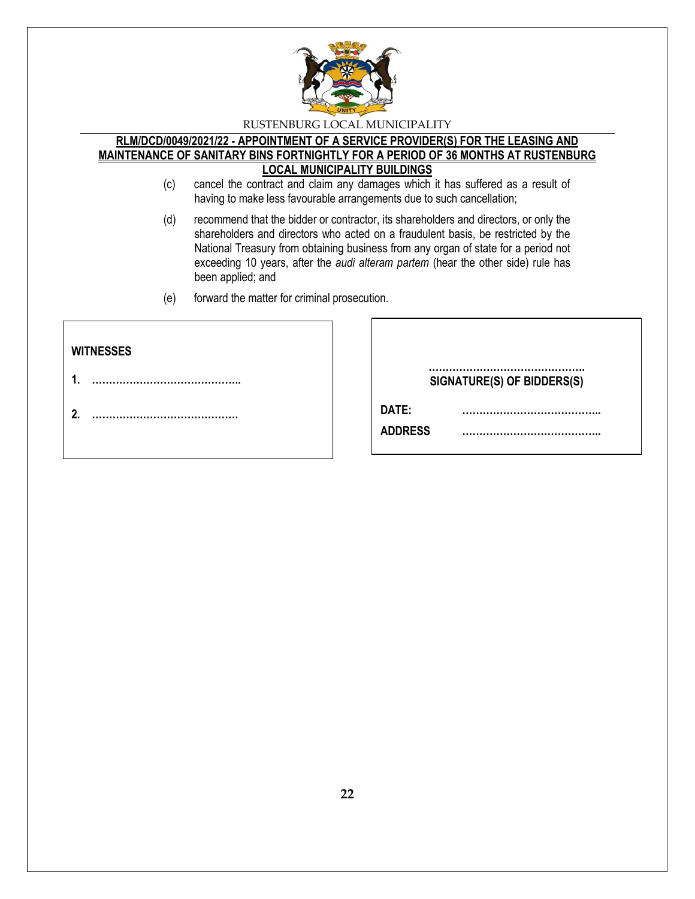(c) cancel the contract and claim any damages which it has suffered as a result of having to make less favourable arrangements due to such cancellation;

(d) recommend that the bidder or contractor, its shareholders and directors, or only the shareholders and directors who acted on a fraudulent basis, be restricted by the National Treasury from obtaining business from any organ of state for a period not exceeding 10 years, after the *audi alteram partem* (hear the other side) rule has been applied; and

(e) forward the matter for criminal prosecution.

**WITNESSES**

**1.** ……………………………………..

**2.** ……………………………………

……………………………………….
**SIGNATURE(S) OF BIDDERS(S)**

**DATE:** …………………………………..

**ADDRESS** …………………………………..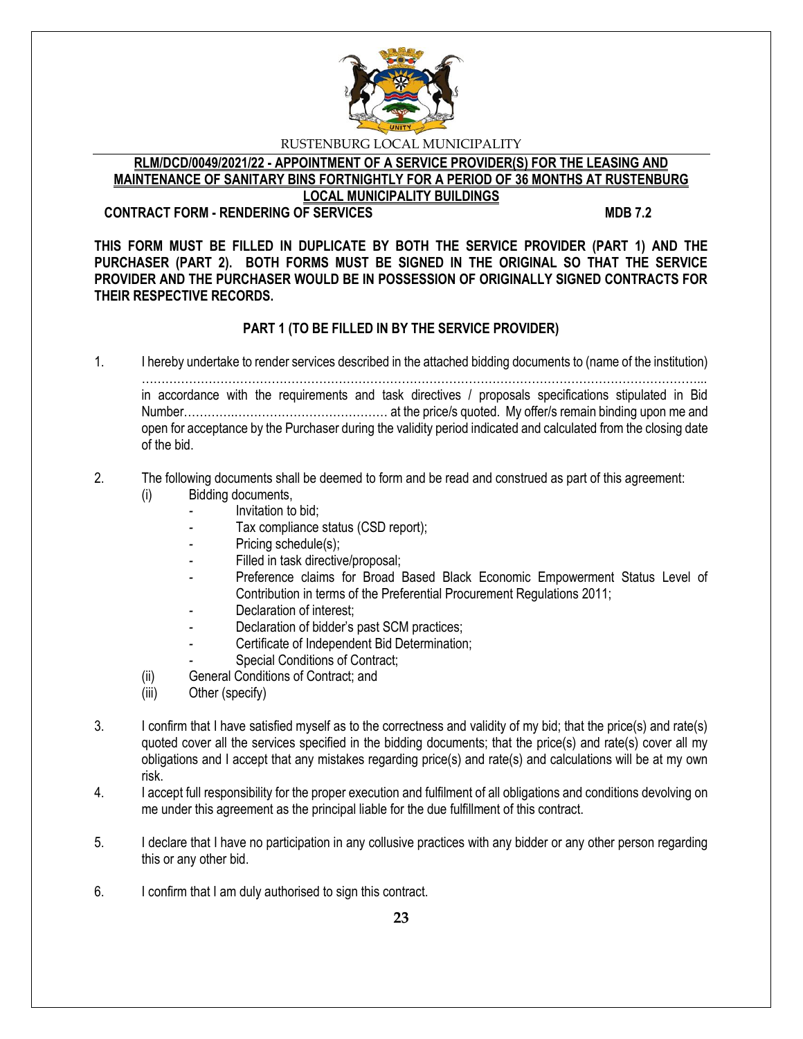RUSTENBURG LOCAL MUNICIPALITY

**RLM/DCD/0049/2021/22 - APPOINTMENT OF A SERVICE PROVIDER(S) FOR THE LEASING AND MAINTENANCE OF SANITARY BINS FORTNIGHTLY FOR A PERIOD OF 36 MONTHS AT RUSTENBURG LOCAL MUNICIPALITY BUILDINGS**

**CONTRACT FORM - RENDERING OF SERVICES** **MDB 7.2**

**THIS FORM MUST BE FILLED IN DUPLICATE BY BOTH THE SERVICE PROVIDER (PART 1) AND THE PURCHASER (PART 2). BOTH FORMS MUST BE SIGNED IN THE ORIGINAL SO THAT THE SERVICE PROVIDER AND THE PURCHASER WOULD BE IN POSSESSION OF ORIGINALLY SIGNED CONTRACTS FOR THEIR RESPECTIVE RECORDS.**

**PART 1 (TO BE FILLED IN BY THE SERVICE PROVIDER)**

1. I hereby undertake to render services described in the attached bidding documents to (name of the institution) ……………………………………………………………………………………………………………………... in accordance with the requirements and task directives / proposals specifications stipulated in Bid Number………….…………………………… at the price/s quoted. My offer/s remain binding upon me and open for acceptance by the Purchaser during the validity period indicated and calculated from the closing date of the bid.

2. The following documents shall be deemed to form and be read and construed as part of this agreement:
   - (i) Bidding documents,
     - Invitation to bid;
     - Tax compliance status (CSD report);
     - Pricing schedule(s);
     - Filled in task directive/proposal;
     - Preference claims for Broad Based Black Economic Empowerment Status Level of Contribution in terms of the Preferential Procurement Regulations 2011;
     - Declaration of interest;
     - Declaration of bidder's past SCM practices;
     - Certificate of Independent Bid Determination;
     - Special Conditions of Contract;
   - (ii) General Conditions of Contract; and
   - (iii) Other (specify)

3. I confirm that I have satisfied myself as to the correctness and validity of my bid; that the price(s) and rate(s) quoted cover all the services specified in the bidding documents; that the price(s) and rate(s) cover all my obligations and I accept that any mistakes regarding price(s) and rate(s) and calculations will be at my own risk.

4. I accept full responsibility for the proper execution and fulfilment of all obligations and conditions devolving on me under this agreement as the principal liable for the due fulfillment of this contract.

5. I declare that I have no participation in any collusive practices with any bidder or any other person regarding this or any other bid.

6. I confirm that I am duly authorised to sign this contract.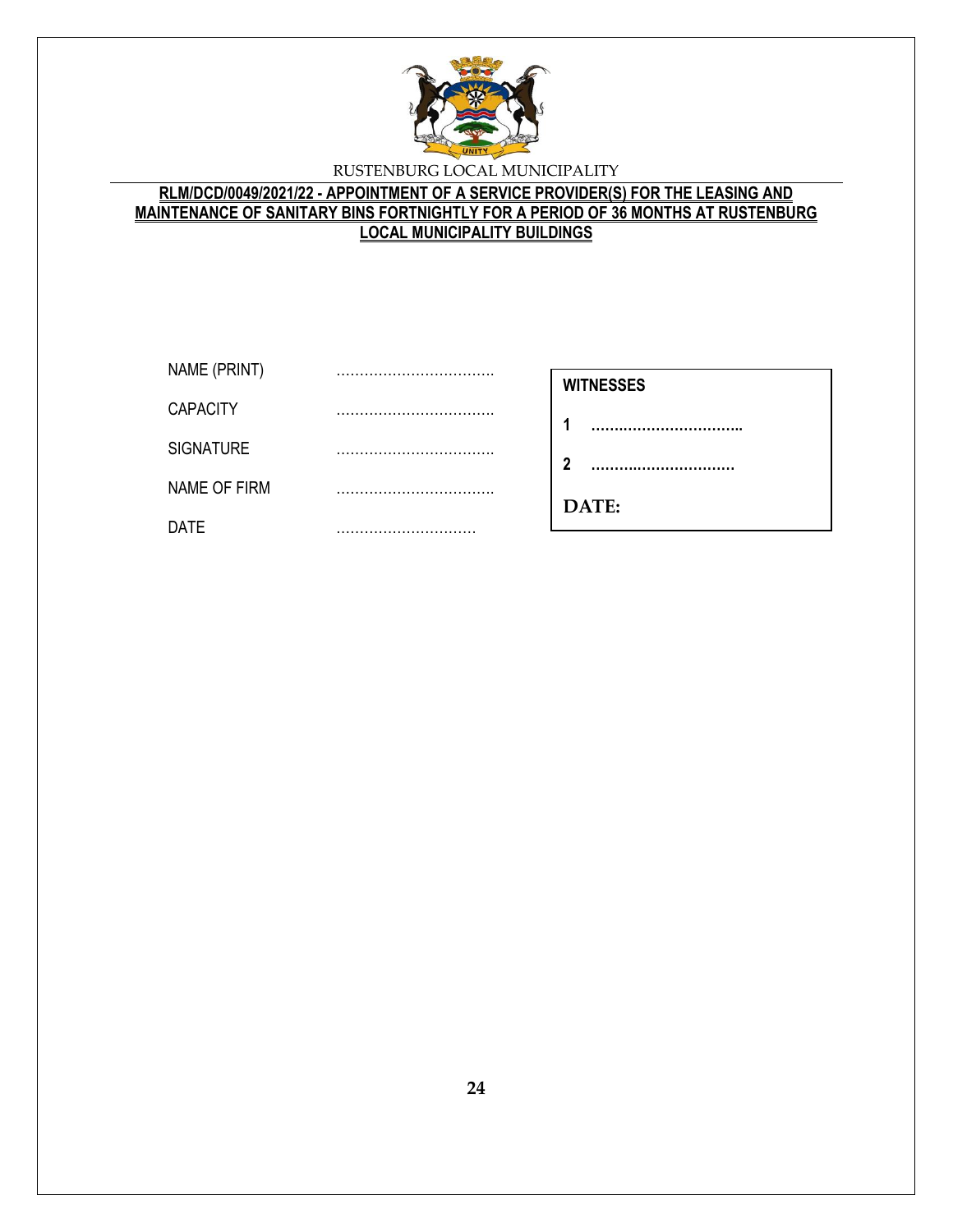RUSTENBURG LOCAL MUNICIPALITY

**RLM/DCD/0049/2021/22 - APPOINTMENT OF A SERVICE PROVIDER(S) FOR THE LEASING AND MAINTENANCE OF SANITARY BINS FORTNIGHTLY FOR A PERIOD OF 36 MONTHS AT RUSTENBURG LOCAL MUNICIPALITY BUILDINGS**

| | |
|---|---|
| NAME (PRINT) | …………………………… |
| CAPACITY | …………………………… |
| SIGNATURE | …………………………… |
| NAME OF FIRM | …………………………… |
| DATE | ………………………… |

**WITNESSES**

**1** **……………………………**

**2** **…………………………**

**DATE:**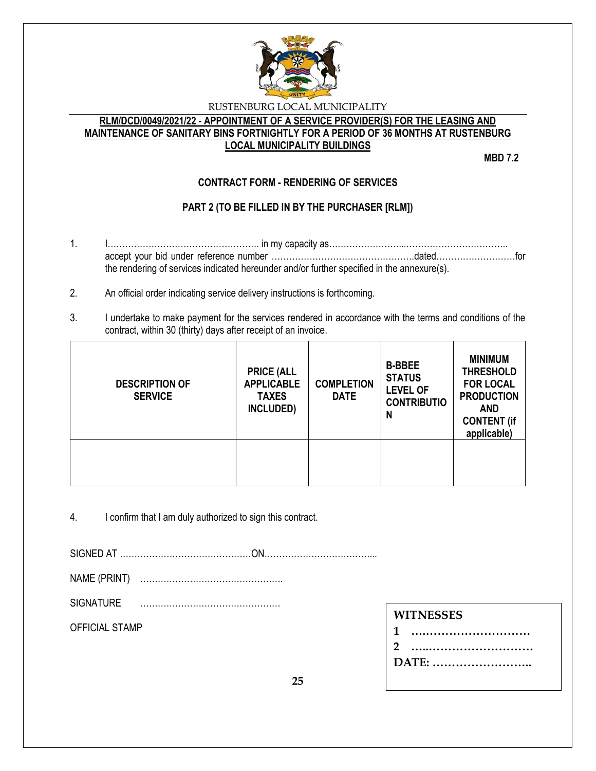RUSTENBURG LOCAL MUNICIPALITY

**RLM/DCD/0049/2021/22 - APPOINTMENT OF A SERVICE PROVIDER(S) FOR THE LEASING AND MAINTENANCE OF SANITARY BINS FORTNIGHTLY FOR A PERIOD OF 36 MONTHS AT RUSTENBURG LOCAL MUNICIPALITY BUILDINGS**

**MBD 7.2**

**CONTRACT FORM - RENDERING OF SERVICES**

**PART 2 (TO BE FILLED IN BY THE PURCHASER [RLM])**

1. I…………………………………………… in my capacity as……………………...…………………………….. accept your bid under reference number …………………………………………..dated………………………for the rendering of services indicated hereunder and/or further specified in the annexure(s).

2. An official order indicating service delivery instructions is forthcoming.

3. I undertake to make payment for the services rendered in accordance with the terms and conditions of the contract, within 30 (thirty) days after receipt of an invoice.

| DESCRIPTION OF SERVICE | PRICE (ALL APPLICABLE TAXES INCLUDED) | COMPLETION DATE | B-BBEE STATUS LEVEL OF CONTRIBUTION | MINIMUM THRESHOLD FOR LOCAL PRODUCTION AND CONTENT (if applicable) |
|---|---|---|---|---|
| | | | | |

4. I confirm that I am duly authorized to sign this contract.

SIGNED AT ………………………………………ON………………………………...

NAME (PRINT) ………………………………………….

SIGNATURE …………………………………………

OFFICIAL STAMP

**WITNESSES**

**1 …………………………**

**2 …………………………**

**DATE: ……………………..**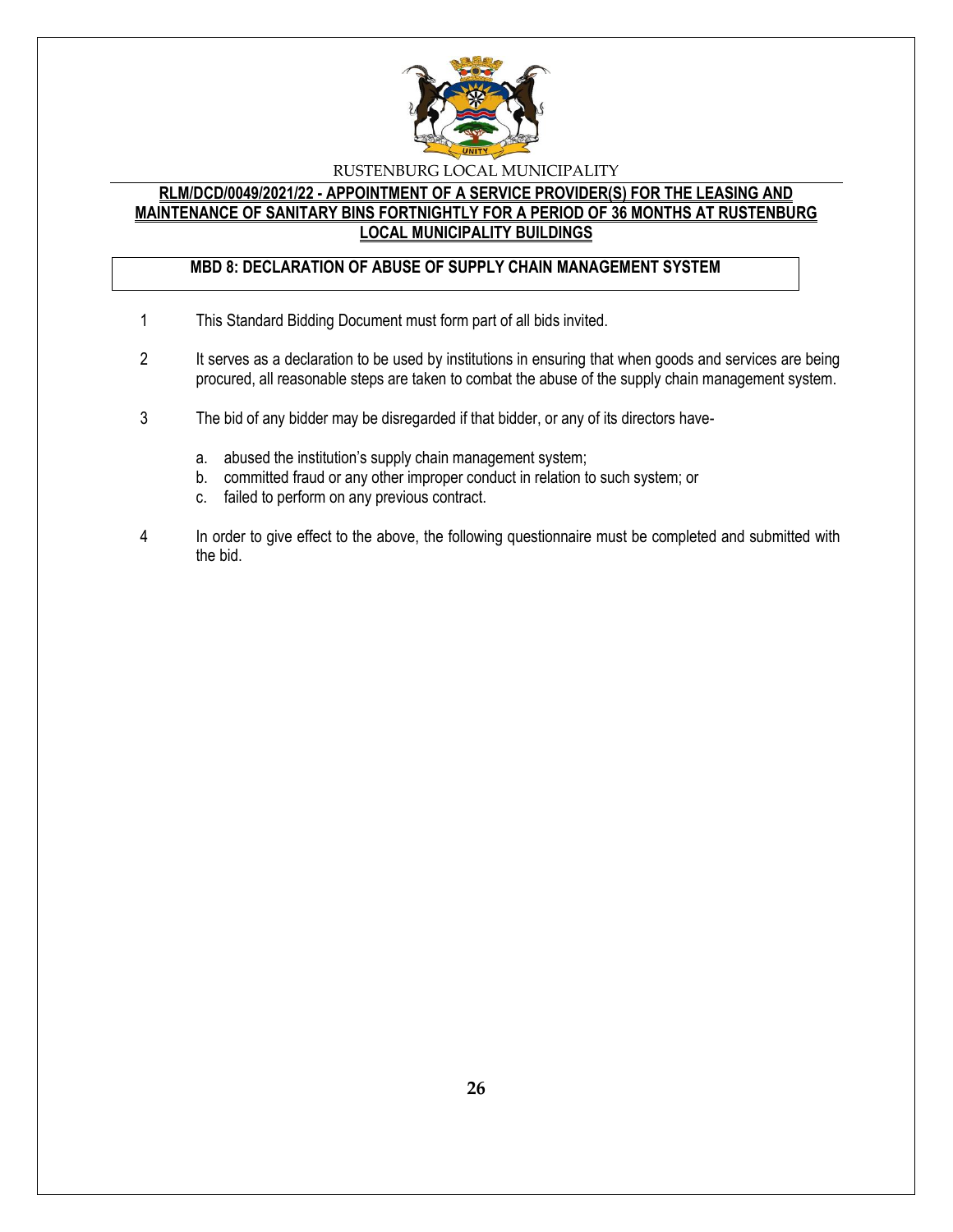RUSTENBURG LOCAL MUNICIPALITY

**RLM/DCD/0049/2021/22 - APPOINTMENT OF A SERVICE PROVIDER(S) FOR THE LEASING AND MAINTENANCE OF SANITARY BINS FORTNIGHTLY FOR A PERIOD OF 36 MONTHS AT RUSTENBURG LOCAL MUNICIPALITY BUILDINGS**

## MBD 8: DECLARATION OF ABUSE OF SUPPLY CHAIN MANAGEMENT SYSTEM

1. This Standard Bidding Document must form part of all bids invited.

2. It serves as a declaration to be used by institutions in ensuring that when goods and services are being procured, all reasonable steps are taken to combat the abuse of the supply chain management system.

3. The bid of any bidder may be disregarded if that bidder, or any of its directors have-

   a. abused the institution's supply chain management system;
   b. committed fraud or any other improper conduct in relation to such system; or
   c. failed to perform on any previous contract.

4. In order to give effect to the above, the following questionnaire must be completed and submitted with the bid.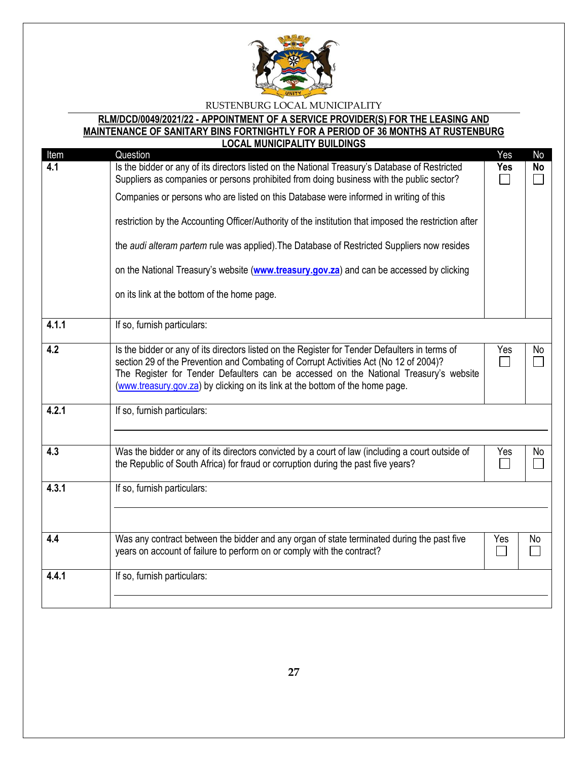RUSTENBURG LOCAL MUNICIPALITY

**RLM/DCD/0049/2021/22 - APPOINTMENT OF A SERVICE PROVIDER(S) FOR THE LEASING AND MAINTENANCE OF SANITARY BINS FORTNIGHTLY FOR A PERIOD OF 36 MONTHS AT RUSTENBURG LOCAL MUNICIPALITY BUILDINGS**

| Item | Question | Yes | No |
|---|---|---|---|
| **4.1** | Is the bidder or any of its directors listed on the National Treasury's Database of Restricted Suppliers as companies or persons prohibited from doing business with the public sector? Companies or persons who are listed on this Database were informed in writing of this restriction by the Accounting Officer/Authority of the institution that imposed the restriction after the *audi alteram partem* rule was applied).The Database of Restricted Suppliers now resides on the National Treasury's website (**www.treasury.gov.za**) and can be accessed by clicking on its link at the bottom of the home page. | **Yes** ☐ | **No** ☐ |
| **4.1.1** | If so, furnish particulars: | | |
| **4.2** | Is the bidder or any of its directors listed on the Register for Tender Defaulters in terms of section 29 of the Prevention and Combating of Corrupt Activities Act (No 12 of 2004)? The Register for Tender Defaulters can be accessed on the National Treasury's website (www.treasury.gov.za) by clicking on its link at the bottom of the home page. | Yes ☐ | No ☐ |
| **4.2.1** | If so, furnish particulars: | | |
| **4.3** | Was the bidder or any of its directors convicted by a court of law (including a court outside of the Republic of South Africa) for fraud or corruption during the past five years? | Yes ☐ | No ☐ |
| **4.3.1** | If so, furnish particulars: | | |
| **4.4** | Was any contract between the bidder and any organ of state terminated during the past five years on account of failure to perform on or comply with the contract? | Yes ☐ | No ☐ |
| **4.4.1** | If so, furnish particulars: | | |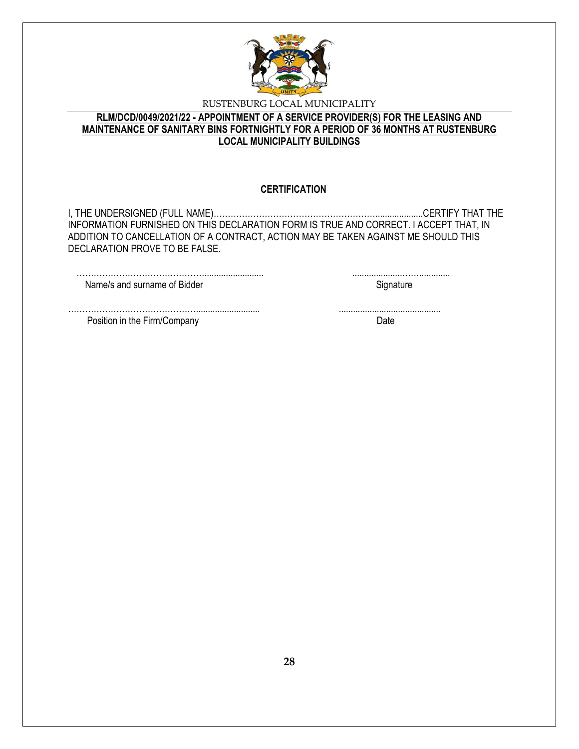RUSTENBURG LOCAL MUNICIPALITY

**RLM/DCD/0049/2021/22 - APPOINTMENT OF A SERVICE PROVIDER(S) FOR THE LEASING AND MAINTENANCE OF SANITARY BINS FORTNIGHTLY FOR A PERIOD OF 36 MONTHS AT RUSTENBURG LOCAL MUNICIPALITY BUILDINGS**

**CERTIFICATION**

I, THE UNDERSIGNED (FULL NAME)…………………………………………………....................CERTIFY THAT THE INFORMATION FURNISHED ON THIS DECLARATION FORM IS TRUE AND CORRECT. I ACCEPT THAT, IN ADDITION TO CANCELLATION OF A CONTRACT, ACTION MAY BE TAKEN AGAINST ME SHOULD THIS DECLARATION PROVE TO BE FALSE.

………………………………………........................  ......................……..............
Name/s and surname of Bidder  Signature

………………………………………..........................  ..........................................
Position in the Firm/Company  Date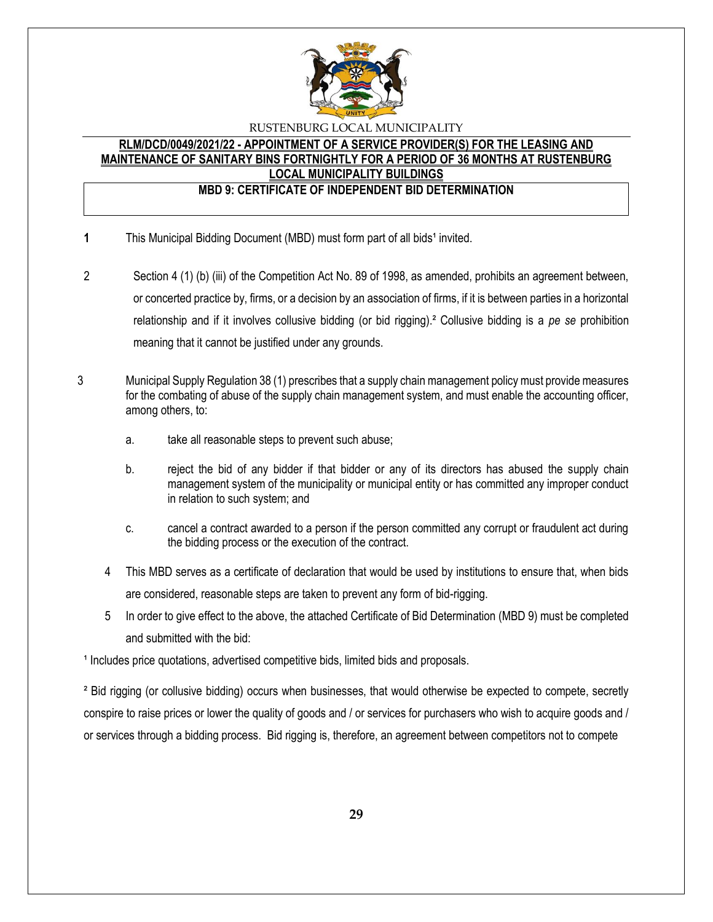RUSTENBURG LOCAL MUNICIPALITY

**RLM/DCD/0049/2021/22 - APPOINTMENT OF A SERVICE PROVIDER(S) FOR THE LEASING AND MAINTENANCE OF SANITARY BINS FORTNIGHTLY FOR A PERIOD OF 36 MONTHS AT RUSTENBURG LOCAL MUNICIPALITY BUILDINGS**

**MBD 9: CERTIFICATE OF INDEPENDENT BID DETERMINATION**

1. This Municipal Bidding Document (MBD) must form part of all bids[1] invited.

2. Section 4 (1) (b) (iii) of the Competition Act No. 89 of 1998, as amended, prohibits an agreement between, or concerted practice by, firms, or a decision by an association of firms, if it is between parties in a horizontal relationship and if it involves collusive bidding (or bid rigging).[2] Collusive bidding is a *pe se* prohibition meaning that it cannot be justified under any grounds.

3. Municipal Supply Regulation 38 (1) prescribes that a supply chain management policy must provide measures for the combating of abuse of the supply chain management system, and must enable the accounting officer, among others, to:

   a. take all reasonable steps to prevent such abuse;

   b. reject the bid of any bidder if that bidder or any of its directors has abused the supply chain management system of the municipality or municipal entity or has committed any improper conduct in relation to such system; and

   c. cancel a contract awarded to a person if the person committed any corrupt or fraudulent act during the bidding process or the execution of the contract.

4. This MBD serves as a certificate of declaration that would be used by institutions to ensure that, when bids are considered, reasonable steps are taken to prevent any form of bid-rigging.

5. In order to give effect to the above, the attached Certificate of Bid Determination (MBD 9) must be completed and submitted with the bid:

[1] Includes price quotations, advertised competitive bids, limited bids and proposals.

[2] Bid rigging (or collusive bidding) occurs when businesses, that would otherwise be expected to compete, secretly conspire to raise prices or lower the quality of goods and / or services for purchasers who wish to acquire goods and / or services through a bidding process. Bid rigging is, therefore, an agreement between competitors not to compete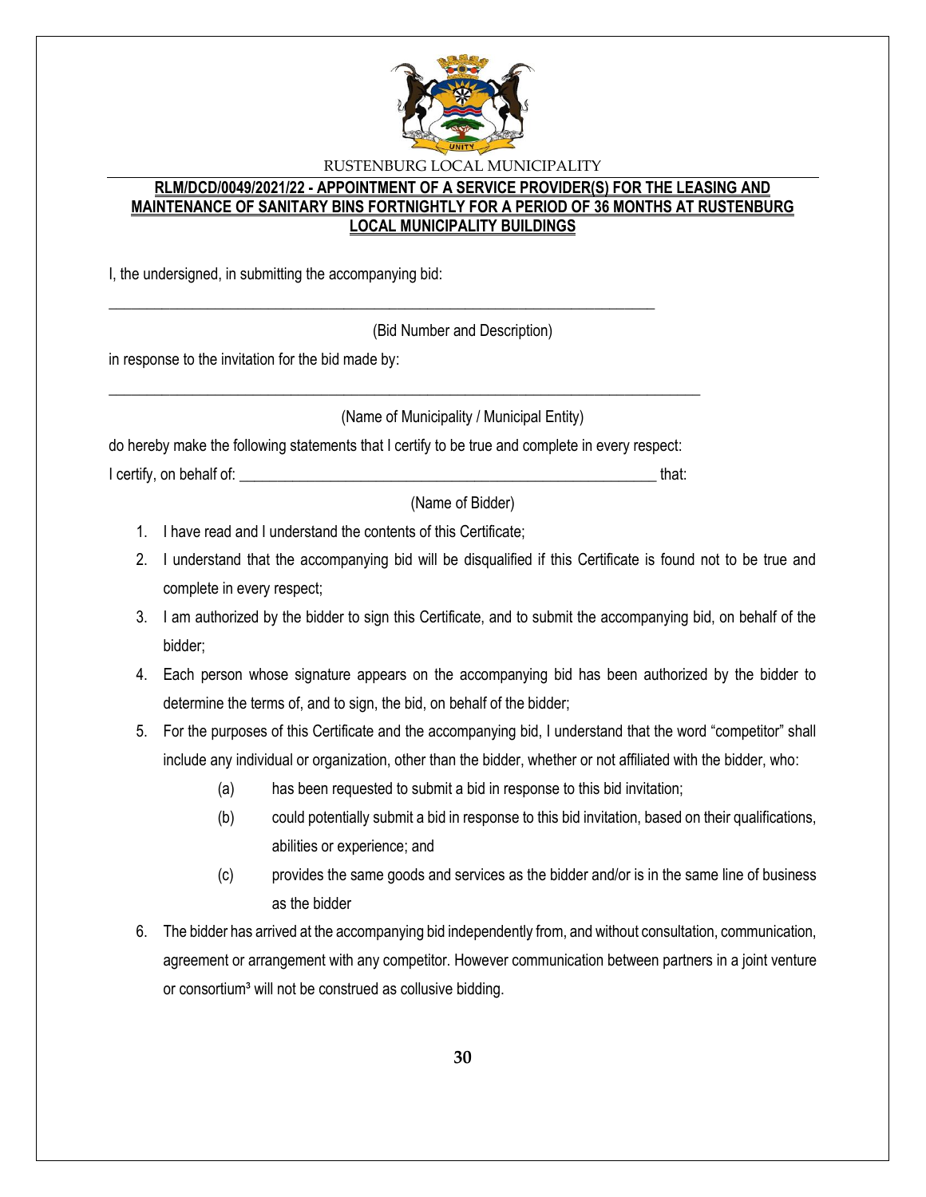RUSTENBURG LOCAL MUNICIPALITY

**RLM/DCD/0049/2021/22 - APPOINTMENT OF A SERVICE PROVIDER(S) FOR THE LEASING AND MAINTENANCE OF SANITARY BINS FORTNIGHTLY FOR A PERIOD OF 36 MONTHS AT RUSTENBURG LOCAL MUNICIPALITY BUILDINGS**

I, the undersigned, in submitting the accompanying bid:

\_\_\_\_\_\_\_\_\_\_\_\_\_\_\_\_\_\_\_\_\_\_\_\_\_\_\_\_\_\_\_\_\_\_\_\_\_\_\_\_\_\_\_\_\_\_\_\_\_\_\_\_\_\_\_\_\_\_\_\_\_\_\_\_\_\_\_\_\_\_

(Bid Number and Description)

in response to the invitation for the bid made by:

\_\_\_\_\_\_\_\_\_\_\_\_\_\_\_\_\_\_\_\_\_\_\_\_\_\_\_\_\_\_\_\_\_\_\_\_\_\_\_\_\_\_\_\_\_\_\_\_\_\_\_\_\_\_\_\_\_\_\_\_\_\_\_\_\_\_\_\_\_\_\_\_\_\_\_\_

(Name of Municipality / Municipal Entity)

do hereby make the following statements that I certify to be true and complete in every respect:

I certify, on behalf of: \_\_\_\_\_\_\_\_\_\_\_\_\_\_\_\_\_\_\_\_\_\_\_\_\_\_\_\_\_\_\_\_\_\_\_\_\_\_\_\_\_\_\_\_\_\_\_\_\_\_\_\_\_\_\_\_ that:

(Name of Bidder)

1. I have read and I understand the contents of this Certificate;
2. I understand that the accompanying bid will be disqualified if this Certificate is found not to be true and complete in every respect;
3. I am authorized by the bidder to sign this Certificate, and to submit the accompanying bid, on behalf of the bidder;
4. Each person whose signature appears on the accompanying bid has been authorized by the bidder to determine the terms of, and to sign, the bid, on behalf of the bidder;
5. For the purposes of this Certificate and the accompanying bid, I understand that the word "competitor" shall include any individual or organization, other than the bidder, whether or not affiliated with the bidder, who:
   - (a) has been requested to submit a bid in response to this bid invitation;
   - (b) could potentially submit a bid in response to this bid invitation, based on their qualifications, abilities or experience; and
   - (c) provides the same goods and services as the bidder and/or is in the same line of business as the bidder
6. The bidder has arrived at the accompanying bid independently from, and without consultation, communication, agreement or arrangement with any competitor. However communication between partners in a joint venture or consortium[3] will not be construed as collusive bidding.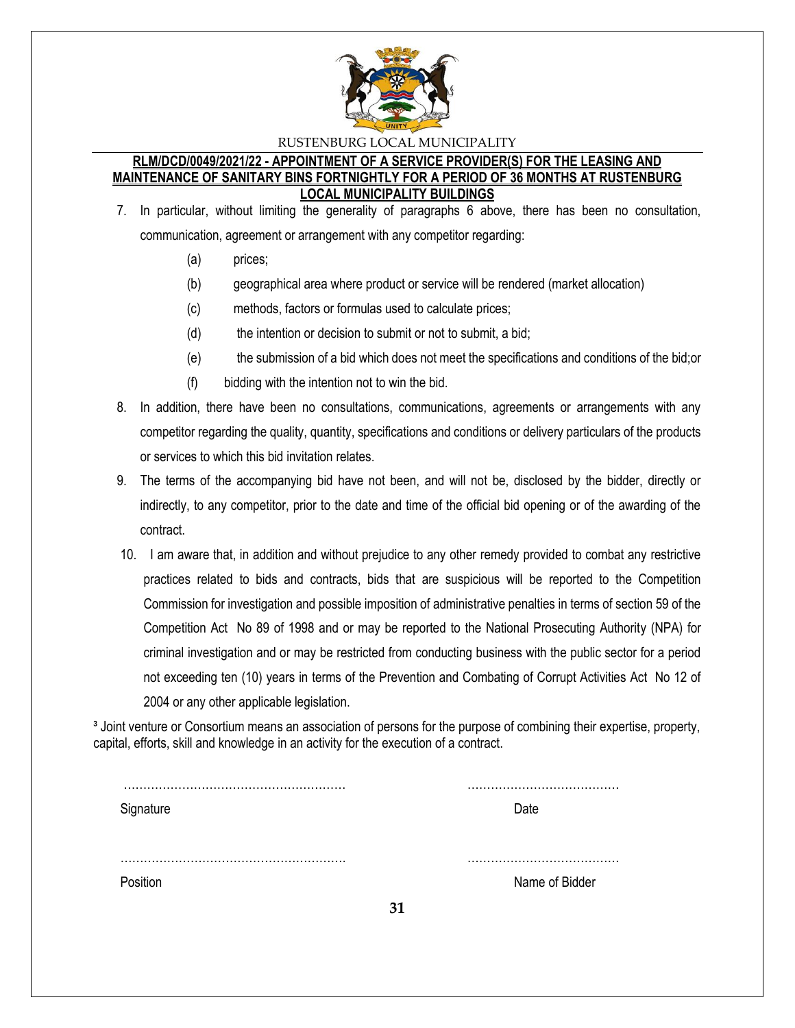7. In particular, without limiting the generality of paragraphs 6 above, there has been no consultation, communication, agreement or arrangement with any competitor regarding:

   (a) prices;

   (b) geographical area where product or service will be rendered (market allocation)

   (c) methods, factors or formulas used to calculate prices;

   (d) the intention or decision to submit or not to submit, a bid;

   (e) the submission of a bid which does not meet the specifications and conditions of the bid;or

   (f) bidding with the intention not to win the bid.

8. In addition, there have been no consultations, communications, agreements or arrangements with any competitor regarding the quality, quantity, specifications and conditions or delivery particulars of the products or services to which this bid invitation relates.

9. The terms of the accompanying bid have not been, and will not be, disclosed by the bidder, directly or indirectly, to any competitor, prior to the date and time of the official bid opening or of the awarding of the contract.

10. I am aware that, in addition and without prejudice to any other remedy provided to combat any restrictive practices related to bids and contracts, bids that are suspicious will be reported to the Competition Commission for investigation and possible imposition of administrative penalties in terms of section 59 of the Competition Act No 89 of 1998 and or may be reported to the National Prosecuting Authority (NPA) for criminal investigation and or may be restricted from conducting business with the public sector for a period not exceeding ten (10) years in terms of the Prevention and Combating of Corrupt Activities Act No 12 of 2004 or any other applicable legislation.

[3] Joint venture or Consortium means an association of persons for the purpose of combining their expertise, property, capital, efforts, skill and knowledge in an activity for the execution of a contract.

………………………………………………… ………………………………

Signature Date

………………………………………………… ………………………………

Position Name of Bidder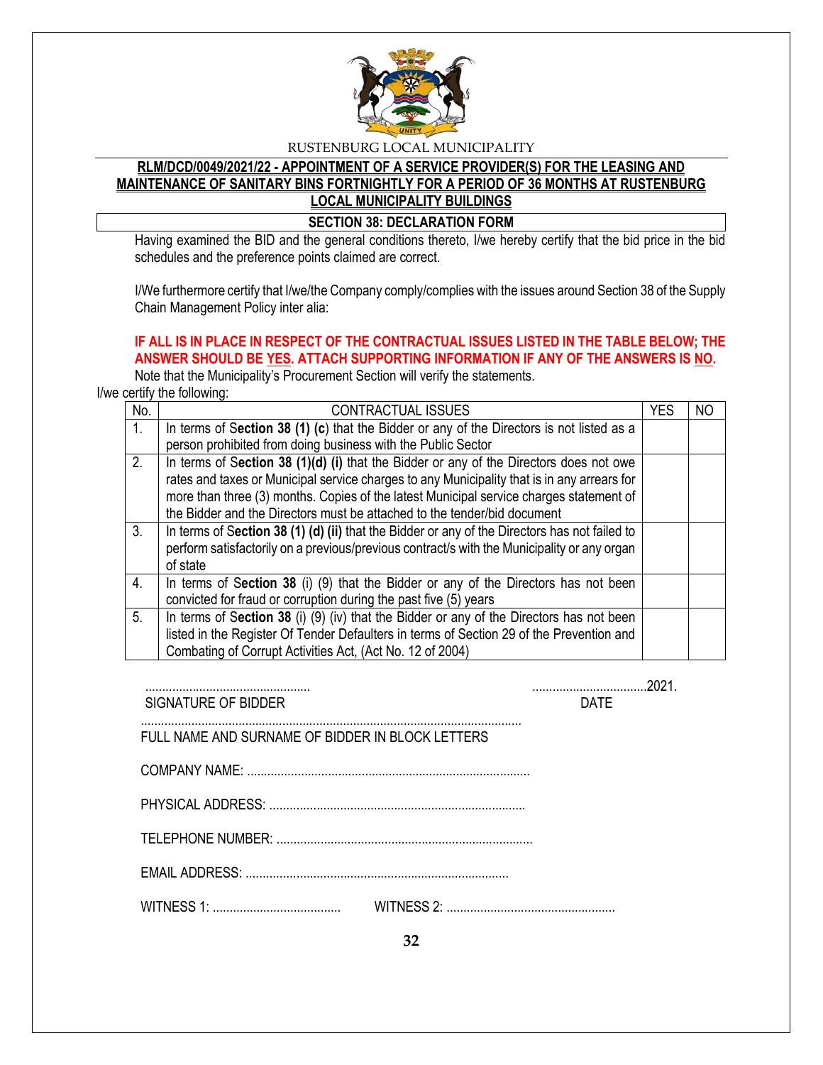RUSTENBURG LOCAL MUNICIPALITY

**RLM/DCD/0049/2021/22 - APPOINTMENT OF A SERVICE PROVIDER(S) FOR THE LEASING AND MAINTENANCE OF SANITARY BINS FORTNIGHTLY FOR A PERIOD OF 36 MONTHS AT RUSTENBURG LOCAL MUNICIPALITY BUILDINGS**

**SECTION 38: DECLARATION FORM**

Having examined the BID and the general conditions thereto, I/we hereby certify that the bid price in the bid schedules and the preference points claimed are correct.

I/We furthermore certify that I/we/the Company comply/complies with the issues around Section 38 of the Supply Chain Management Policy inter alia:

**IF ALL IS IN PLACE IN RESPECT OF THE CONTRACTUAL ISSUES LISTED IN THE TABLE BELOW; THE ANSWER SHOULD BE YES. ATTACH SUPPORTING INFORMATION IF ANY OF THE ANSWERS IS NO.**

Note that the Municipality's Procurement Section will verify the statements.

I/we certify the following:

| No. | CONTRACTUAL ISSUES | YES | NO |
|---|---|---|---|
| 1. | In terms of **Section 38 (1) (c)** that the Bidder or any of the Directors is not listed as a person prohibited from doing business with the Public Sector | | |
| 2. | In terms of **Section 38 (1)(d) (i)** that the Bidder or any of the Directors does not owe rates and taxes or Municipal service charges to any Municipality that is in any arrears for more than three (3) months. Copies of the latest Municipal service charges statement of the Bidder and the Directors must be attached to the tender/bid document | | |
| 3. | In terms of **Section 38 (1) (d) (ii)** that the Bidder or any of the Directors has not failed to perform satisfactorily on a previous/previous contract/s with the Municipality or any organ of state | | |
| 4. | In terms of **Section 38** (i) (9) that the Bidder or any of the Directors has not been convicted for fraud or corruption during the past five (5) years | | |
| 5. | In terms of **Section 38** (i) (9) (iv) that the Bidder or any of the Directors has not been listed in the Register Of Tender Defaulters in terms of Section 29 of the Prevention and Combating of Corrupt Activities Act, (Act No. 12 of 2004) | | |

................................................ ..................................2021.

SIGNATURE OF BIDDER DATE

..................................................................................................................

FULL NAME AND SURNAME OF BIDDER IN BLOCK LETTERS

COMPANY NAME: ...................................................................................

PHYSICAL ADDRESS: ...........................................................................

TELEPHONE NUMBER: ...........................................................................

EMAIL ADDRESS: .............................................................................

WITNESS 1: ...................................... WITNESS 2: ..................................................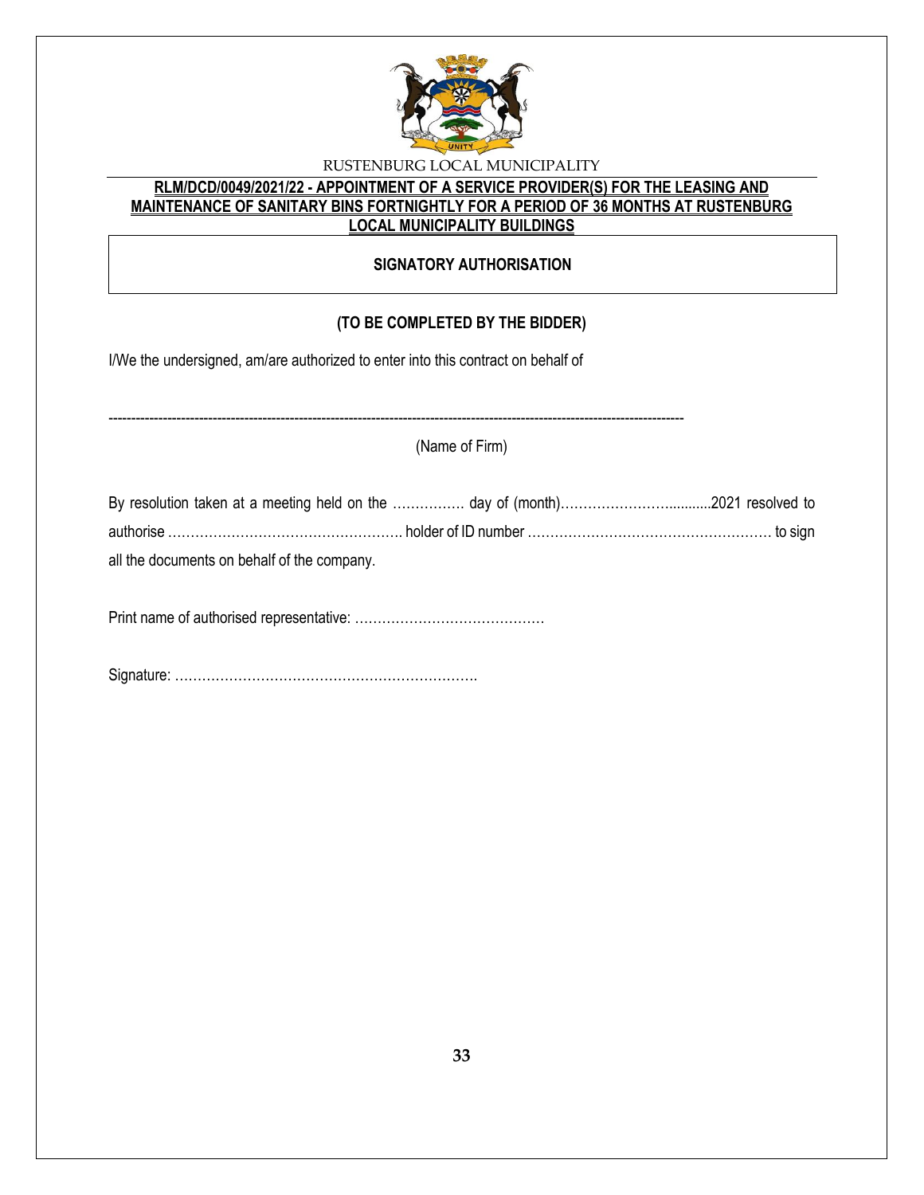RUSTENBURG LOCAL MUNICIPALITY

**RLM/DCD/0049/2021/22 - APPOINTMENT OF A SERVICE PROVIDER(S) FOR THE LEASING AND MAINTENANCE OF SANITARY BINS FORTNIGHTLY FOR A PERIOD OF 36 MONTHS AT RUSTENBURG LOCAL MUNICIPALITY BUILDINGS**

## SIGNATORY AUTHORISATION

**(TO BE COMPLETED BY THE BIDDER)**

I/We the undersigned, am/are authorized to enter into this contract on behalf of

------------------------------------------------------------------------------------------------------------------------

(Name of Firm)

By resolution taken at a meeting held on the ……………. day of (month)……………………..........2021 resolved to authorise ……………………………………………. holder of ID number ……………………………………………… to sign all the documents on behalf of the company.

Print name of authorised representative: ……………………………………

Signature: ………………………………………………………….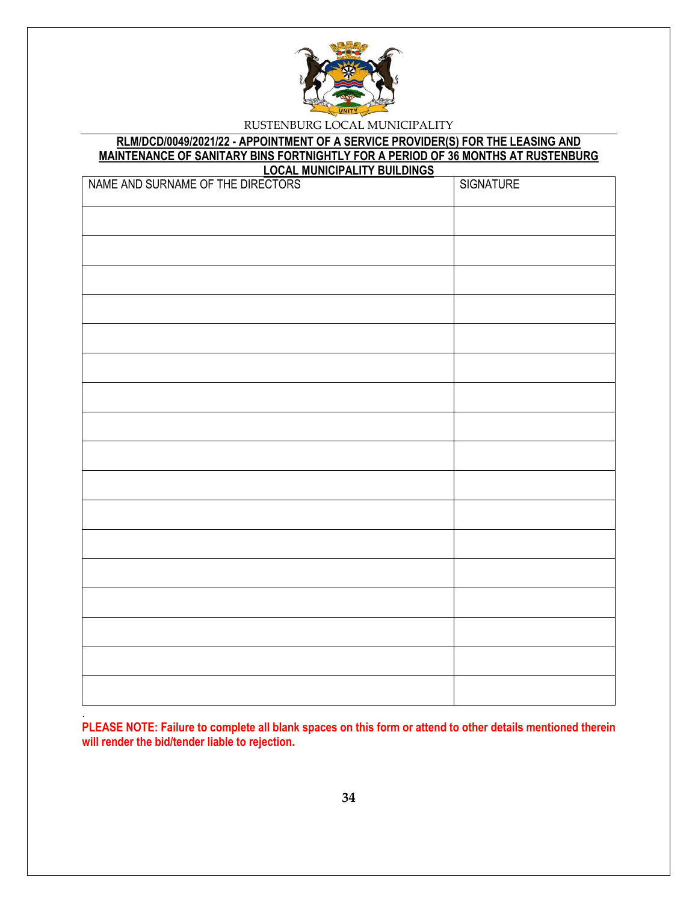RUSTENBURG LOCAL MUNICIPALITY

**RLM/DCD/0049/2021/22 - APPOINTMENT OF A SERVICE PROVIDER(S) FOR THE LEASING AND MAINTENANCE OF SANITARY BINS FORTNIGHTLY FOR A PERIOD OF 36 MONTHS AT RUSTENBURG LOCAL MUNICIPALITY BUILDINGS**

| NAME AND SURNAME OF THE DIRECTORS | SIGNATURE |
|---|---|
| | |
| | |
| | |
| | |
| | |
| | |
| | |
| | |
| | |
| | |
| | |
| | |
| | |
| | |
| | |
| | |
| | |

**PLEASE NOTE: Failure to complete all blank spaces on this form or attend to other details mentioned therein will render the bid/tender liable to rejection.**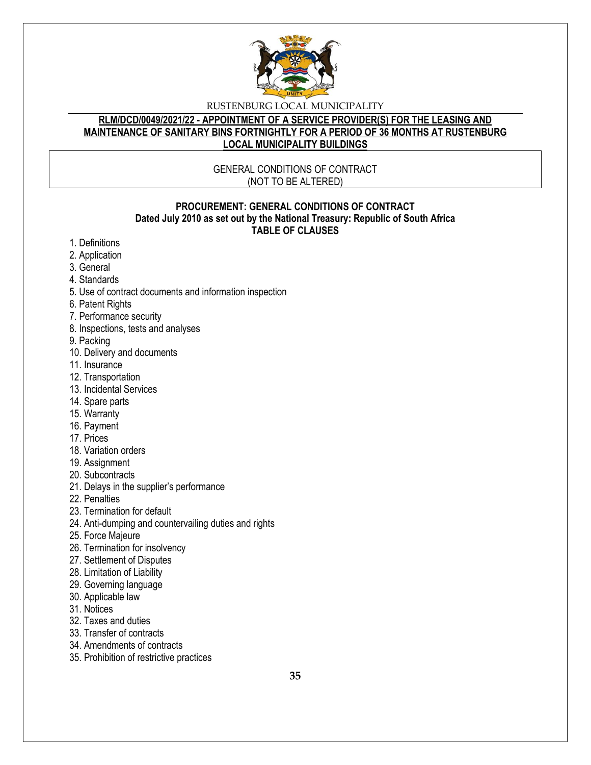RUSTENBURG LOCAL MUNICIPALITY

**RLM/DCD/0049/2021/22 - APPOINTMENT OF A SERVICE PROVIDER(S) FOR THE LEASING AND MAINTENANCE OF SANITARY BINS FORTNIGHTLY FOR A PERIOD OF 36 MONTHS AT RUSTENBURG LOCAL MUNICIPALITY BUILDINGS**

GENERAL CONDITIONS OF CONTRACT
(NOT TO BE ALTERED)

**PROCUREMENT: GENERAL CONDITIONS OF CONTRACT**
**Dated July 2010 as set out by the National Treasury: Republic of South Africa**
**TABLE OF CLAUSES**

1. Definitions
2. Application
3. General
4. Standards
5. Use of contract documents and information inspection
6. Patent Rights
7. Performance security
8. Inspections, tests and analyses
9. Packing
10. Delivery and documents
11. Insurance
12. Transportation
13. Incidental Services
14. Spare parts
15. Warranty
16. Payment
17. Prices
18. Variation orders
19. Assignment
20. Subcontracts
21. Delays in the supplier's performance
22. Penalties
23. Termination for default
24. Anti-dumping and countervailing duties and rights
25. Force Majeure
26. Termination for insolvency
27. Settlement of Disputes
28. Limitation of Liability
29. Governing language
30. Applicable law
31. Notices
32. Taxes and duties
33. Transfer of contracts
34. Amendments of contracts
35. Prohibition of restrictive practices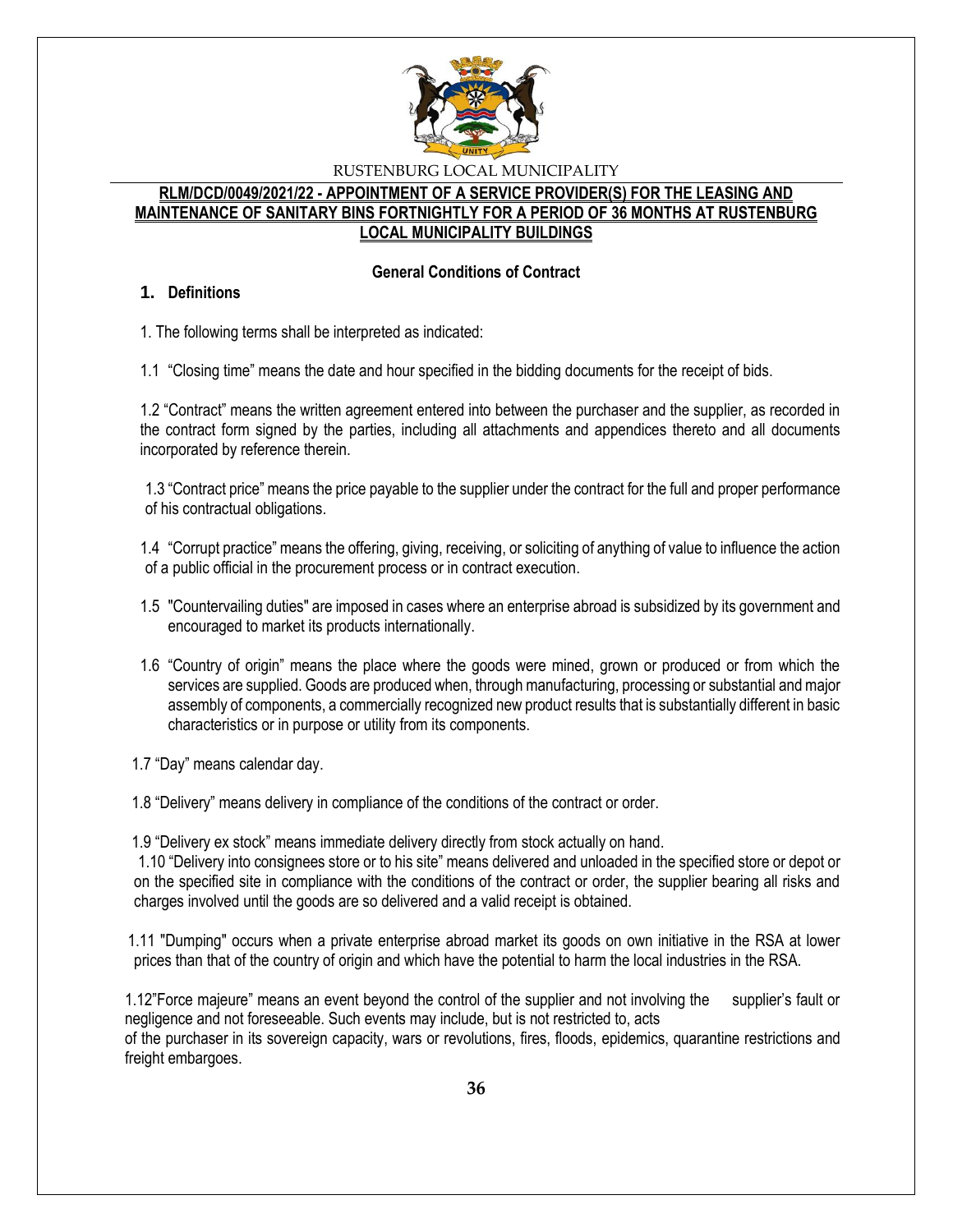RUSTENBURG LOCAL MUNICIPALITY

**RLM/DCD/0049/2021/22 - APPOINTMENT OF A SERVICE PROVIDER(S) FOR THE LEASING AND MAINTENANCE OF SANITARY BINS FORTNIGHTLY FOR A PERIOD OF 36 MONTHS AT RUSTENBURG LOCAL MUNICIPALITY BUILDINGS**

**General Conditions of Contract**

## 1. Definitions

1. The following terms shall be interpreted as indicated:

1.1 "Closing time" means the date and hour specified in the bidding documents for the receipt of bids.

1.2 "Contract" means the written agreement entered into between the purchaser and the supplier, as recorded in the contract form signed by the parties, including all attachments and appendices thereto and all documents incorporated by reference therein.

1.3 "Contract price" means the price payable to the supplier under the contract for the full and proper performance of his contractual obligations.

1.4 "Corrupt practice" means the offering, giving, receiving, or soliciting of anything of value to influence the action of a public official in the procurement process or in contract execution.

1.5 "Countervailing duties" are imposed in cases where an enterprise abroad is subsidized by its government and encouraged to market its products internationally.

1.6 "Country of origin" means the place where the goods were mined, grown or produced or from which the services are supplied. Goods are produced when, through manufacturing, processing or substantial and major assembly of components, a commercially recognized new product results that is substantially different in basic characteristics or in purpose or utility from its components.

1.7 "Day" means calendar day.

1.8 "Delivery" means delivery in compliance of the conditions of the contract or order.

1.9 "Delivery ex stock" means immediate delivery directly from stock actually on hand.

1.10 "Delivery into consignees store or to his site" means delivered and unloaded in the specified store or depot or on the specified site in compliance with the conditions of the contract or order, the supplier bearing all risks and charges involved until the goods are so delivered and a valid receipt is obtained.

1.11 "Dumping" occurs when a private enterprise abroad market its goods on own initiative in the RSA at lower prices than that of the country of origin and which have the potential to harm the local industries in the RSA.

1.12"Force majeure" means an event beyond the control of the supplier and not involving the supplier's fault or negligence and not foreseeable. Such events may include, but is not restricted to, acts of the purchaser in its sovereign capacity, wars or revolutions, fires, floods, epidemics, quarantine restrictions and freight embargoes.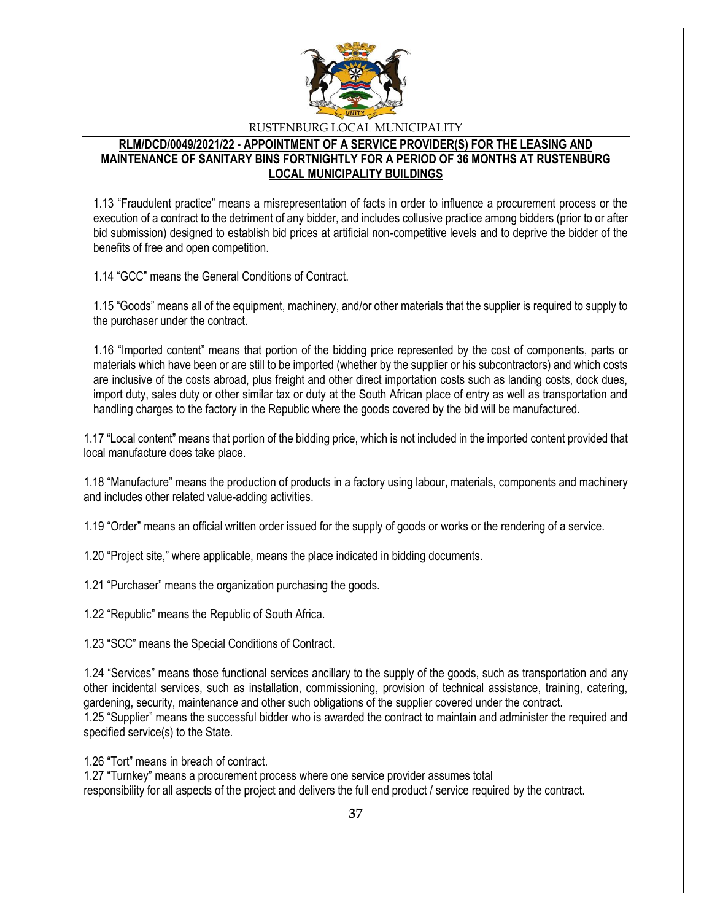1.13 "Fraudulent practice" means a misrepresentation of facts in order to influence a procurement process or the execution of a contract to the detriment of any bidder, and includes collusive practice among bidders (prior to or after bid submission) designed to establish bid prices at artificial non-competitive levels and to deprive the bidder of the benefits of free and open competition.

1.14 "GCC" means the General Conditions of Contract.

1.15 "Goods" means all of the equipment, machinery, and/or other materials that the supplier is required to supply to the purchaser under the contract.

1.16 "Imported content" means that portion of the bidding price represented by the cost of components, parts or materials which have been or are still to be imported (whether by the supplier or his subcontractors) and which costs are inclusive of the costs abroad, plus freight and other direct importation costs such as landing costs, dock dues, import duty, sales duty or other similar tax or duty at the South African place of entry as well as transportation and handling charges to the factory in the Republic where the goods covered by the bid will be manufactured.

1.17 "Local content" means that portion of the bidding price, which is not included in the imported content provided that local manufacture does take place.

1.18 "Manufacture" means the production of products in a factory using labour, materials, components and machinery and includes other related value-adding activities.

1.19 "Order" means an official written order issued for the supply of goods or works or the rendering of a service.

1.20 "Project site," where applicable, means the place indicated in bidding documents.

1.21 "Purchaser" means the organization purchasing the goods.

1.22 "Republic" means the Republic of South Africa.

1.23 "SCC" means the Special Conditions of Contract.

1.24 "Services" means those functional services ancillary to the supply of the goods, such as transportation and any other incidental services, such as installation, commissioning, provision of technical assistance, training, catering, gardening, security, maintenance and other such obligations of the supplier covered under the contract.

1.25 "Supplier" means the successful bidder who is awarded the contract to maintain and administer the required and specified service(s) to the State.

1.26 "Tort" means in breach of contract.

1.27 "Turnkey" means a procurement process where one service provider assumes total responsibility for all aspects of the project and delivers the full end product / service required by the contract.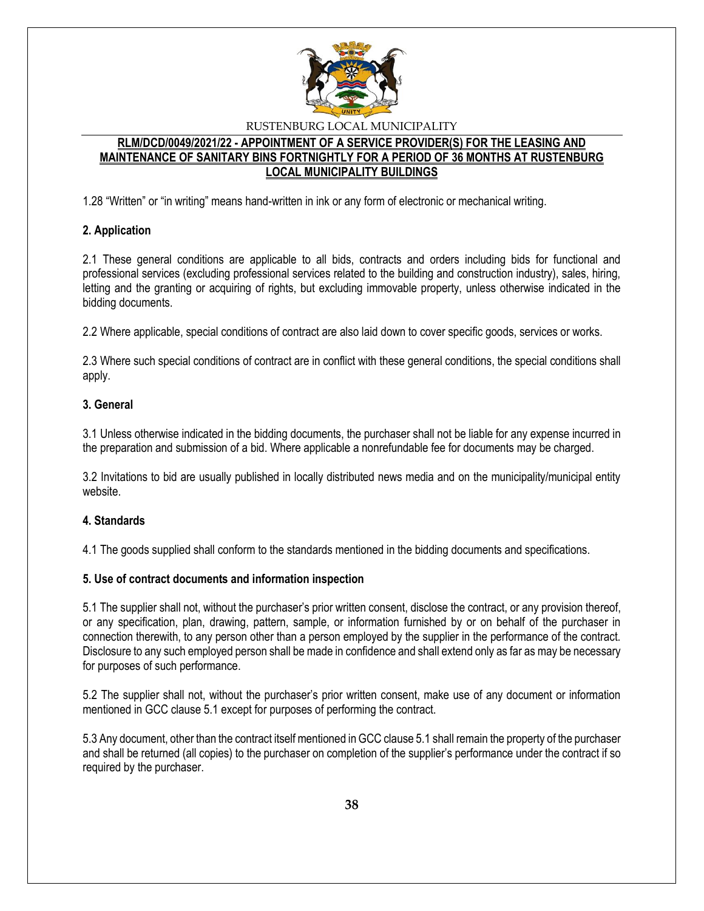1.28 “Written” or “in writing” means hand-written in ink or any form of electronic or mechanical writing.

**2. Application**

2.1 These general conditions are applicable to all bids, contracts and orders including bids for functional and professional services (excluding professional services related to the building and construction industry), sales, hiring, letting and the granting or acquiring of rights, but excluding immovable property, unless otherwise indicated in the bidding documents.

2.2 Where applicable, special conditions of contract are also laid down to cover specific goods, services or works.

2.3 Where such special conditions of contract are in conflict with these general conditions, the special conditions shall apply.

**3. General**

3.1 Unless otherwise indicated in the bidding documents, the purchaser shall not be liable for any expense incurred in the preparation and submission of a bid. Where applicable a nonrefundable fee for documents may be charged.

3.2 Invitations to bid are usually published in locally distributed news media and on the municipality/municipal entity website.

**4. Standards**

4.1 The goods supplied shall conform to the standards mentioned in the bidding documents and specifications.

**5. Use of contract documents and information inspection**

5.1 The supplier shall not, without the purchaser’s prior written consent, disclose the contract, or any provision thereof, or any specification, plan, drawing, pattern, sample, or information furnished by or on behalf of the purchaser in connection therewith, to any person other than a person employed by the supplier in the performance of the contract. Disclosure to any such employed person shall be made in confidence and shall extend only as far as may be necessary for purposes of such performance.

5.2 The supplier shall not, without the purchaser’s prior written consent, make use of any document or information mentioned in GCC clause 5.1 except for purposes of performing the contract.

5.3 Any document, other than the contract itself mentioned in GCC clause 5.1 shall remain the property of the purchaser and shall be returned (all copies) to the purchaser on completion of the supplier’s performance under the contract if so required by the purchaser.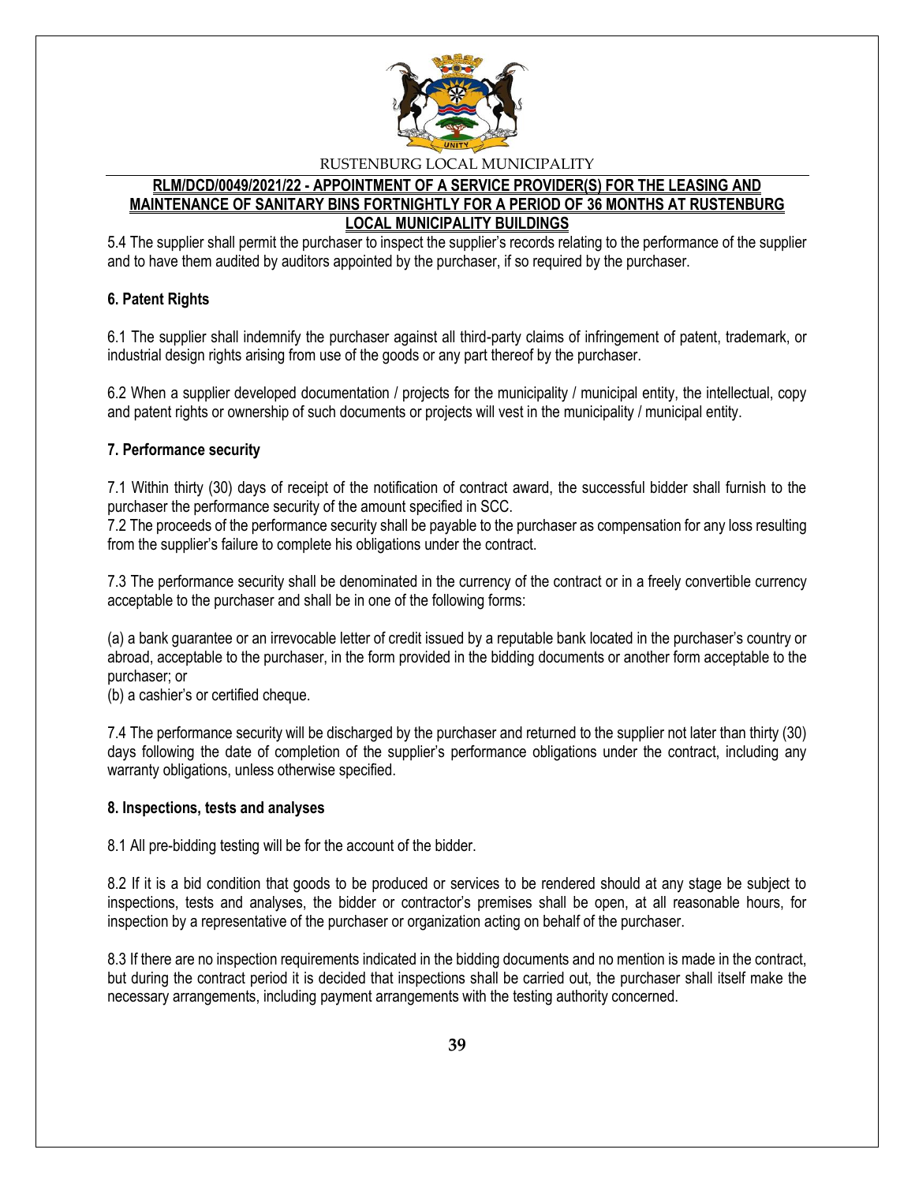5.4 The supplier shall permit the purchaser to inspect the supplier's records relating to the performance of the supplier and to have them audited by auditors appointed by the purchaser, if so required by the purchaser.

**6. Patent Rights**

6.1 The supplier shall indemnify the purchaser against all third-party claims of infringement of patent, trademark, or industrial design rights arising from use of the goods or any part thereof by the purchaser.

6.2 When a supplier developed documentation / projects for the municipality / municipal entity, the intellectual, copy and patent rights or ownership of such documents or projects will vest in the municipality / municipal entity.

**7. Performance security**

7.1 Within thirty (30) days of receipt of the notification of contract award, the successful bidder shall furnish to the purchaser the performance security of the amount specified in SCC.

7.2 The proceeds of the performance security shall be payable to the purchaser as compensation for any loss resulting from the supplier's failure to complete his obligations under the contract.

7.3 The performance security shall be denominated in the currency of the contract or in a freely convertible currency acceptable to the purchaser and shall be in one of the following forms:

(a) a bank guarantee or an irrevocable letter of credit issued by a reputable bank located in the purchaser's country or abroad, acceptable to the purchaser, in the form provided in the bidding documents or another form acceptable to the purchaser; or

(b) a cashier's or certified cheque.

7.4 The performance security will be discharged by the purchaser and returned to the supplier not later than thirty (30) days following the date of completion of the supplier's performance obligations under the contract, including any warranty obligations, unless otherwise specified.

**8. Inspections, tests and analyses**

8.1 All pre-bidding testing will be for the account of the bidder.

8.2 If it is a bid condition that goods to be produced or services to be rendered should at any stage be subject to inspections, tests and analyses, the bidder or contractor's premises shall be open, at all reasonable hours, for inspection by a representative of the purchaser or organization acting on behalf of the purchaser.

8.3 If there are no inspection requirements indicated in the bidding documents and no mention is made in the contract, but during the contract period it is decided that inspections shall be carried out, the purchaser shall itself make the necessary arrangements, including payment arrangements with the testing authority concerned.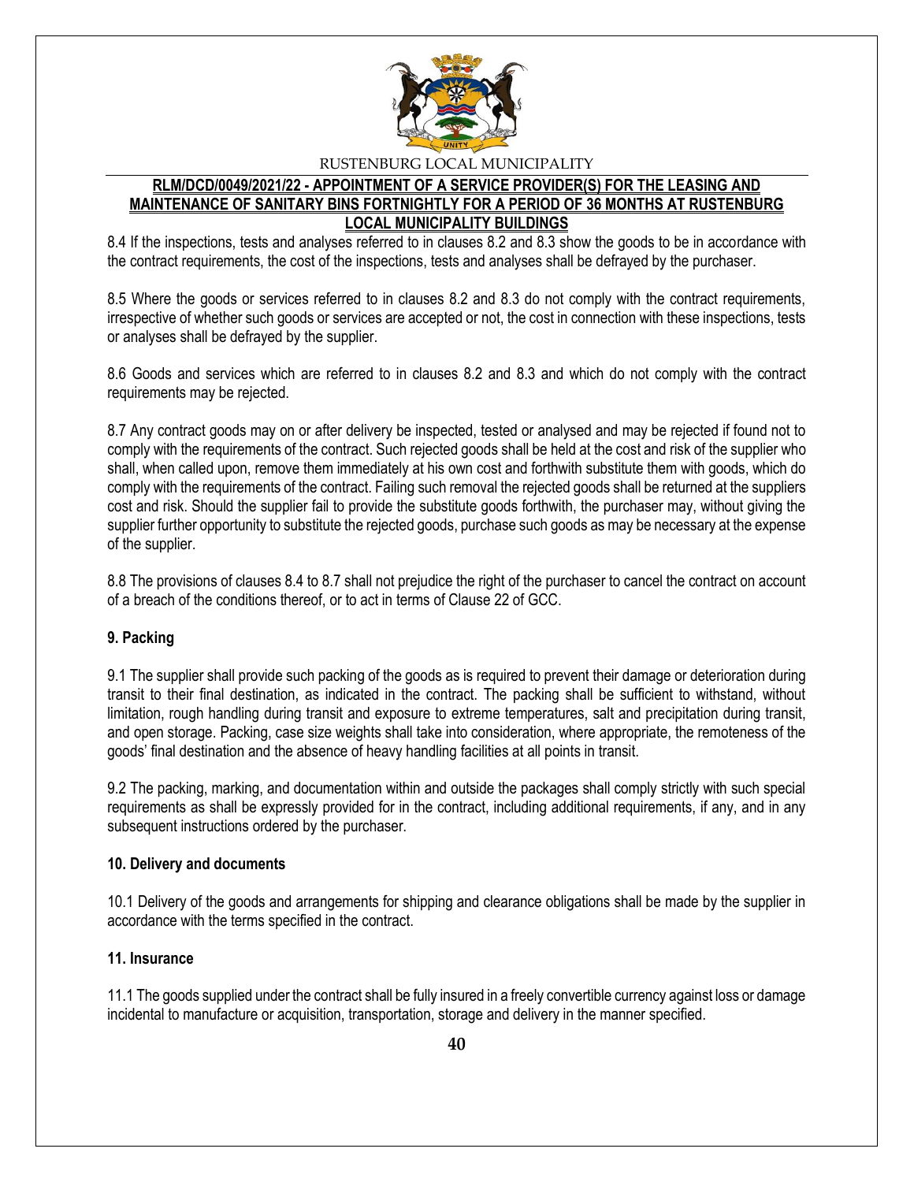8.4 If the inspections, tests and analyses referred to in clauses 8.2 and 8.3 show the goods to be in accordance with the contract requirements, the cost of the inspections, tests and analyses shall be defrayed by the purchaser.

8.5 Where the goods or services referred to in clauses 8.2 and 8.3 do not comply with the contract requirements, irrespective of whether such goods or services are accepted or not, the cost in connection with these inspections, tests or analyses shall be defrayed by the supplier.

8.6 Goods and services which are referred to in clauses 8.2 and 8.3 and which do not comply with the contract requirements may be rejected.

8.7 Any contract goods may on or after delivery be inspected, tested or analysed and may be rejected if found not to comply with the requirements of the contract. Such rejected goods shall be held at the cost and risk of the supplier who shall, when called upon, remove them immediately at his own cost and forthwith substitute them with goods, which do comply with the requirements of the contract. Failing such removal the rejected goods shall be returned at the suppliers cost and risk. Should the supplier fail to provide the substitute goods forthwith, the purchaser may, without giving the supplier further opportunity to substitute the rejected goods, purchase such goods as may be necessary at the expense of the supplier.

8.8 The provisions of clauses 8.4 to 8.7 shall not prejudice the right of the purchaser to cancel the contract on account of a breach of the conditions thereof, or to act in terms of Clause 22 of GCC.

**9. Packing**

9.1 The supplier shall provide such packing of the goods as is required to prevent their damage or deterioration during transit to their final destination, as indicated in the contract. The packing shall be sufficient to withstand, without limitation, rough handling during transit and exposure to extreme temperatures, salt and precipitation during transit, and open storage. Packing, case size weights shall take into consideration, where appropriate, the remoteness of the goods' final destination and the absence of heavy handling facilities at all points in transit.

9.2 The packing, marking, and documentation within and outside the packages shall comply strictly with such special requirements as shall be expressly provided for in the contract, including additional requirements, if any, and in any subsequent instructions ordered by the purchaser.

**10. Delivery and documents**

10.1 Delivery of the goods and arrangements for shipping and clearance obligations shall be made by the supplier in accordance with the terms specified in the contract.

**11. Insurance**

11.1 The goods supplied under the contract shall be fully insured in a freely convertible currency against loss or damage incidental to manufacture or acquisition, transportation, storage and delivery in the manner specified.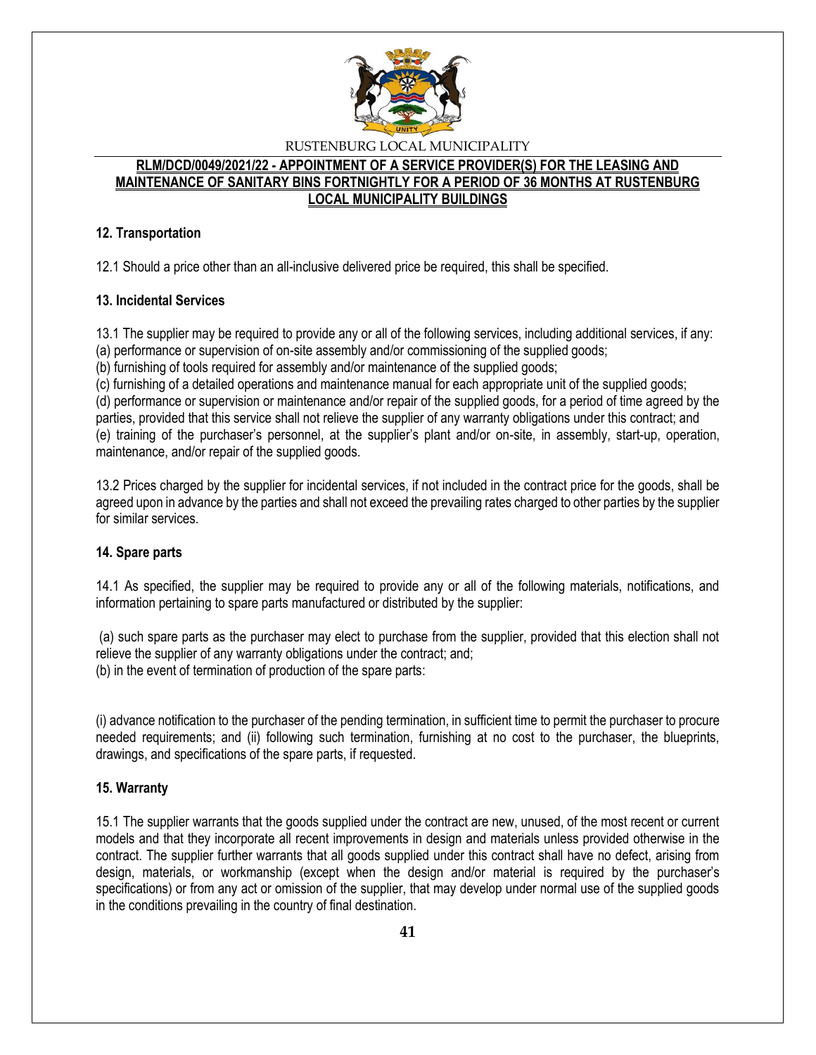### 12. Transportation

12.1 Should a price other than an all-inclusive delivered price be required, this shall be specified.

### 13. Incidental Services

13.1 The supplier may be required to provide any or all of the following services, including additional services, if any:
(a) performance or supervision of on-site assembly and/or commissioning of the supplied goods;
(b) furnishing of tools required for assembly and/or maintenance of the supplied goods;
(c) furnishing of a detailed operations and maintenance manual for each appropriate unit of the supplied goods;
(d) performance or supervision or maintenance and/or repair of the supplied goods, for a period of time agreed by the parties, provided that this service shall not relieve the supplier of any warranty obligations under this contract; and
(e) training of the purchaser's personnel, at the supplier's plant and/or on-site, in assembly, start-up, operation, maintenance, and/or repair of the supplied goods.

13.2 Prices charged by the supplier for incidental services, if not included in the contract price for the goods, shall be agreed upon in advance by the parties and shall not exceed the prevailing rates charged to other parties by the supplier for similar services.

### 14. Spare parts

14.1 As specified, the supplier may be required to provide any or all of the following materials, notifications, and information pertaining to spare parts manufactured or distributed by the supplier:

(a) such spare parts as the purchaser may elect to purchase from the supplier, provided that this election shall not relieve the supplier of any warranty obligations under the contract; and;
(b) in the event of termination of production of the spare parts:

(i) advance notification to the purchaser of the pending termination, in sufficient time to permit the purchaser to procure needed requirements; and (ii) following such termination, furnishing at no cost to the purchaser, the blueprints, drawings, and specifications of the spare parts, if requested.

### 15. Warranty

15.1 The supplier warrants that the goods supplied under the contract are new, unused, of the most recent or current models and that they incorporate all recent improvements in design and materials unless provided otherwise in the contract. The supplier further warrants that all goods supplied under this contract shall have no defect, arising from design, materials, or workmanship (except when the design and/or material is required by the purchaser's specifications) or from any act or omission of the supplier, that may develop under normal use of the supplied goods in the conditions prevailing in the country of final destination.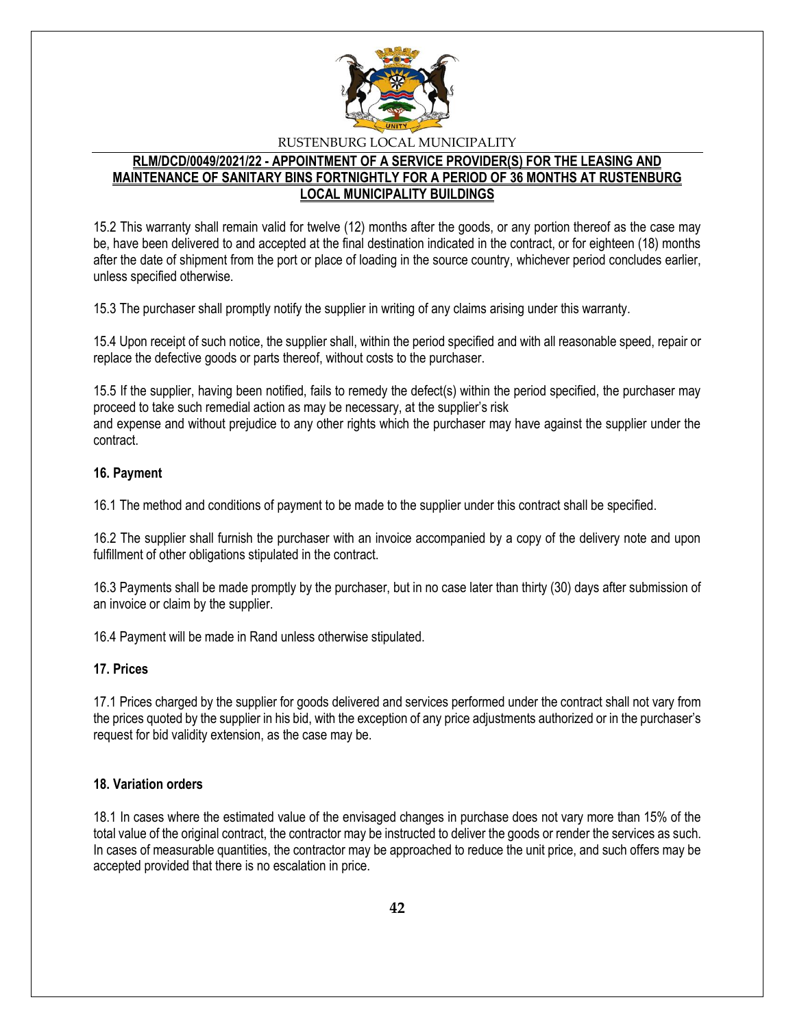15.2 This warranty shall remain valid for twelve (12) months after the goods, or any portion thereof as the case may be, have been delivered to and accepted at the final destination indicated in the contract, or for eighteen (18) months after the date of shipment from the port or place of loading in the source country, whichever period concludes earlier, unless specified otherwise.

15.3 The purchaser shall promptly notify the supplier in writing of any claims arising under this warranty.

15.4 Upon receipt of such notice, the supplier shall, within the period specified and with all reasonable speed, repair or replace the defective goods or parts thereof, without costs to the purchaser.

15.5 If the supplier, having been notified, fails to remedy the defect(s) within the period specified, the purchaser may proceed to take such remedial action as may be necessary, at the supplier's risk
and expense and without prejudice to any other rights which the purchaser may have against the supplier under the contract.

**16. Payment**

16.1 The method and conditions of payment to be made to the supplier under this contract shall be specified.

16.2 The supplier shall furnish the purchaser with an invoice accompanied by a copy of the delivery note and upon fulfillment of other obligations stipulated in the contract.

16.3 Payments shall be made promptly by the purchaser, but in no case later than thirty (30) days after submission of an invoice or claim by the supplier.

16.4 Payment will be made in Rand unless otherwise stipulated.

**17. Prices**

17.1 Prices charged by the supplier for goods delivered and services performed under the contract shall not vary from the prices quoted by the supplier in his bid, with the exception of any price adjustments authorized or in the purchaser's request for bid validity extension, as the case may be.

**18. Variation orders**

18.1 In cases where the estimated value of the envisaged changes in purchase does not vary more than 15% of the total value of the original contract, the contractor may be instructed to deliver the goods or render the services as such. In cases of measurable quantities, the contractor may be approached to reduce the unit price, and such offers may be accepted provided that there is no escalation in price.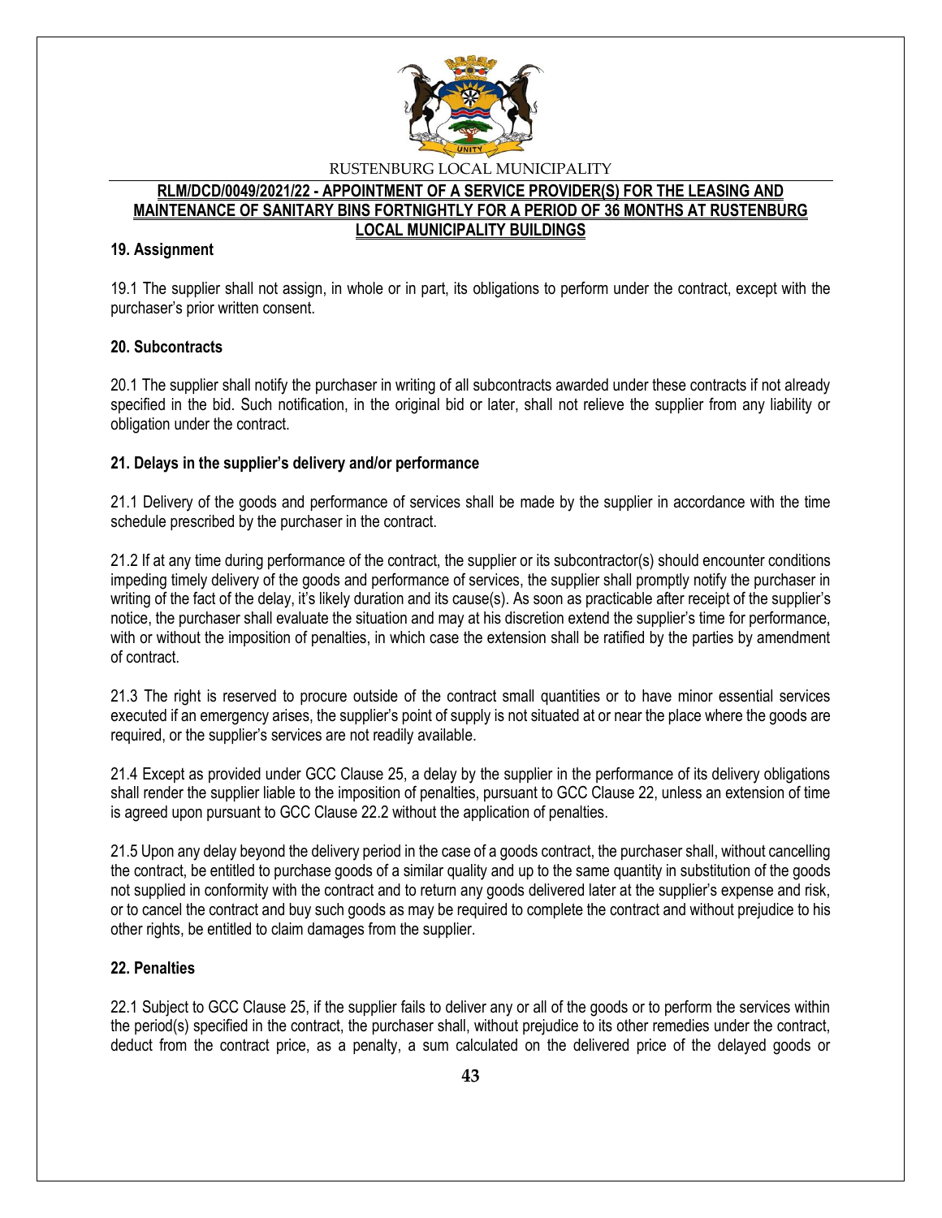## 19. Assignment

19.1 The supplier shall not assign, in whole or in part, its obligations to perform under the contract, except with the purchaser's prior written consent.

## 20. Subcontracts

20.1 The supplier shall notify the purchaser in writing of all subcontracts awarded under these contracts if not already specified in the bid. Such notification, in the original bid or later, shall not relieve the supplier from any liability or obligation under the contract.

## 21. Delays in the supplier's delivery and/or performance

21.1 Delivery of the goods and performance of services shall be made by the supplier in accordance with the time schedule prescribed by the purchaser in the contract.

21.2 If at any time during performance of the contract, the supplier or its subcontractor(s) should encounter conditions impeding timely delivery of the goods and performance of services, the supplier shall promptly notify the purchaser in writing of the fact of the delay, it's likely duration and its cause(s). As soon as practicable after receipt of the supplier's notice, the purchaser shall evaluate the situation and may at his discretion extend the supplier's time for performance, with or without the imposition of penalties, in which case the extension shall be ratified by the parties by amendment of contract.

21.3 The right is reserved to procure outside of the contract small quantities or to have minor essential services executed if an emergency arises, the supplier's point of supply is not situated at or near the place where the goods are required, or the supplier's services are not readily available.

21.4 Except as provided under GCC Clause 25, a delay by the supplier in the performance of its delivery obligations shall render the supplier liable to the imposition of penalties, pursuant to GCC Clause 22, unless an extension of time is agreed upon pursuant to GCC Clause 22.2 without the application of penalties.

21.5 Upon any delay beyond the delivery period in the case of a goods contract, the purchaser shall, without cancelling the contract, be entitled to purchase goods of a similar quality and up to the same quantity in substitution of the goods not supplied in conformity with the contract and to return any goods delivered later at the supplier's expense and risk, or to cancel the contract and buy such goods as may be required to complete the contract and without prejudice to his other rights, be entitled to claim damages from the supplier.

## 22. Penalties

22.1 Subject to GCC Clause 25, if the supplier fails to deliver any or all of the goods or to perform the services within the period(s) specified in the contract, the purchaser shall, without prejudice to its other remedies under the contract, deduct from the contract price, as a penalty, a sum calculated on the delivered price of the delayed goods or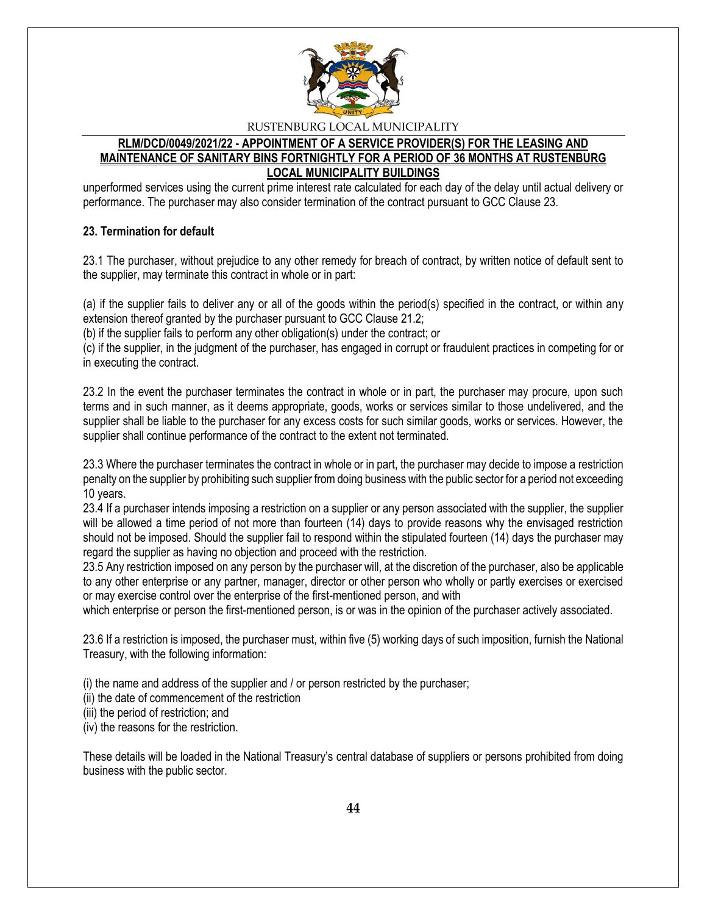unperformed services using the current prime interest rate calculated for each day of the delay until actual delivery or performance. The purchaser may also consider termination of the contract pursuant to GCC Clause 23.

**23. Termination for default**

23.1 The purchaser, without prejudice to any other remedy for breach of contract, by written notice of default sent to the supplier, may terminate this contract in whole or in part:

(a) if the supplier fails to deliver any or all of the goods within the period(s) specified in the contract, or within any extension thereof granted by the purchaser pursuant to GCC Clause 21.2;
(b) if the supplier fails to perform any other obligation(s) under the contract; or
(c) if the supplier, in the judgment of the purchaser, has engaged in corrupt or fraudulent practices in competing for or in executing the contract.

23.2 In the event the purchaser terminates the contract in whole or in part, the purchaser may procure, upon such terms and in such manner, as it deems appropriate, goods, works or services similar to those undelivered, and the supplier shall be liable to the purchaser for any excess costs for such similar goods, works or services. However, the supplier shall continue performance of the contract to the extent not terminated.

23.3 Where the purchaser terminates the contract in whole or in part, the purchaser may decide to impose a restriction penalty on the supplier by prohibiting such supplier from doing business with the public sector for a period not exceeding 10 years.
23.4 If a purchaser intends imposing a restriction on a supplier or any person associated with the supplier, the supplier will be allowed a time period of not more than fourteen (14) days to provide reasons why the envisaged restriction should not be imposed. Should the supplier fail to respond within the stipulated fourteen (14) days the purchaser may regard the supplier as having no objection and proceed with the restriction.
23.5 Any restriction imposed on any person by the purchaser will, at the discretion of the purchaser, also be applicable to any other enterprise or any partner, manager, director or other person who wholly or partly exercises or exercised or may exercise control over the enterprise of the first-mentioned person, and with
which enterprise or person the first-mentioned person, is or was in the opinion of the purchaser actively associated.

23.6 If a restriction is imposed, the purchaser must, within five (5) working days of such imposition, furnish the National Treasury, with the following information:

(i) the name and address of the supplier and / or person restricted by the purchaser;
(ii) the date of commencement of the restriction
(iii) the period of restriction; and
(iv) the reasons for the restriction.

These details will be loaded in the National Treasury's central database of suppliers or persons prohibited from doing business with the public sector.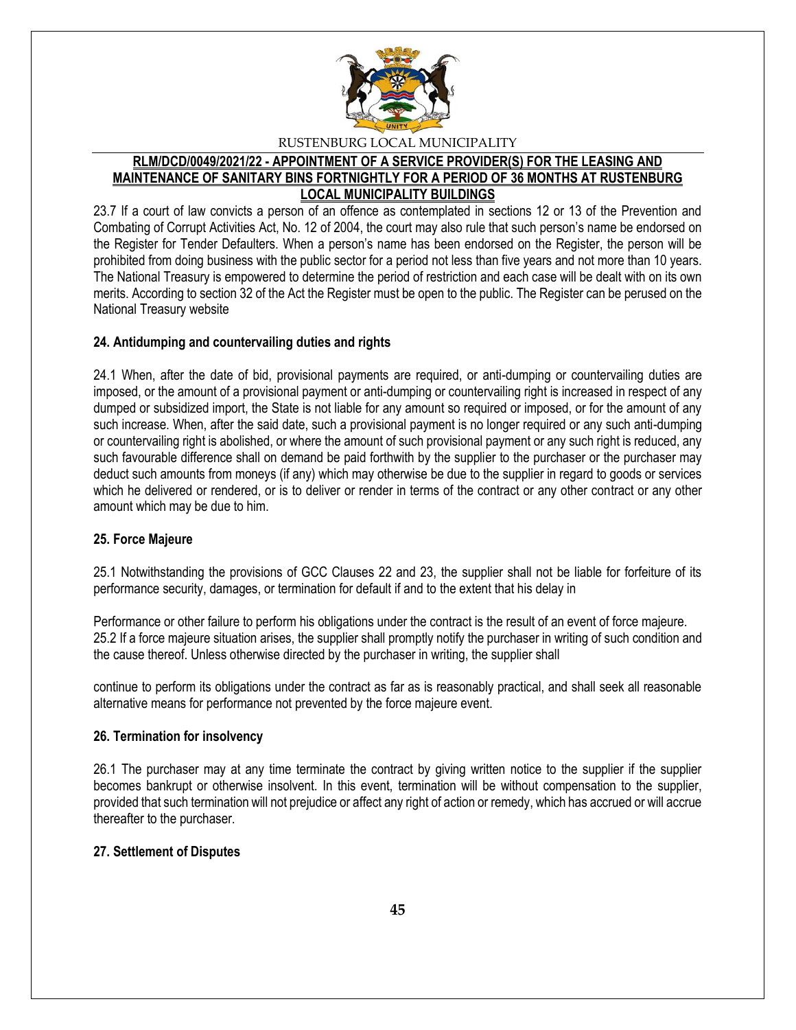23.7 If a court of law convicts a person of an offence as contemplated in sections 12 or 13 of the Prevention and Combating of Corrupt Activities Act, No. 12 of 2004, the court may also rule that such person's name be endorsed on the Register for Tender Defaulters. When a person's name has been endorsed on the Register, the person will be prohibited from doing business with the public sector for a period not less than five years and not more than 10 years. The National Treasury is empowered to determine the period of restriction and each case will be dealt with on its own merits. According to section 32 of the Act the Register must be open to the public. The Register can be perused on the National Treasury website

**24. Antidumping and countervailing duties and rights**

24.1 When, after the date of bid, provisional payments are required, or anti-dumping or countervailing duties are imposed, or the amount of a provisional payment or anti-dumping or countervailing right is increased in respect of any dumped or subsidized import, the State is not liable for any amount so required or imposed, or for the amount of any such increase. When, after the said date, such a provisional payment is no longer required or any such anti-dumping or countervailing right is abolished, or where the amount of such provisional payment or any such right is reduced, any such favourable difference shall on demand be paid forthwith by the supplier to the purchaser or the purchaser may deduct such amounts from moneys (if any) which may otherwise be due to the supplier in regard to goods or services which he delivered or rendered, or is to deliver or render in terms of the contract or any other contract or any other amount which may be due to him.

**25. Force Majeure**

25.1 Notwithstanding the provisions of GCC Clauses 22 and 23, the supplier shall not be liable for forfeiture of its performance security, damages, or termination for default if and to the extent that his delay in

Performance or other failure to perform his obligations under the contract is the result of an event of force majeure.
25.2 If a force majeure situation arises, the supplier shall promptly notify the purchaser in writing of such condition and the cause thereof. Unless otherwise directed by the purchaser in writing, the supplier shall

continue to perform its obligations under the contract as far as is reasonably practical, and shall seek all reasonable alternative means for performance not prevented by the force majeure event.

**26. Termination for insolvency**

26.1 The purchaser may at any time terminate the contract by giving written notice to the supplier if the supplier becomes bankrupt or otherwise insolvent. In this event, termination will be without compensation to the supplier, provided that such termination will not prejudice or affect any right of action or remedy, which has accrued or will accrue thereafter to the purchaser.

**27. Settlement of Disputes**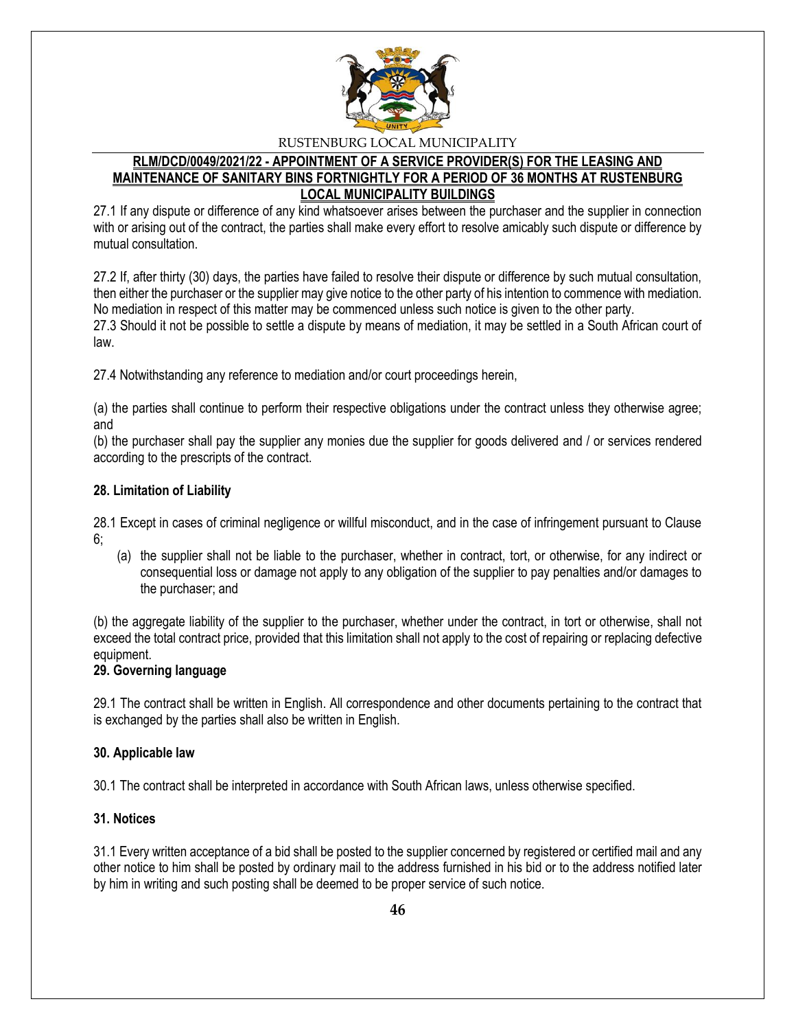27.1 If any dispute or difference of any kind whatsoever arises between the purchaser and the supplier in connection with or arising out of the contract, the parties shall make every effort to resolve amicably such dispute or difference by mutual consultation.

27.2 If, after thirty (30) days, the parties have failed to resolve their dispute or difference by such mutual consultation, then either the purchaser or the supplier may give notice to the other party of his intention to commence with mediation. No mediation in respect of this matter may be commenced unless such notice is given to the other party.

27.3 Should it not be possible to settle a dispute by means of mediation, it may be settled in a South African court of law.

27.4 Notwithstanding any reference to mediation and/or court proceedings herein,

(a) the parties shall continue to perform their respective obligations under the contract unless they otherwise agree; and

(b) the purchaser shall pay the supplier any monies due the supplier for goods delivered and / or services rendered according to the prescripts of the contract.

**28. Limitation of Liability**

28.1 Except in cases of criminal negligence or willful misconduct, and in the case of infringement pursuant to Clause 6;

(a) the supplier shall not be liable to the purchaser, whether in contract, tort, or otherwise, for any indirect or consequential loss or damage not apply to any obligation of the supplier to pay penalties and/or damages to the purchaser; and

(b) the aggregate liability of the supplier to the purchaser, whether under the contract, in tort or otherwise, shall not exceed the total contract price, provided that this limitation shall not apply to the cost of repairing or replacing defective equipment.

**29. Governing language**

29.1 The contract shall be written in English. All correspondence and other documents pertaining to the contract that is exchanged by the parties shall also be written in English.

**30. Applicable law**

30.1 The contract shall be interpreted in accordance with South African laws, unless otherwise specified.

**31. Notices**

31.1 Every written acceptance of a bid shall be posted to the supplier concerned by registered or certified mail and any other notice to him shall be posted by ordinary mail to the address furnished in his bid or to the address notified later by him in writing and such posting shall be deemed to be proper service of such notice.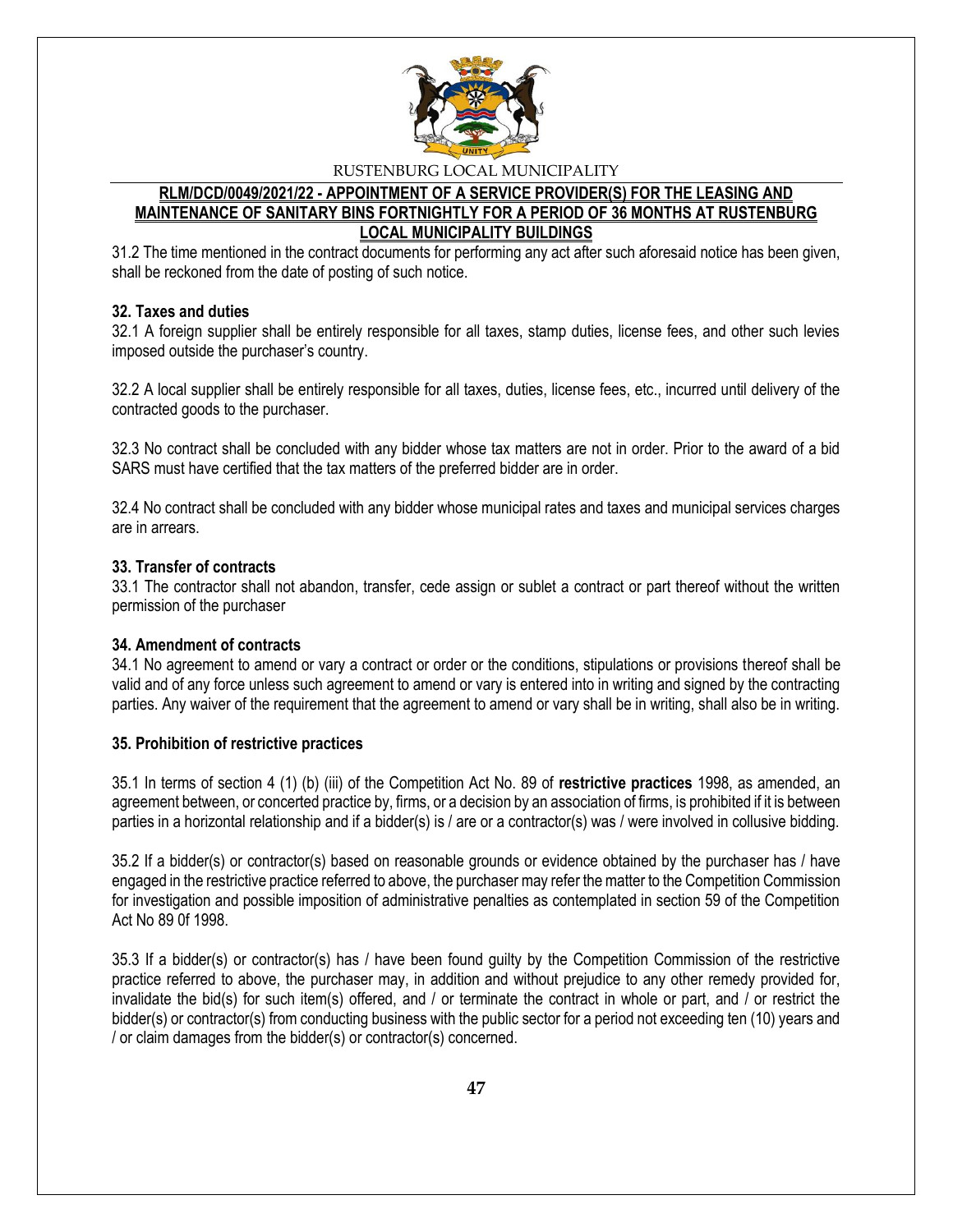31.2 The time mentioned in the contract documents for performing any act after such aforesaid notice has been given, shall be reckoned from the date of posting of such notice.

**32. Taxes and duties**

32.1 A foreign supplier shall be entirely responsible for all taxes, stamp duties, license fees, and other such levies imposed outside the purchaser's country.

32.2 A local supplier shall be entirely responsible for all taxes, duties, license fees, etc., incurred until delivery of the contracted goods to the purchaser.

32.3 No contract shall be concluded with any bidder whose tax matters are not in order. Prior to the award of a bid SARS must have certified that the tax matters of the preferred bidder are in order.

32.4 No contract shall be concluded with any bidder whose municipal rates and taxes and municipal services charges are in arrears.

**33. Transfer of contracts**

33.1 The contractor shall not abandon, transfer, cede assign or sublet a contract or part thereof without the written permission of the purchaser

**34. Amendment of contracts**

34.1 No agreement to amend or vary a contract or order or the conditions, stipulations or provisions thereof shall be valid and of any force unless such agreement to amend or vary is entered into in writing and signed by the contracting parties. Any waiver of the requirement that the agreement to amend or vary shall be in writing, shall also be in writing.

**35. Prohibition of restrictive practices**

35.1 In terms of section 4 (1) (b) (iii) of the Competition Act No. 89 of **restrictive practices** 1998, as amended, an agreement between, or concerted practice by, firms, or a decision by an association of firms, is prohibited if it is between parties in a horizontal relationship and if a bidder(s) is / are or a contractor(s) was / were involved in collusive bidding.

35.2 If a bidder(s) or contractor(s) based on reasonable grounds or evidence obtained by the purchaser has / have engaged in the restrictive practice referred to above, the purchaser may refer the matter to the Competition Commission for investigation and possible imposition of administrative penalties as contemplated in section 59 of the Competition Act No 89 0f 1998.

35.3 If a bidder(s) or contractor(s) has / have been found guilty by the Competition Commission of the restrictive practice referred to above, the purchaser may, in addition and without prejudice to any other remedy provided for, invalidate the bid(s) for such item(s) offered, and / or terminate the contract in whole or part, and / or restrict the bidder(s) or contractor(s) from conducting business with the public sector for a period not exceeding ten (10) years and / or claim damages from the bidder(s) or contractor(s) concerned.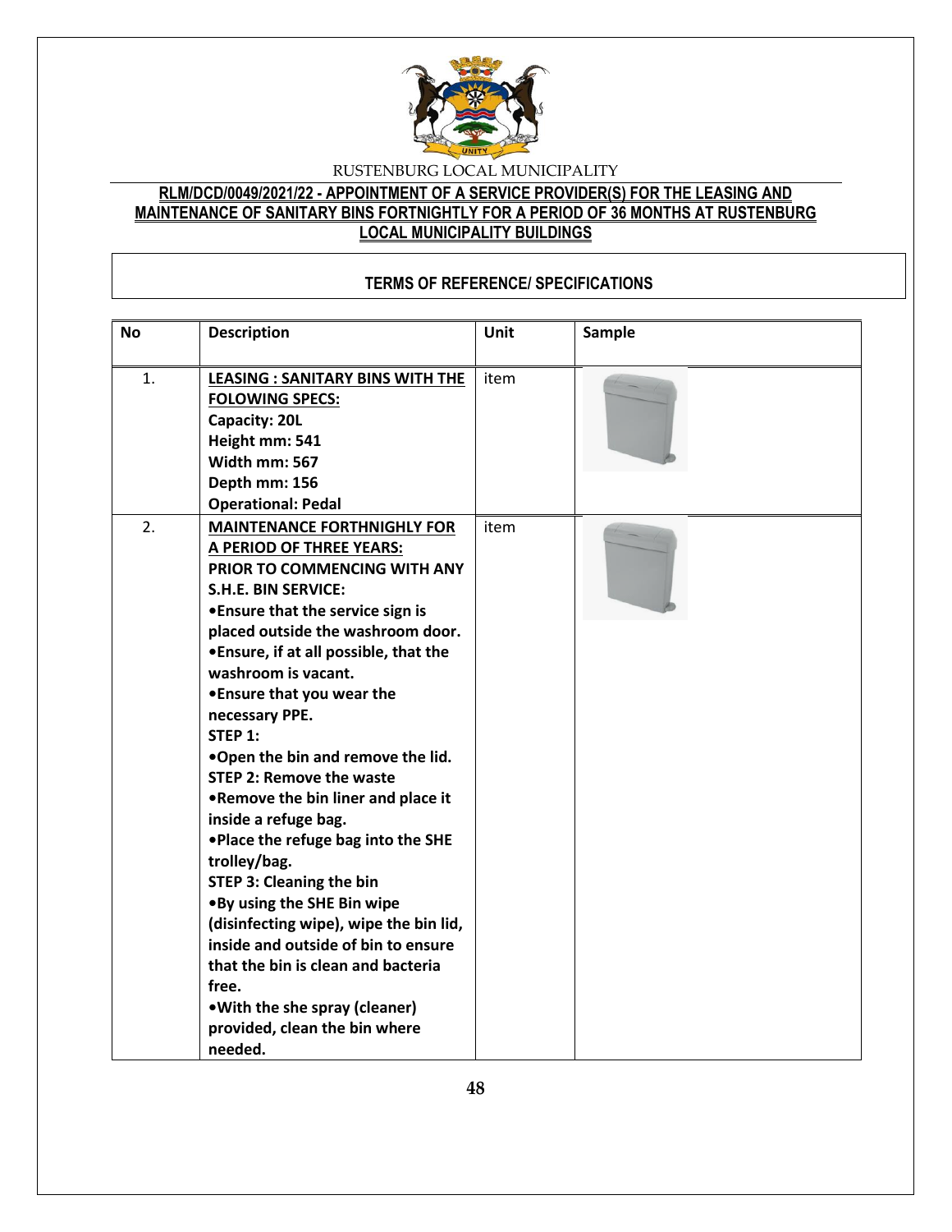RUSTENBURG LOCAL MUNICIPALITY

**RLM/DCD/0049/2021/22 - APPOINTMENT OF A SERVICE PROVIDER(S) FOR THE LEASING AND MAINTENANCE OF SANITARY BINS FORTNIGHTLY FOR A PERIOD OF 36 MONTHS AT RUSTENBURG LOCAL MUNICIPALITY BUILDINGS**

## TERMS OF REFERENCE/ SPECIFICATIONS

| No | Description | Unit | Sample |
|---|---|---|---|
| 1. | **LEASING : SANITARY BINS WITH THE FOLOWING SPECS:**<br>**Capacity: 20L**<br>**Height mm: 541**<br>**Width mm: 567**<br>**Depth mm: 156**<br>**Operational: Pedal** | item | |
| 2. | **MAINTENANCE FORTHNIGHLY FOR A PERIOD OF THREE YEARS:**<br>**PRIOR TO COMMENCING WITH ANY S.H.E. BIN SERVICE:**<br>**•Ensure that the service sign is placed outside the washroom door.**<br>**•Ensure, if at all possible, that the washroom is vacant.**<br>**•Ensure that you wear the necessary PPE.**<br>**STEP 1:**<br>**•Open the bin and remove the lid.**<br>**STEP 2: Remove the waste**<br>**•Remove the bin liner and place it inside a refuge bag.**<br>**•Place the refuge bag into the SHE trolley/bag.**<br>**STEP 3: Cleaning the bin**<br>**•By using the SHE Bin wipe (disinfecting wipe), wipe the bin lid, inside and outside of bin to ensure that the bin is clean and bacteria free.**<br>**•With the she spray (cleaner) provided, clean the bin where needed.** | item | |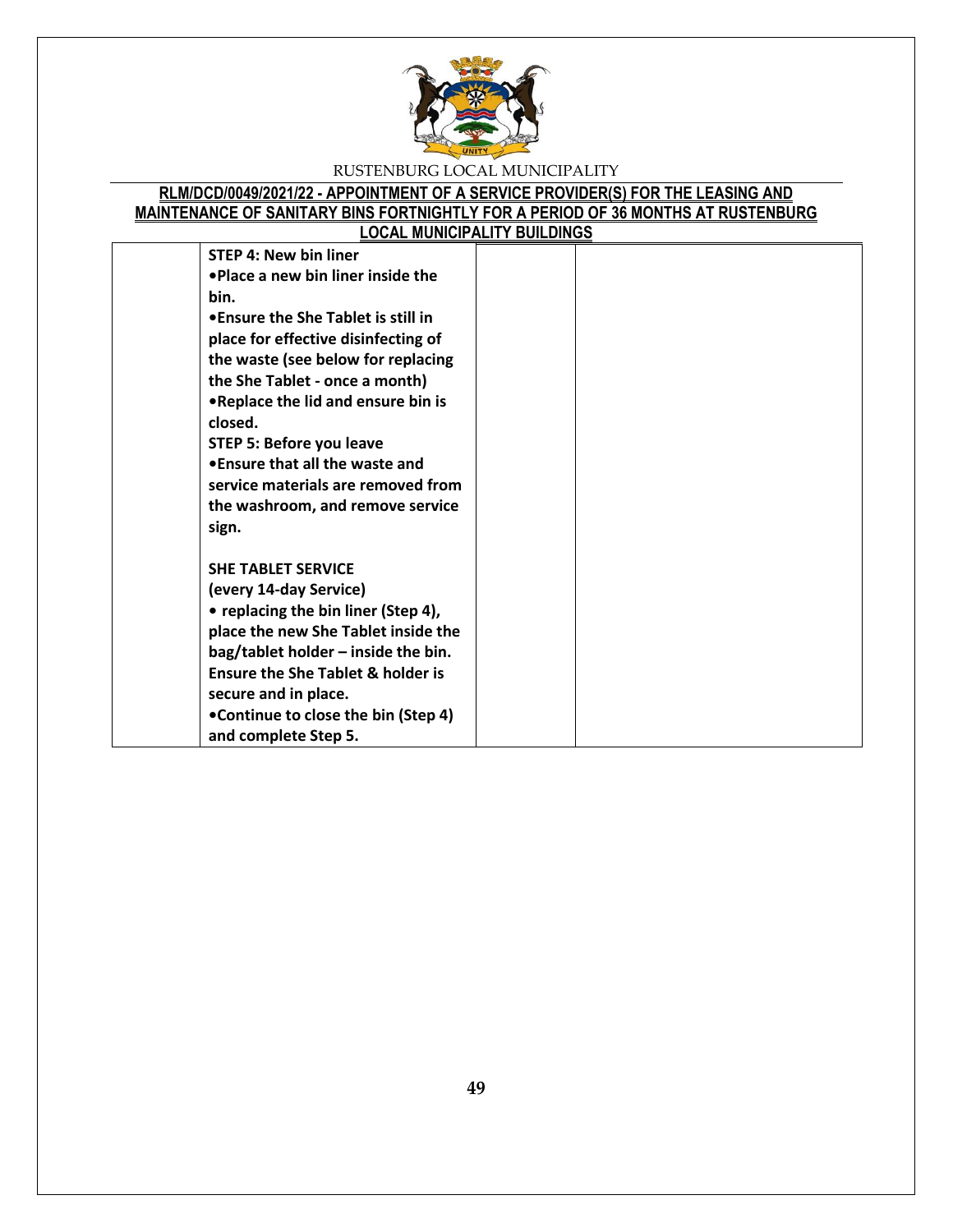| | | | |
|---|---|---|---|
| | **STEP 4: New bin liner**<br>**•Place a new bin liner inside the bin.**<br>**•Ensure the She Tablet is still in place for effective disinfecting of the waste (see below for replacing the She Tablet - once a month)**<br>**•Replace the lid and ensure bin is closed.**<br>**STEP 5: Before you leave**<br>**•Ensure that all the waste and service materials are removed from the washroom, and remove service sign.**<br><br>**SHE TABLET SERVICE**<br>**(every 14-day Service)**<br>**• replacing the bin liner (Step 4), place the new She Tablet inside the bag/tablet holder – inside the bin. Ensure the She Tablet & holder is secure and in place.**<br>**•Continue to close the bin (Step 4) and complete Step 5.** | | |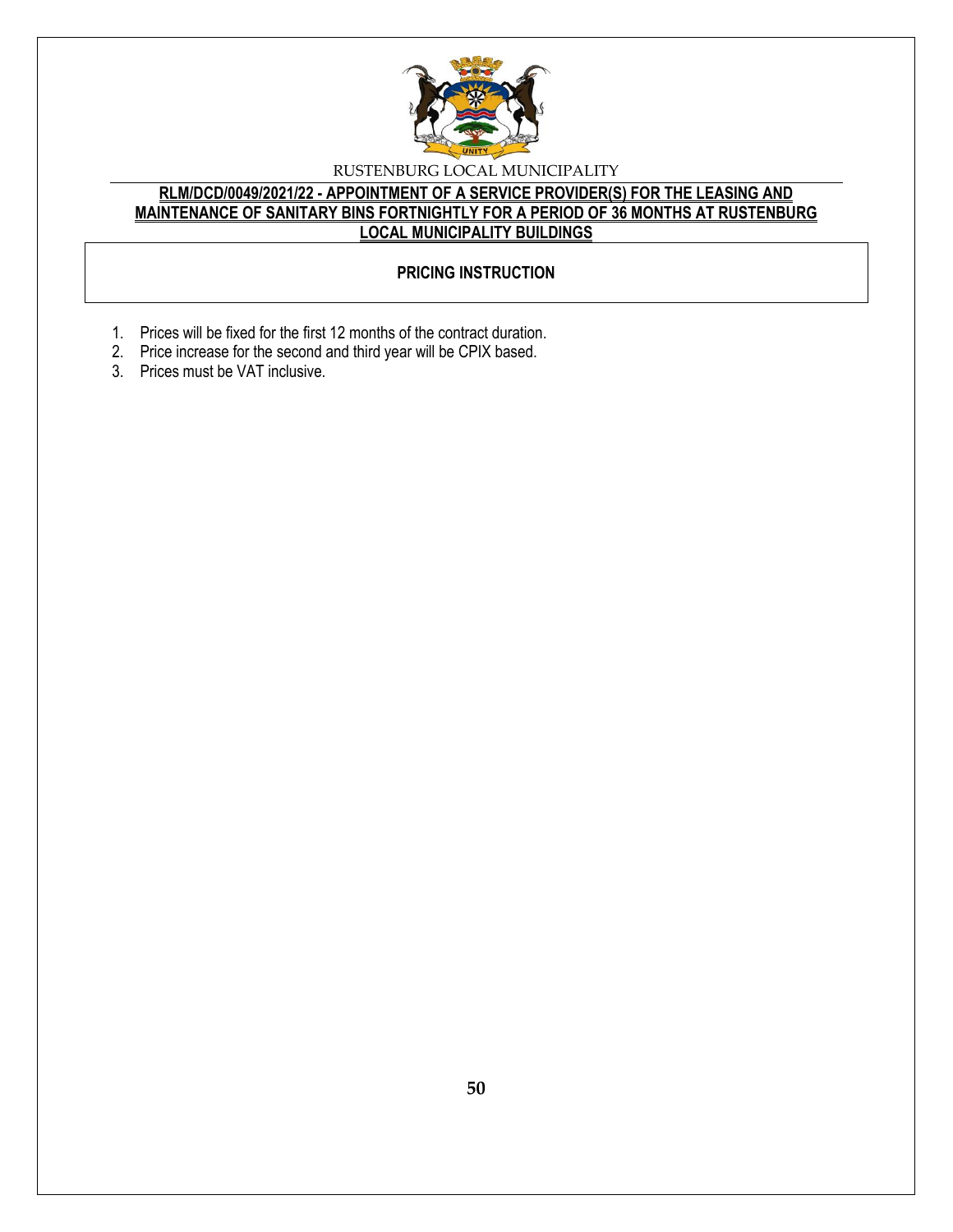RUSTENBURG LOCAL MUNICIPALITY

**RLM/DCD/0049/2021/22 - APPOINTMENT OF A SERVICE PROVIDER(S) FOR THE LEASING AND MAINTENANCE OF SANITARY BINS FORTNIGHTLY FOR A PERIOD OF 36 MONTHS AT RUSTENBURG LOCAL MUNICIPALITY BUILDINGS**

## PRICING INSTRUCTION

1. Prices will be fixed for the first 12 months of the contract duration.
2. Price increase for the second and third year will be CPIX based.
3. Prices must be VAT inclusive.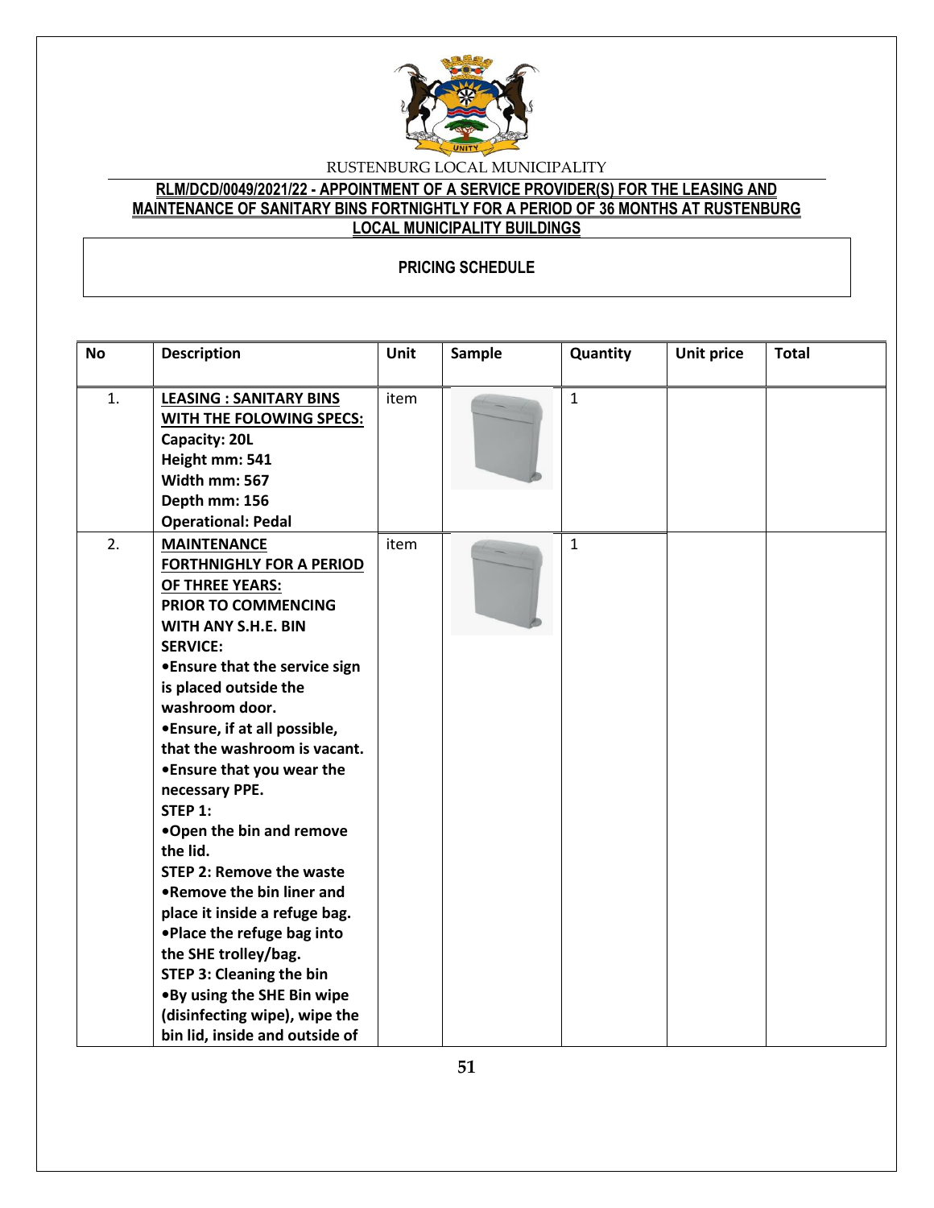RUSTENBURG LOCAL MUNICIPALITY

**RLM/DCD/0049/2021/22 - APPOINTMENT OF A SERVICE PROVIDER(S) FOR THE LEASING AND MAINTENANCE OF SANITARY BINS FORTNIGHTLY FOR A PERIOD OF 36 MONTHS AT RUSTENBURG LOCAL MUNICIPALITY BUILDINGS**

**PRICING SCHEDULE**

| No | Description | Unit | Sample | Quantity | Unit price | Total |
|---|---|---|---|---|---|---|
| 1. | **LEASING : SANITARY BINS WITH THE FOLOWING SPECS:**<br>**Capacity: 20L**<br>**Height mm: 541**<br>**Width mm: 567**<br>**Depth mm: 156**<br>**Operational: Pedal** | item | | 1 | | |
| 2. | **MAINTENANCE FORTHNIGHLY FOR A PERIOD OF THREE YEARS:**<br>**PRIOR TO COMMENCING WITH ANY S.H.E. BIN SERVICE:**<br>**•Ensure that the service sign is placed outside the washroom door.**<br>**•Ensure, if at all possible, that the washroom is vacant.**<br>**•Ensure that you wear the necessary PPE.**<br>**STEP 1:**<br>**•Open the bin and remove the lid.**<br>**STEP 2: Remove the waste**<br>**•Remove the bin liner and place it inside a refuge bag.**<br>**•Place the refuge bag into the SHE trolley/bag.**<br>**STEP 3: Cleaning the bin**<br>**•By using the SHE Bin wipe (disinfecting wipe), wipe the bin lid, inside and outside of** | item | | 1 | | |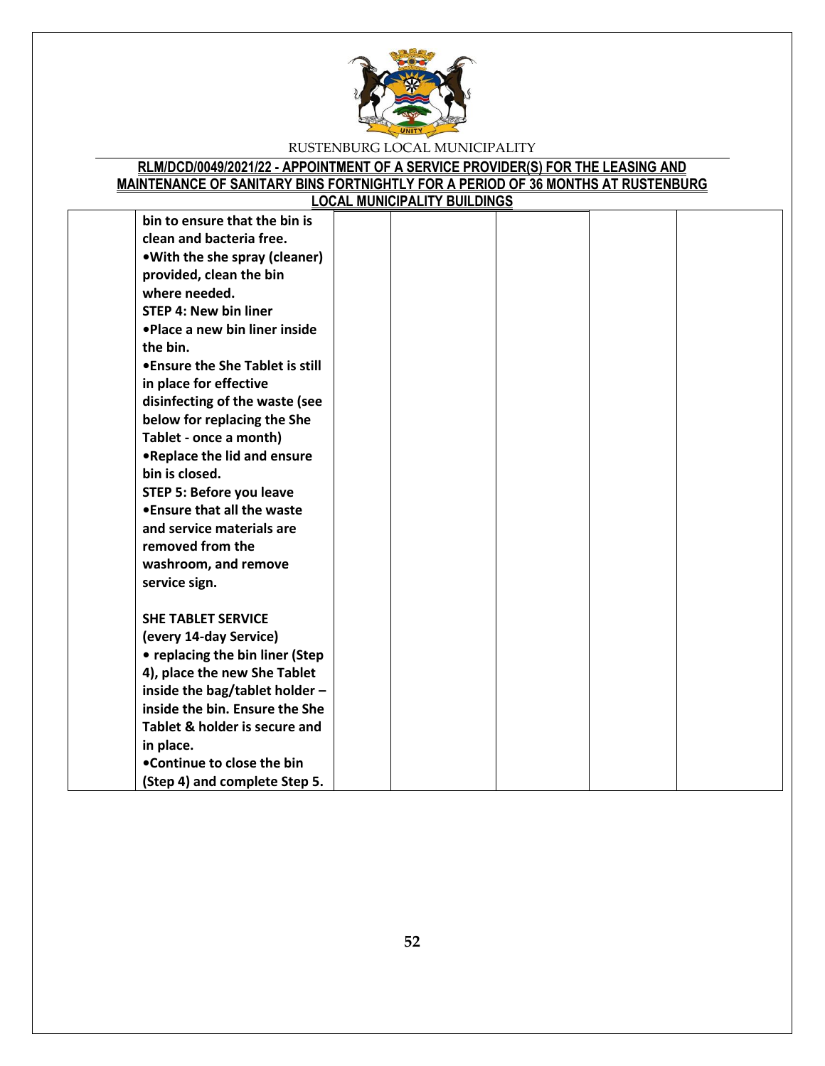| | | | | | | |
|---|---|---|---|---|---|---|
| | **bin to ensure that the bin is clean and bacteria free.**<br>**•With the she spray (cleaner) provided, clean the bin where needed.**<br>**STEP 4: New bin liner**<br>**•Place a new bin liner inside the bin.**<br>**•Ensure the She Tablet is still in place for effective disinfecting of the waste (see below for replacing the She Tablet - once a month)**<br>**•Replace the lid and ensure bin is closed.**<br>**STEP 5: Before you leave**<br>**•Ensure that all the waste and service materials are removed from the washroom, and remove service sign.**<br><br>**SHE TABLET SERVICE (every 14-day Service)**<br>**• replacing the bin liner (Step 4), place the new She Tablet inside the bag/tablet holder – inside the bin. Ensure the She Tablet & holder is secure and in place.**<br>**•Continue to close the bin (Step 4) and complete Step 5.** | | | | | |